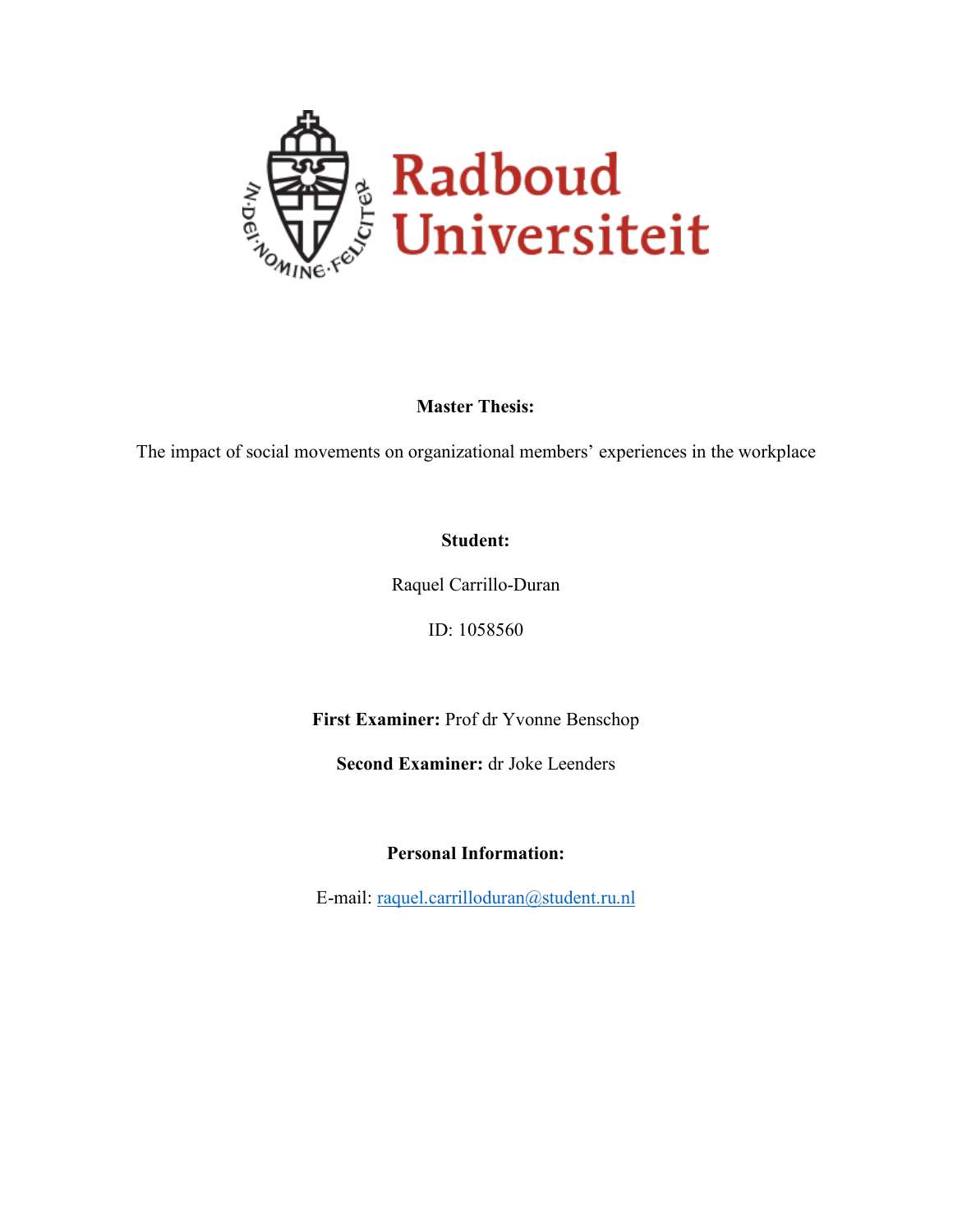Radboud Universiteit

**Master Thesis:**

The impact of social movements on organizational members' experiences in the workplace

**Student:**

Raquel Carrillo-Duran

ID: 1058560

**First Examiner:** Prof dr Yvonne Benschop

**Second Examiner:** dr Joke Leenders

**Personal Information:**

E-mail: raquel.carrilloduran@student.ru.nl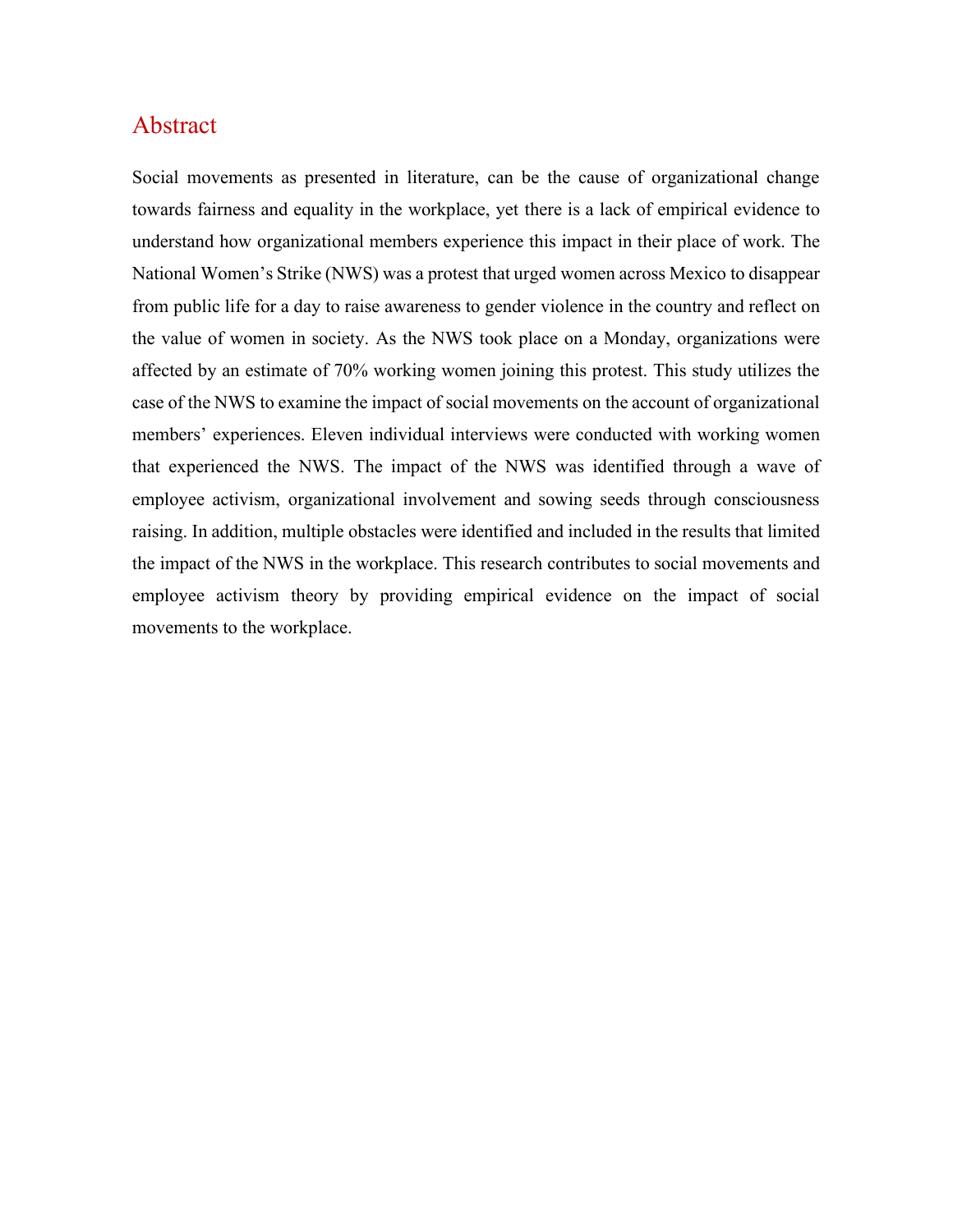# Abstract

Social movements as presented in literature, can be the cause of organizational change towards fairness and equality in the workplace, yet there is a lack of empirical evidence to understand how organizational members experience this impact in their place of work. The National Women's Strike (NWS) was a protest that urged women across Mexico to disappear from public life for a day to raise awareness to gender violence in the country and reflect on the value of women in society. As the NWS took place on a Monday, organizations were affected by an estimate of 70% working women joining this protest. This study utilizes the case of the NWS to examine the impact of social movements on the account of organizational members' experiences. Eleven individual interviews were conducted with working women that experienced the NWS. The impact of the NWS was identified through a wave of employee activism, organizational involvement and sowing seeds through consciousness raising. In addition, multiple obstacles were identified and included in the results that limited the impact of the NWS in the workplace. This research contributes to social movements and employee activism theory by providing empirical evidence on the impact of social movements to the workplace.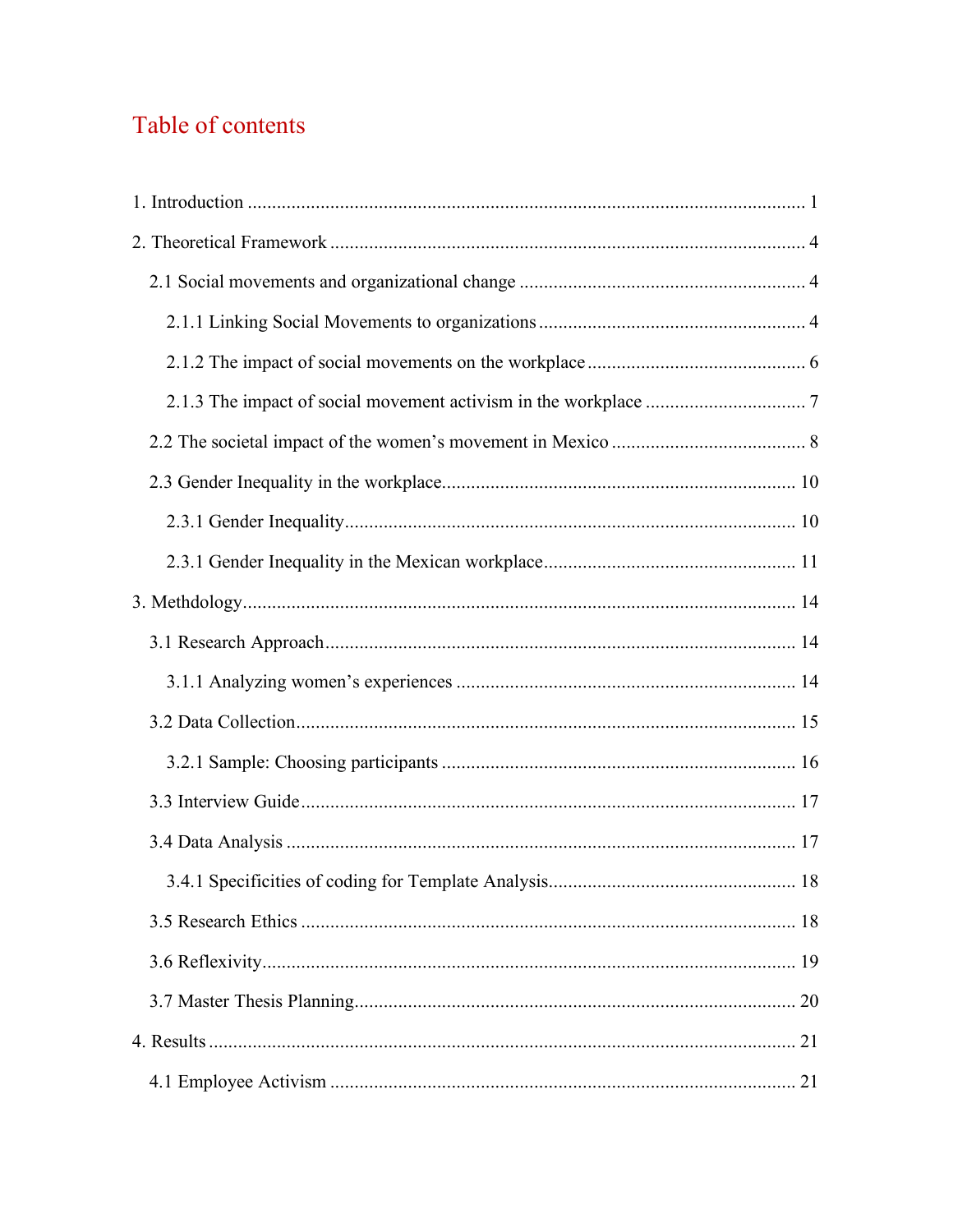# Table of contents

1. Introduction .......... 1

2. Theoretical Framework .......... 4

 2.1 Social movements and organizational change .......... 4

  2.1.1 Linking Social Movements to organizations .......... 4

  2.1.2 The impact of social movements on the workplace .......... 6

  2.1.3 The impact of social movement activism in the workplace .......... 7

 2.2 The societal impact of the women's movement in Mexico .......... 8

 2.3 Gender Inequality in the workplace .......... 10

  2.3.1 Gender Inequality .......... 10

  2.3.1 Gender Inequality in the Mexican workplace .......... 11

3. Methdology .......... 14

 3.1 Research Approach .......... 14

  3.1.1 Analyzing women's experiences .......... 14

 3.2 Data Collection .......... 15

  3.2.1 Sample: Choosing participants .......... 16

 3.3 Interview Guide .......... 17

 3.4 Data Analysis .......... 17

  3.4.1 Specificities of coding for Template Analysis .......... 18

 3.5 Research Ethics .......... 18

 3.6 Reflexivity .......... 19

 3.7 Master Thesis Planning .......... 20

4. Results .......... 21

 4.1 Employee Activism .......... 21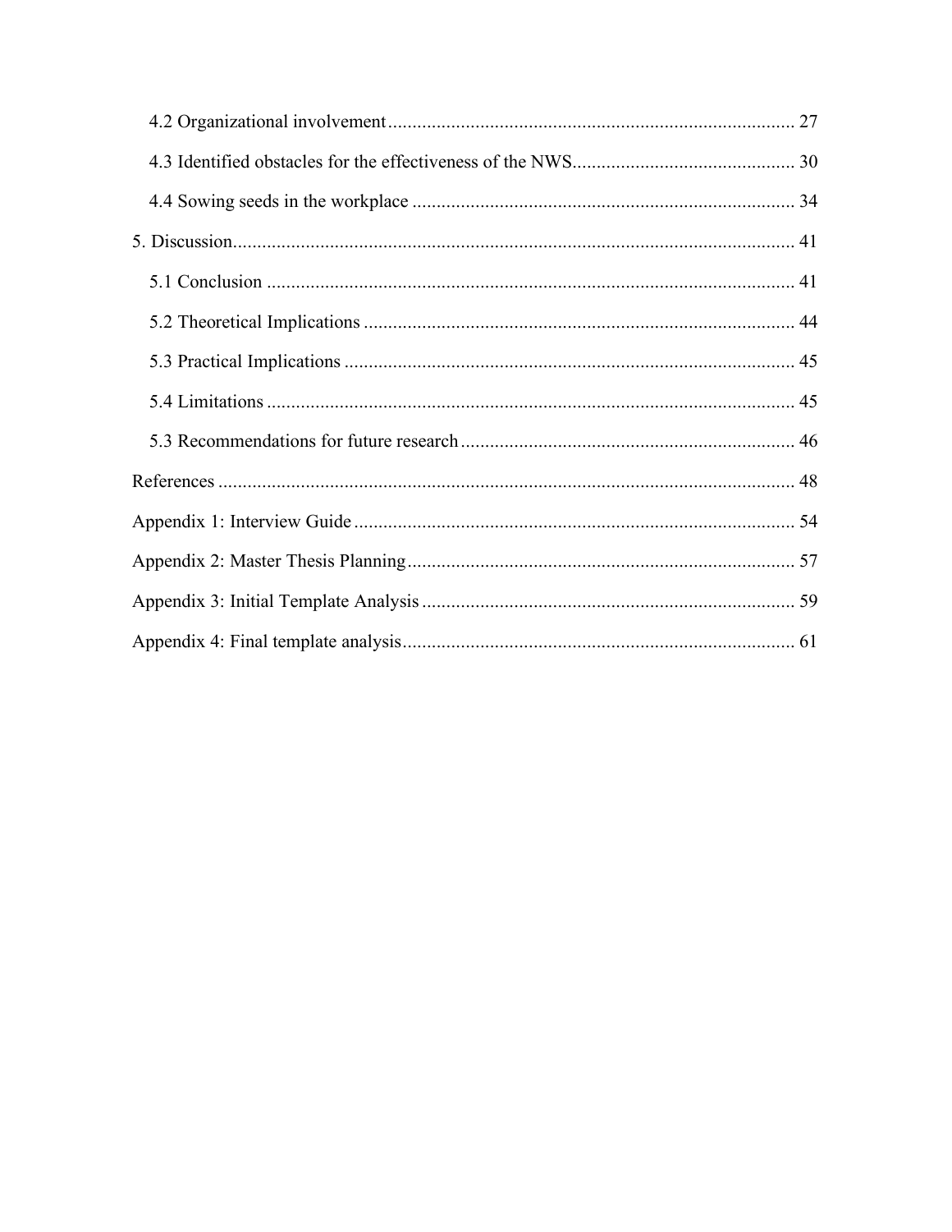4.2 Organizational involvement ..................................................................................... 27

4.3 Identified obstacles for the effectiveness of the NWS ............................................. 30

4.4 Sowing seeds in the workplace ............................................................................... 34

5. Discussion ..................................................................................................................... 41

5.1 Conclusion ............................................................................................................. 41

5.2 Theoretical Implications ........................................................................................ 44

5.3 Practical Implications ............................................................................................. 45

5.4 Limitations ............................................................................................................ 45

5.3 Recommendations for future research .................................................................... 46

References ........................................................................................................................ 48

Appendix 1: Interview Guide ........................................................................................... 54

Appendix 2: Master Thesis Planning ................................................................................ 57

Appendix 3: Initial Template Analysis ............................................................................. 59

Appendix 4: Final template analysis ................................................................................. 61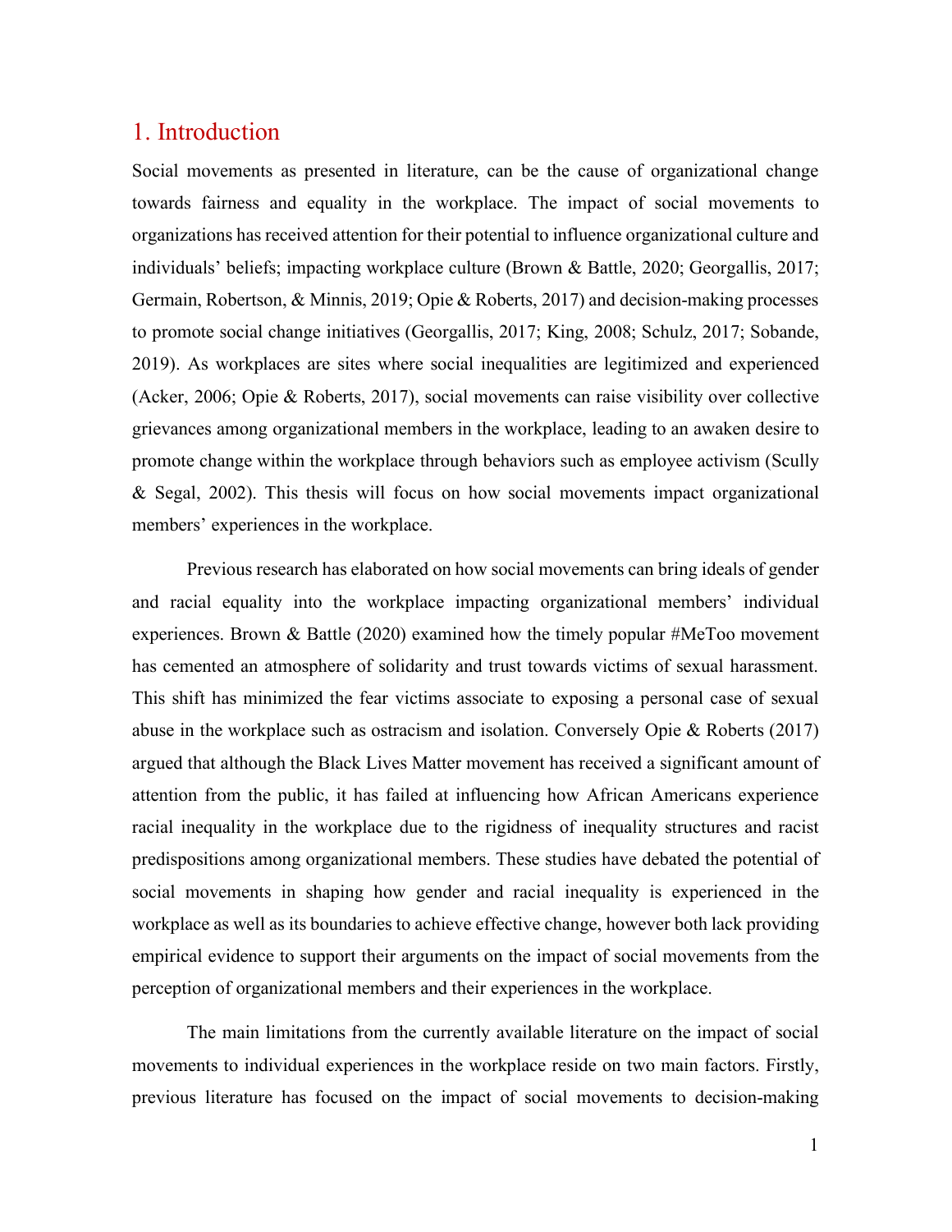# 1. Introduction

Social movements as presented in literature, can be the cause of organizational change towards fairness and equality in the workplace. The impact of social movements to organizations has received attention for their potential to influence organizational culture and individuals' beliefs; impacting workplace culture (Brown & Battle, 2020; Georgallis, 2017; Germain, Robertson, & Minnis, 2019; Opie & Roberts, 2017) and decision-making processes to promote social change initiatives (Georgallis, 2017; King, 2008; Schulz, 2017; Sobande, 2019). As workplaces are sites where social inequalities are legitimized and experienced (Acker, 2006; Opie & Roberts, 2017), social movements can raise visibility over collective grievances among organizational members in the workplace, leading to an awaken desire to promote change within the workplace through behaviors such as employee activism (Scully & Segal, 2002). This thesis will focus on how social movements impact organizational members' experiences in the workplace.

Previous research has elaborated on how social movements can bring ideals of gender and racial equality into the workplace impacting organizational members' individual experiences. Brown & Battle (2020) examined how the timely popular #MeToo movement has cemented an atmosphere of solidarity and trust towards victims of sexual harassment. This shift has minimized the fear victims associate to exposing a personal case of sexual abuse in the workplace such as ostracism and isolation. Conversely Opie & Roberts (2017) argued that although the Black Lives Matter movement has received a significant amount of attention from the public, it has failed at influencing how African Americans experience racial inequality in the workplace due to the rigidness of inequality structures and racist predispositions among organizational members. These studies have debated the potential of social movements in shaping how gender and racial inequality is experienced in the workplace as well as its boundaries to achieve effective change, however both lack providing empirical evidence to support their arguments on the impact of social movements from the perception of organizational members and their experiences in the workplace.

The main limitations from the currently available literature on the impact of social movements to individual experiences in the workplace reside on two main factors. Firstly, previous literature has focused on the impact of social movements to decision-making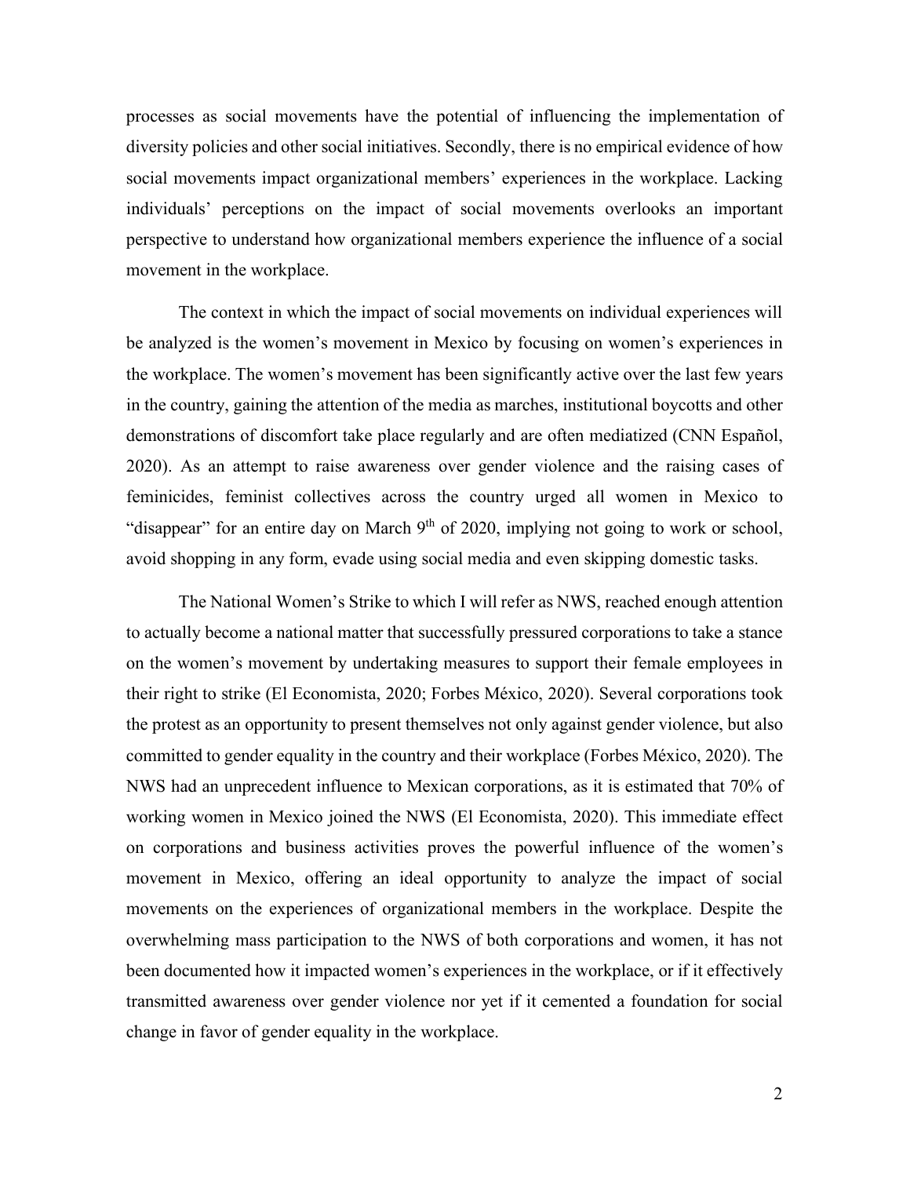processes as social movements have the potential of influencing the implementation of diversity policies and other social initiatives. Secondly, there is no empirical evidence of how social movements impact organizational members' experiences in the workplace. Lacking individuals' perceptions on the impact of social movements overlooks an important perspective to understand how organizational members experience the influence of a social movement in the workplace.

The context in which the impact of social movements on individual experiences will be analyzed is the women's movement in Mexico by focusing on women's experiences in the workplace. The women's movement has been significantly active over the last few years in the country, gaining the attention of the media as marches, institutional boycotts and other demonstrations of discomfort take place regularly and are often mediatized (CNN Español, 2020). As an attempt to raise awareness over gender violence and the raising cases of feminicides, feminist collectives across the country urged all women in Mexico to "disappear" for an entire day on March 9th of 2020, implying not going to work or school, avoid shopping in any form, evade using social media and even skipping domestic tasks.

The National Women's Strike to which I will refer as NWS, reached enough attention to actually become a national matter that successfully pressured corporations to take a stance on the women's movement by undertaking measures to support their female employees in their right to strike (El Economista, 2020; Forbes México, 2020). Several corporations took the protest as an opportunity to present themselves not only against gender violence, but also committed to gender equality in the country and their workplace (Forbes México, 2020). The NWS had an unprecedent influence to Mexican corporations, as it is estimated that 70% of working women in Mexico joined the NWS (El Economista, 2020). This immediate effect on corporations and business activities proves the powerful influence of the women's movement in Mexico, offering an ideal opportunity to analyze the impact of social movements on the experiences of organizational members in the workplace. Despite the overwhelming mass participation to the NWS of both corporations and women, it has not been documented how it impacted women's experiences in the workplace, or if it effectively transmitted awareness over gender violence nor yet if it cemented a foundation for social change in favor of gender equality in the workplace.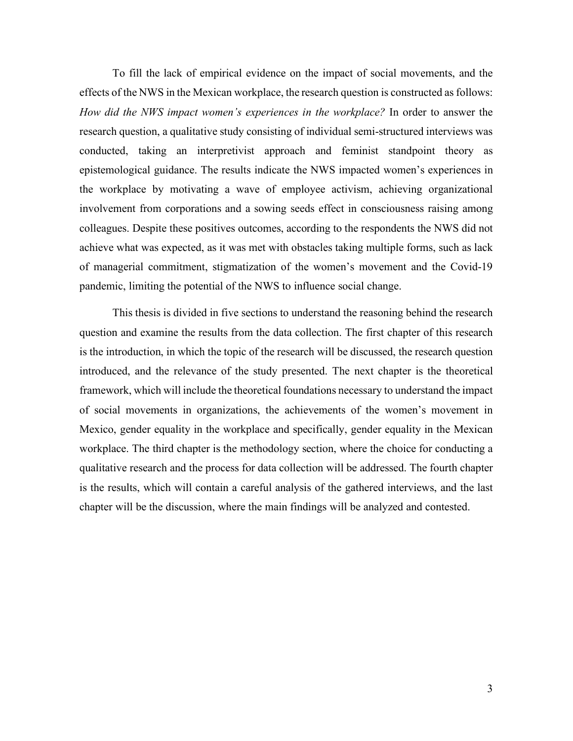To fill the lack of empirical evidence on the impact of social movements, and the effects of the NWS in the Mexican workplace, the research question is constructed as follows: *How did the NWS impact women's experiences in the workplace?* In order to answer the research question, a qualitative study consisting of individual semi-structured interviews was conducted, taking an interpretivist approach and feminist standpoint theory as epistemological guidance. The results indicate the NWS impacted women's experiences in the workplace by motivating a wave of employee activism, achieving organizational involvement from corporations and a sowing seeds effect in consciousness raising among colleagues. Despite these positives outcomes, according to the respondents the NWS did not achieve what was expected, as it was met with obstacles taking multiple forms, such as lack of managerial commitment, stigmatization of the women's movement and the Covid-19 pandemic, limiting the potential of the NWS to influence social change.

This thesis is divided in five sections to understand the reasoning behind the research question and examine the results from the data collection. The first chapter of this research is the introduction, in which the topic of the research will be discussed, the research question introduced, and the relevance of the study presented. The next chapter is the theoretical framework, which will include the theoretical foundations necessary to understand the impact of social movements in organizations, the achievements of the women's movement in Mexico, gender equality in the workplace and specifically, gender equality in the Mexican workplace. The third chapter is the methodology section, where the choice for conducting a qualitative research and the process for data collection will be addressed. The fourth chapter is the results, which will contain a careful analysis of the gathered interviews, and the last chapter will be the discussion, where the main findings will be analyzed and contested.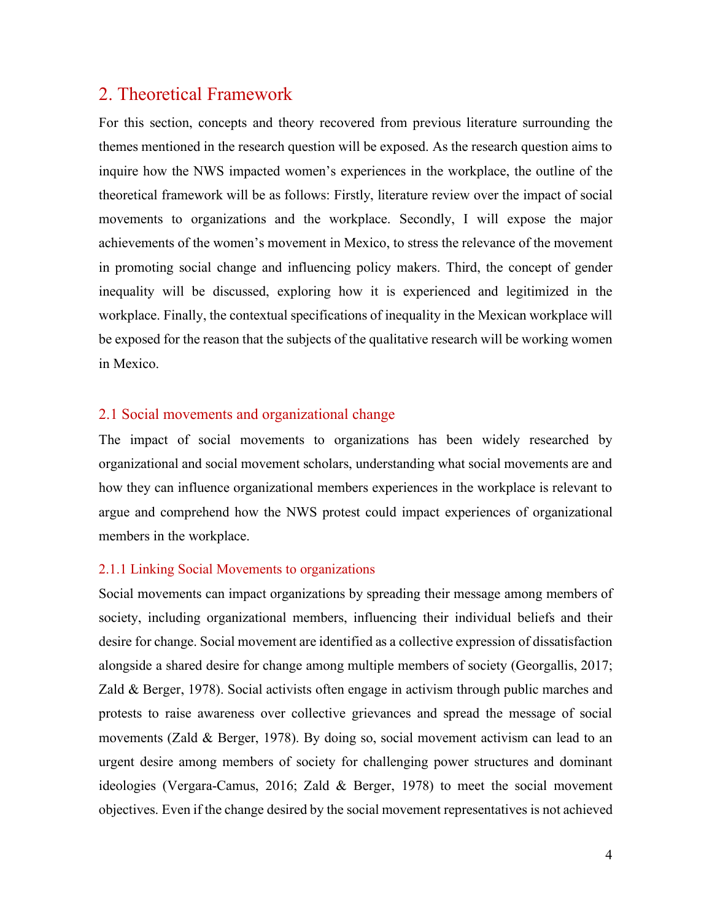## 2. Theoretical Framework

For this section, concepts and theory recovered from previous literature surrounding the themes mentioned in the research question will be exposed. As the research question aims to inquire how the NWS impacted women's experiences in the workplace, the outline of the theoretical framework will be as follows: Firstly, literature review over the impact of social movements to organizations and the workplace. Secondly, I will expose the major achievements of the women's movement in Mexico, to stress the relevance of the movement in promoting social change and influencing policy makers. Third, the concept of gender inequality will be discussed, exploring how it is experienced and legitimized in the workplace. Finally, the contextual specifications of inequality in the Mexican workplace will be exposed for the reason that the subjects of the qualitative research will be working women in Mexico.

### 2.1 Social movements and organizational change

The impact of social movements to organizations has been widely researched by organizational and social movement scholars, understanding what social movements are and how they can influence organizational members experiences in the workplace is relevant to argue and comprehend how the NWS protest could impact experiences of organizational members in the workplace.

#### 2.1.1 Linking Social Movements to organizations

Social movements can impact organizations by spreading their message among members of society, including organizational members, influencing their individual beliefs and their desire for change. Social movement are identified as a collective expression of dissatisfaction alongside a shared desire for change among multiple members of society (Georgallis, 2017; Zald & Berger, 1978). Social activists often engage in activism through public marches and protests to raise awareness over collective grievances and spread the message of social movements (Zald & Berger, 1978). By doing so, social movement activism can lead to an urgent desire among members of society for challenging power structures and dominant ideologies (Vergara-Camus, 2016; Zald & Berger, 1978) to meet the social movement objectives. Even if the change desired by the social movement representatives is not achieved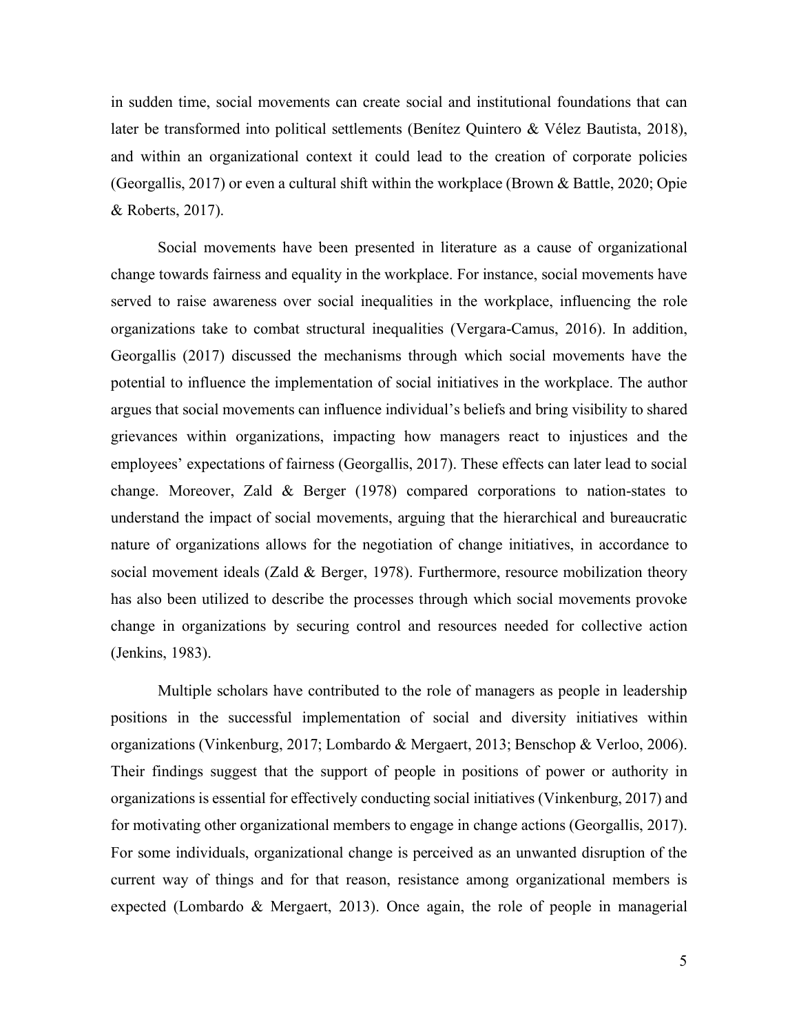in sudden time, social movements can create social and institutional foundations that can later be transformed into political settlements (Benítez Quintero & Vélez Bautista, 2018), and within an organizational context it could lead to the creation of corporate policies (Georgallis, 2017) or even a cultural shift within the workplace (Brown & Battle, 2020; Opie & Roberts, 2017).

Social movements have been presented in literature as a cause of organizational change towards fairness and equality in the workplace. For instance, social movements have served to raise awareness over social inequalities in the workplace, influencing the role organizations take to combat structural inequalities (Vergara-Camus, 2016). In addition, Georgallis (2017) discussed the mechanisms through which social movements have the potential to influence the implementation of social initiatives in the workplace. The author argues that social movements can influence individual's beliefs and bring visibility to shared grievances within organizations, impacting how managers react to injustices and the employees' expectations of fairness (Georgallis, 2017). These effects can later lead to social change. Moreover, Zald & Berger (1978) compared corporations to nation-states to understand the impact of social movements, arguing that the hierarchical and bureaucratic nature of organizations allows for the negotiation of change initiatives, in accordance to social movement ideals (Zald & Berger, 1978). Furthermore, resource mobilization theory has also been utilized to describe the processes through which social movements provoke change in organizations by securing control and resources needed for collective action (Jenkins, 1983).

Multiple scholars have contributed to the role of managers as people in leadership positions in the successful implementation of social and diversity initiatives within organizations (Vinkenburg, 2017; Lombardo & Mergaert, 2013; Benschop & Verloo, 2006). Their findings suggest that the support of people in positions of power or authority in organizations is essential for effectively conducting social initiatives (Vinkenburg, 2017) and for motivating other organizational members to engage in change actions (Georgallis, 2017). For some individuals, organizational change is perceived as an unwanted disruption of the current way of things and for that reason, resistance among organizational members is expected (Lombardo & Mergaert, 2013). Once again, the role of people in managerial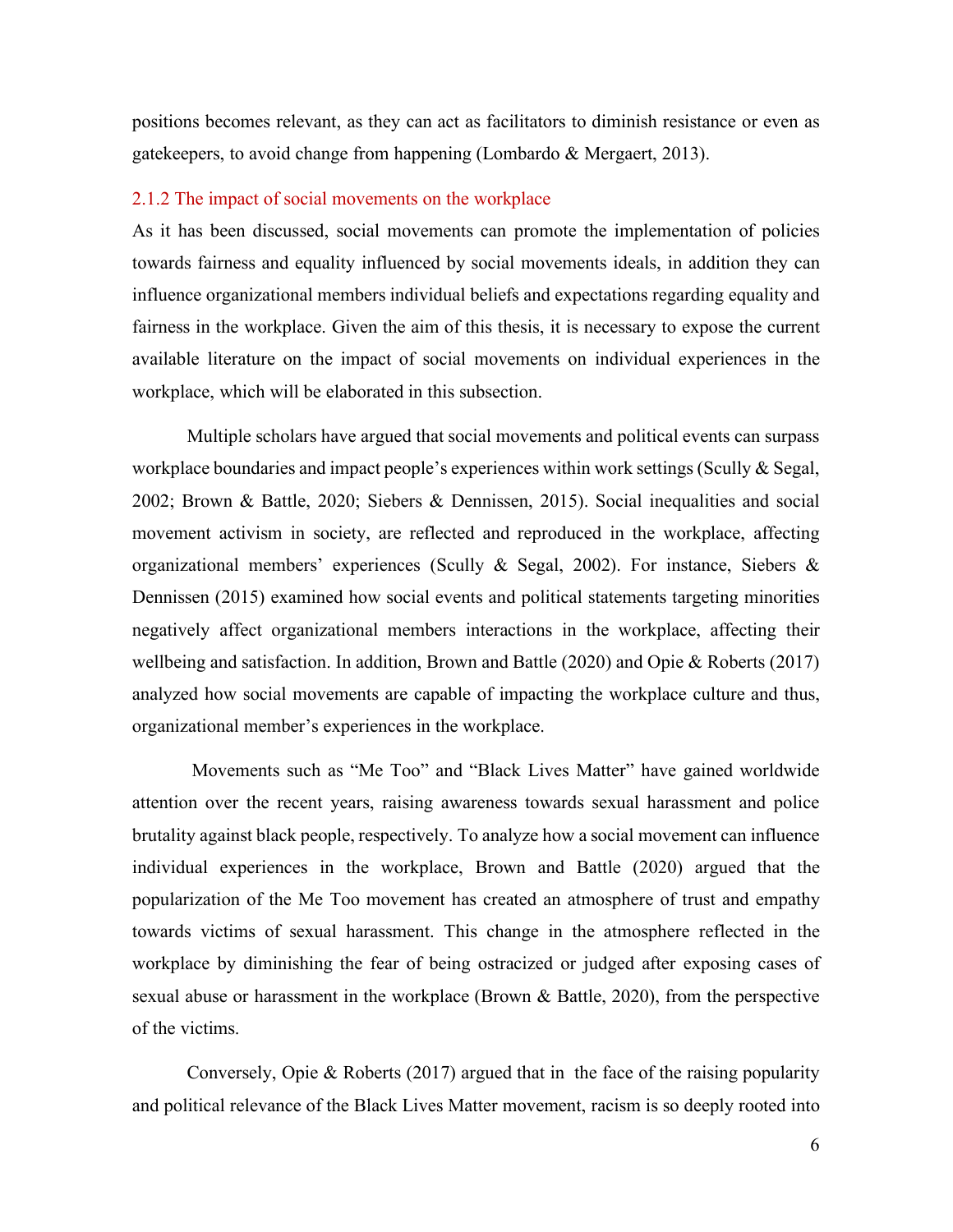positions becomes relevant, as they can act as facilitators to diminish resistance or even as gatekeepers, to avoid change from happening (Lombardo & Mergaert, 2013).

### 2.1.2 The impact of social movements on the workplace

As it has been discussed, social movements can promote the implementation of policies towards fairness and equality influenced by social movements ideals, in addition they can influence organizational members individual beliefs and expectations regarding equality and fairness in the workplace. Given the aim of this thesis, it is necessary to expose the current available literature on the impact of social movements on individual experiences in the workplace, which will be elaborated in this subsection.

Multiple scholars have argued that social movements and political events can surpass workplace boundaries and impact people's experiences within work settings (Scully & Segal, 2002; Brown & Battle, 2020; Siebers & Dennissen, 2015). Social inequalities and social movement activism in society, are reflected and reproduced in the workplace, affecting organizational members' experiences (Scully & Segal, 2002). For instance, Siebers & Dennissen (2015) examined how social events and political statements targeting minorities negatively affect organizational members interactions in the workplace, affecting their wellbeing and satisfaction. In addition, Brown and Battle (2020) and Opie & Roberts (2017) analyzed how social movements are capable of impacting the workplace culture and thus, organizational member's experiences in the workplace.

Movements such as "Me Too" and "Black Lives Matter" have gained worldwide attention over the recent years, raising awareness towards sexual harassment and police brutality against black people, respectively. To analyze how a social movement can influence individual experiences in the workplace, Brown and Battle (2020) argued that the popularization of the Me Too movement has created an atmosphere of trust and empathy towards victims of sexual harassment. This change in the atmosphere reflected in the workplace by diminishing the fear of being ostracized or judged after exposing cases of sexual abuse or harassment in the workplace (Brown & Battle, 2020), from the perspective of the victims.

Conversely, Opie & Roberts (2017) argued that in the face of the raising popularity and political relevance of the Black Lives Matter movement, racism is so deeply rooted into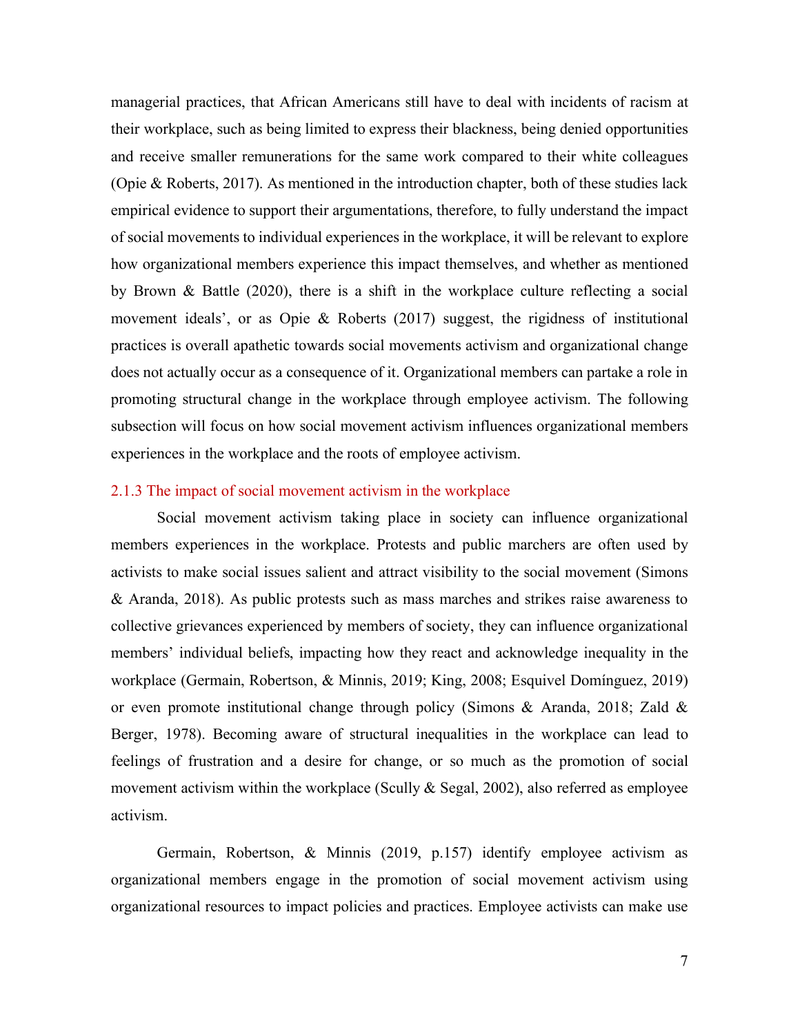managerial practices, that African Americans still have to deal with incidents of racism at their workplace, such as being limited to express their blackness, being denied opportunities and receive smaller remunerations for the same work compared to their white colleagues (Opie & Roberts, 2017). As mentioned in the introduction chapter, both of these studies lack empirical evidence to support their argumentations, therefore, to fully understand the impact of social movements to individual experiences in the workplace, it will be relevant to explore how organizational members experience this impact themselves, and whether as mentioned by Brown & Battle (2020), there is a shift in the workplace culture reflecting a social movement ideals', or as Opie & Roberts (2017) suggest, the rigidness of institutional practices is overall apathetic towards social movements activism and organizational change does not actually occur as a consequence of it. Organizational members can partake a role in promoting structural change in the workplace through employee activism. The following subsection will focus on how social movement activism influences organizational members experiences in the workplace and the roots of employee activism.

### 2.1.3 The impact of social movement activism in the workplace

Social movement activism taking place in society can influence organizational members experiences in the workplace. Protests and public marchers are often used by activists to make social issues salient and attract visibility to the social movement (Simons & Aranda, 2018). As public protests such as mass marches and strikes raise awareness to collective grievances experienced by members of society, they can influence organizational members' individual beliefs, impacting how they react and acknowledge inequality in the workplace (Germain, Robertson, & Minnis, 2019; King, 2008; Esquivel Domínguez, 2019) or even promote institutional change through policy (Simons & Aranda, 2018; Zald & Berger, 1978). Becoming aware of structural inequalities in the workplace can lead to feelings of frustration and a desire for change, or so much as the promotion of social movement activism within the workplace (Scully & Segal, 2002), also referred as employee activism.

Germain, Robertson, & Minnis (2019, p.157) identify employee activism as organizational members engage in the promotion of social movement activism using organizational resources to impact policies and practices. Employee activists can make use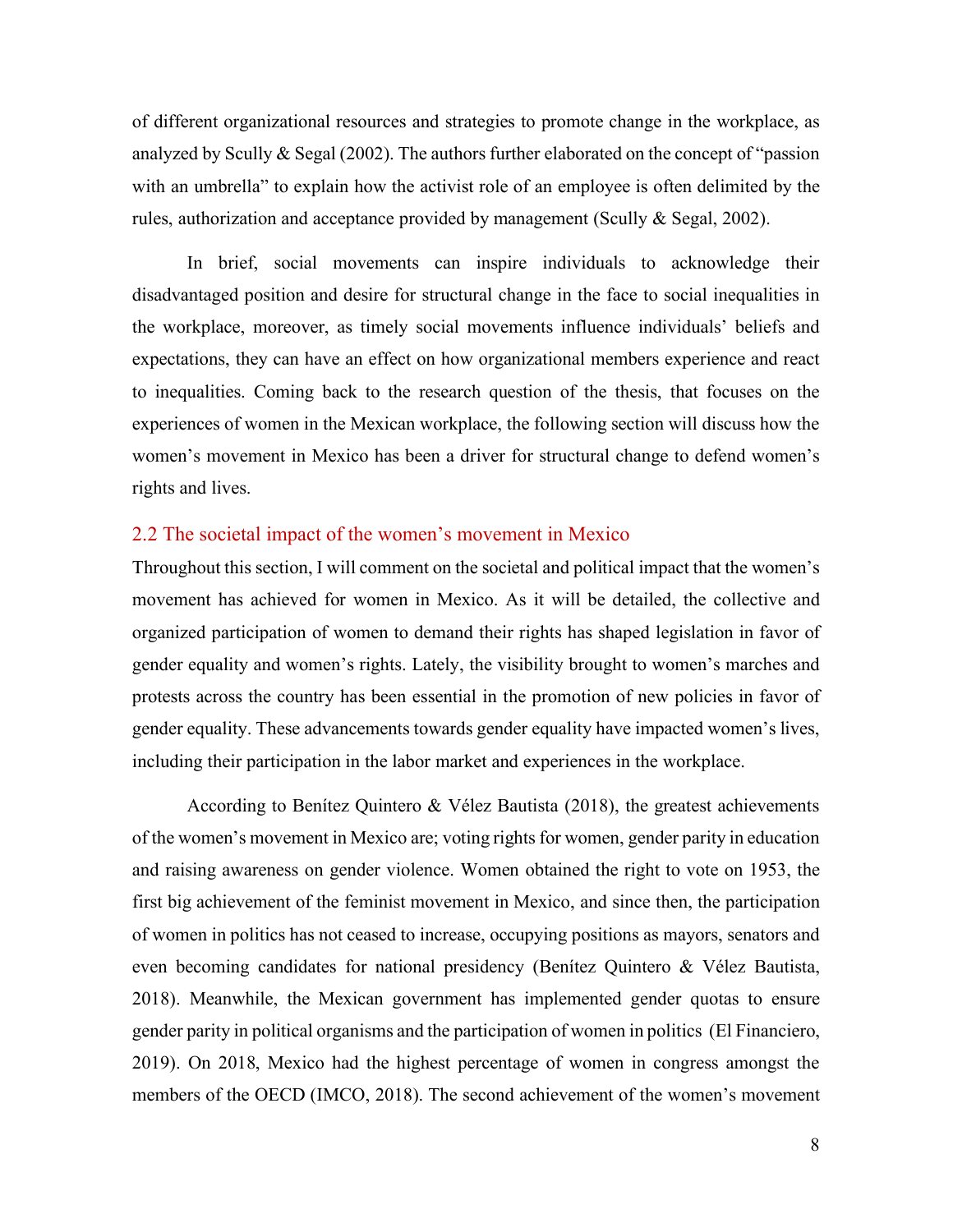of different organizational resources and strategies to promote change in the workplace, as analyzed by Scully & Segal (2002). The authors further elaborated on the concept of "passion with an umbrella" to explain how the activist role of an employee is often delimited by the rules, authorization and acceptance provided by management (Scully & Segal, 2002).

In brief, social movements can inspire individuals to acknowledge their disadvantaged position and desire for structural change in the face to social inequalities in the workplace, moreover, as timely social movements influence individuals' beliefs and expectations, they can have an effect on how organizational members experience and react to inequalities. Coming back to the research question of the thesis, that focuses on the experiences of women in the Mexican workplace, the following section will discuss how the women's movement in Mexico has been a driver for structural change to defend women's rights and lives.

## 2.2 The societal impact of the women's movement in Mexico

Throughout this section, I will comment on the societal and political impact that the women's movement has achieved for women in Mexico. As it will be detailed, the collective and organized participation of women to demand their rights has shaped legislation in favor of gender equality and women's rights. Lately, the visibility brought to women's marches and protests across the country has been essential in the promotion of new policies in favor of gender equality. These advancements towards gender equality have impacted women's lives, including their participation in the labor market and experiences in the workplace.

According to Benítez Quintero & Vélez Bautista (2018), the greatest achievements of the women's movement in Mexico are; voting rights for women, gender parity in education and raising awareness on gender violence. Women obtained the right to vote on 1953, the first big achievement of the feminist movement in Mexico, and since then, the participation of women in politics has not ceased to increase, occupying positions as mayors, senators and even becoming candidates for national presidency (Benítez Quintero & Vélez Bautista, 2018). Meanwhile, the Mexican government has implemented gender quotas to ensure gender parity in political organisms and the participation of women in politics (El Financiero, 2019). On 2018, Mexico had the highest percentage of women in congress amongst the members of the OECD (IMCO, 2018). The second achievement of the women's movement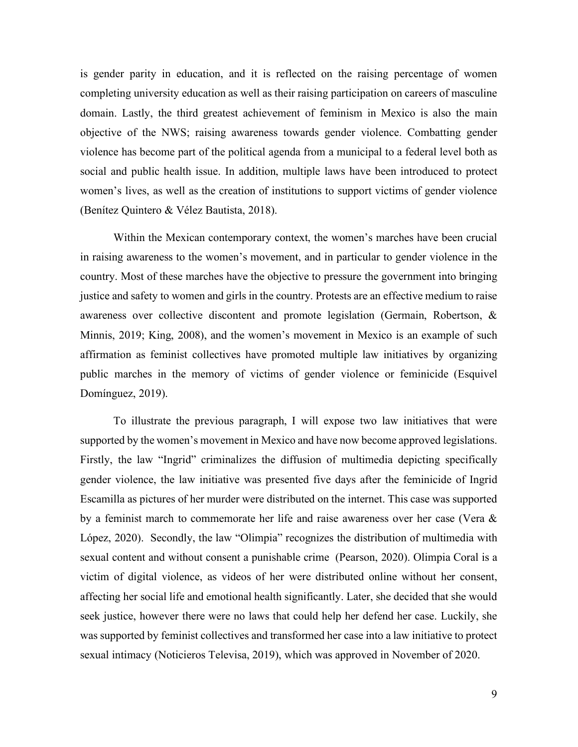is gender parity in education, and it is reflected on the raising percentage of women completing university education as well as their raising participation on careers of masculine domain. Lastly, the third greatest achievement of feminism in Mexico is also the main objective of the NWS; raising awareness towards gender violence. Combatting gender violence has become part of the political agenda from a municipal to a federal level both as social and public health issue. In addition, multiple laws have been introduced to protect women's lives, as well as the creation of institutions to support victims of gender violence (Benítez Quintero & Vélez Bautista, 2018).

Within the Mexican contemporary context, the women's marches have been crucial in raising awareness to the women's movement, and in particular to gender violence in the country. Most of these marches have the objective to pressure the government into bringing justice and safety to women and girls in the country. Protests are an effective medium to raise awareness over collective discontent and promote legislation (Germain, Robertson, & Minnis, 2019; King, 2008), and the women's movement in Mexico is an example of such affirmation as feminist collectives have promoted multiple law initiatives by organizing public marches in the memory of victims of gender violence or feminicide (Esquivel Domínguez, 2019).

To illustrate the previous paragraph, I will expose two law initiatives that were supported by the women's movement in Mexico and have now become approved legislations. Firstly, the law "Ingrid" criminalizes the diffusion of multimedia depicting specifically gender violence, the law initiative was presented five days after the feminicide of Ingrid Escamilla as pictures of her murder were distributed on the internet. This case was supported by a feminist march to commemorate her life and raise awareness over her case (Vera & López, 2020). Secondly, the law "Olimpia" recognizes the distribution of multimedia with sexual content and without consent a punishable crime (Pearson, 2020). Olimpia Coral is a victim of digital violence, as videos of her were distributed online without her consent, affecting her social life and emotional health significantly. Later, she decided that she would seek justice, however there were no laws that could help her defend her case. Luckily, she was supported by feminist collectives and transformed her case into a law initiative to protect sexual intimacy (Noticieros Televisa, 2019), which was approved in November of 2020.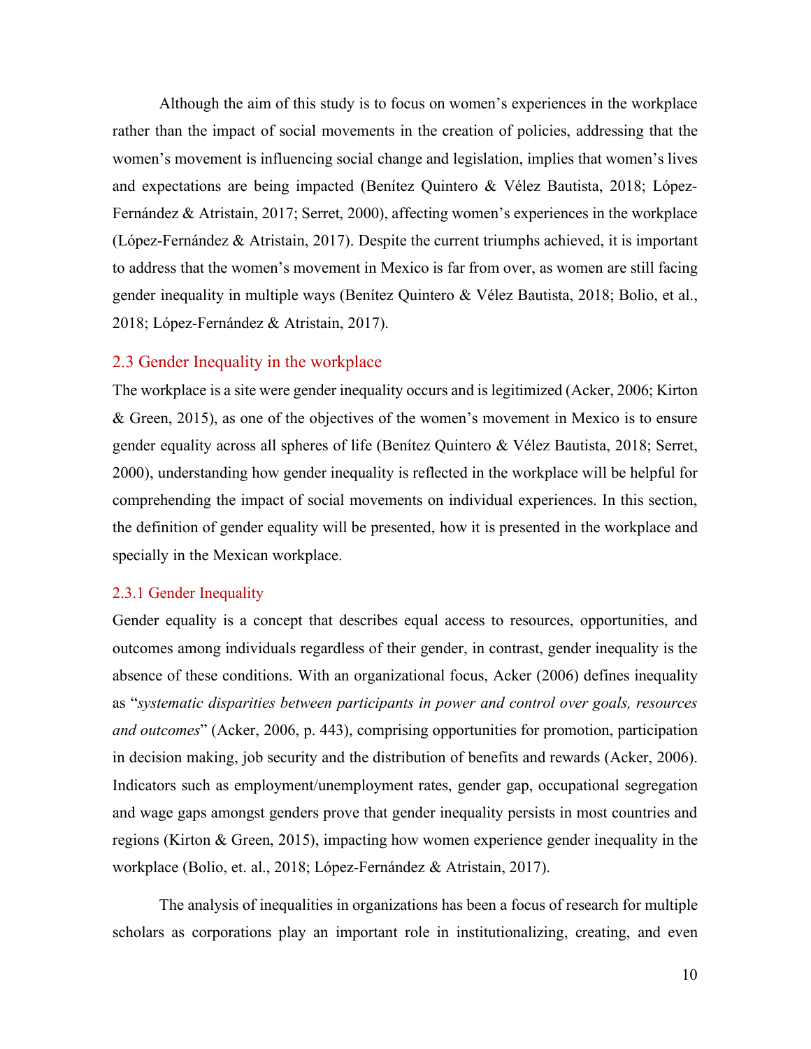Although the aim of this study is to focus on women's experiences in the workplace rather than the impact of social movements in the creation of policies, addressing that the women's movement is influencing social change and legislation, implies that women's lives and expectations are being impacted (Benítez Quintero & Vélez Bautista, 2018; López-Fernández & Atristain, 2017; Serret, 2000), affecting women's experiences in the workplace (López-Fernández & Atristain, 2017). Despite the current triumphs achieved, it is important to address that the women's movement in Mexico is far from over, as women are still facing gender inequality in multiple ways (Benítez Quintero & Vélez Bautista, 2018; Bolio, et al., 2018; López-Fernández & Atristain, 2017).

## 2.3 Gender Inequality in the workplace

The workplace is a site were gender inequality occurs and is legitimized (Acker, 2006; Kirton & Green, 2015), as one of the objectives of the women's movement in Mexico is to ensure gender equality across all spheres of life (Benítez Quintero & Vélez Bautista, 2018; Serret, 2000), understanding how gender inequality is reflected in the workplace will be helpful for comprehending the impact of social movements on individual experiences. In this section, the definition of gender equality will be presented, how it is presented in the workplace and specially in the Mexican workplace.

### 2.3.1 Gender Inequality

Gender equality is a concept that describes equal access to resources, opportunities, and outcomes among individuals regardless of their gender, in contrast, gender inequality is the absence of these conditions. With an organizational focus, Acker (2006) defines inequality as "*systematic disparities between participants in power and control over goals, resources and outcomes*" (Acker, 2006, p. 443), comprising opportunities for promotion, participation in decision making, job security and the distribution of benefits and rewards (Acker, 2006). Indicators such as employment/unemployment rates, gender gap, occupational segregation and wage gaps amongst genders prove that gender inequality persists in most countries and regions (Kirton & Green, 2015), impacting how women experience gender inequality in the workplace (Bolio, et. al., 2018; López-Fernández & Atristain, 2017).

The analysis of inequalities in organizations has been a focus of research for multiple scholars as corporations play an important role in institutionalizing, creating, and even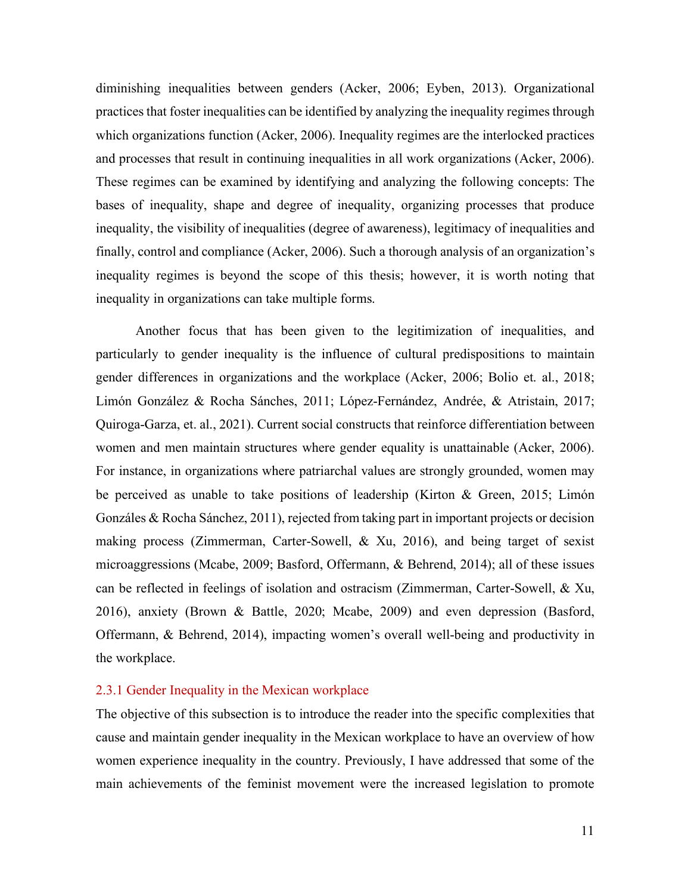diminishing inequalities between genders (Acker, 2006; Eyben, 2013). Organizational practices that foster inequalities can be identified by analyzing the inequality regimes through which organizations function (Acker, 2006). Inequality regimes are the interlocked practices and processes that result in continuing inequalities in all work organizations (Acker, 2006). These regimes can be examined by identifying and analyzing the following concepts: The bases of inequality, shape and degree of inequality, organizing processes that produce inequality, the visibility of inequalities (degree of awareness), legitimacy of inequalities and finally, control and compliance (Acker, 2006). Such a thorough analysis of an organization's inequality regimes is beyond the scope of this thesis; however, it is worth noting that inequality in organizations can take multiple forms.

Another focus that has been given to the legitimization of inequalities, and particularly to gender inequality is the influence of cultural predispositions to maintain gender differences in organizations and the workplace (Acker, 2006; Bolio et. al., 2018; Limón González & Rocha Sánches, 2011; López-Fernández, Andrée, & Atristain, 2017; Quiroga-Garza, et. al., 2021). Current social constructs that reinforce differentiation between women and men maintain structures where gender equality is unattainable (Acker, 2006). For instance, in organizations where patriarchal values are strongly grounded, women may be perceived as unable to take positions of leadership (Kirton & Green, 2015; Limón Gonzáles & Rocha Sánchez, 2011), rejected from taking part in important projects or decision making process (Zimmerman, Carter-Sowell, & Xu, 2016), and being target of sexist microaggressions (Mcabe, 2009; Basford, Offermann, & Behrend, 2014); all of these issues can be reflected in feelings of isolation and ostracism (Zimmerman, Carter-Sowell, & Xu, 2016), anxiety (Brown & Battle, 2020; Mcabe, 2009) and even depression (Basford, Offermann, & Behrend, 2014), impacting women's overall well-being and productivity in the workplace.

### 2.3.1 Gender Inequality in the Mexican workplace

The objective of this subsection is to introduce the reader into the specific complexities that cause and maintain gender inequality in the Mexican workplace to have an overview of how women experience inequality in the country. Previously, I have addressed that some of the main achievements of the feminist movement were the increased legislation to promote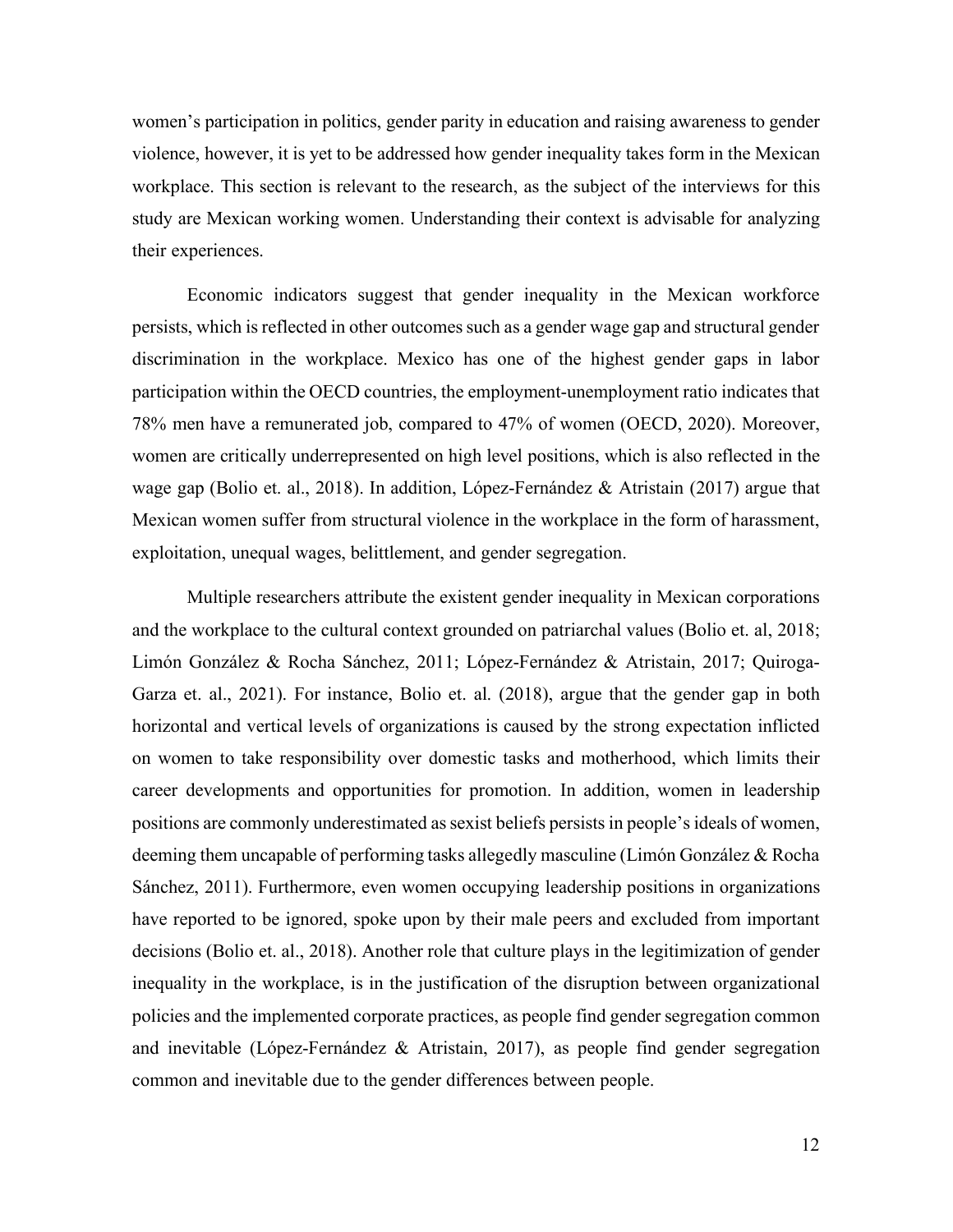women's participation in politics, gender parity in education and raising awareness to gender violence, however, it is yet to be addressed how gender inequality takes form in the Mexican workplace. This section is relevant to the research, as the subject of the interviews for this study are Mexican working women. Understanding their context is advisable for analyzing their experiences.

Economic indicators suggest that gender inequality in the Mexican workforce persists, which is reflected in other outcomes such as a gender wage gap and structural gender discrimination in the workplace. Mexico has one of the highest gender gaps in labor participation within the OECD countries, the employment-unemployment ratio indicates that 78% men have a remunerated job, compared to 47% of women (OECD, 2020). Moreover, women are critically underrepresented on high level positions, which is also reflected in the wage gap (Bolio et. al., 2018). In addition, López-Fernández & Atristain (2017) argue that Mexican women suffer from structural violence in the workplace in the form of harassment, exploitation, unequal wages, belittlement, and gender segregation.

Multiple researchers attribute the existent gender inequality in Mexican corporations and the workplace to the cultural context grounded on patriarchal values (Bolio et. al, 2018; Limón González & Rocha Sánchez, 2011; López-Fernández & Atristain, 2017; Quiroga-Garza et. al., 2021). For instance, Bolio et. al. (2018), argue that the gender gap in both horizontal and vertical levels of organizations is caused by the strong expectation inflicted on women to take responsibility over domestic tasks and motherhood, which limits their career developments and opportunities for promotion. In addition, women in leadership positions are commonly underestimated as sexist beliefs persists in people's ideals of women, deeming them uncapable of performing tasks allegedly masculine (Limón González & Rocha Sánchez, 2011). Furthermore, even women occupying leadership positions in organizations have reported to be ignored, spoke upon by their male peers and excluded from important decisions (Bolio et. al., 2018). Another role that culture plays in the legitimization of gender inequality in the workplace, is in the justification of the disruption between organizational policies and the implemented corporate practices, as people find gender segregation common and inevitable (López-Fernández & Atristain, 2017), as people find gender segregation common and inevitable due to the gender differences between people.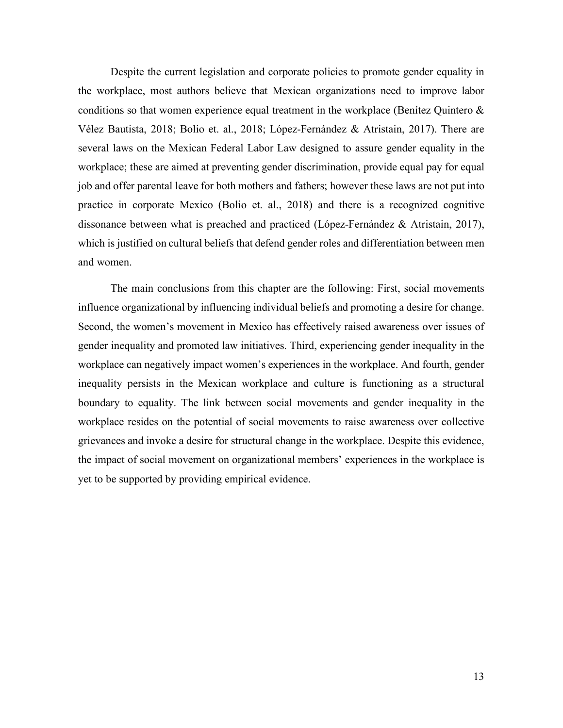Despite the current legislation and corporate policies to promote gender equality in the workplace, most authors believe that Mexican organizations need to improve labor conditions so that women experience equal treatment in the workplace (Benítez Quintero & Vélez Bautista, 2018; Bolio et. al., 2018; López-Fernández & Atristain, 2017). There are several laws on the Mexican Federal Labor Law designed to assure gender equality in the workplace; these are aimed at preventing gender discrimination, provide equal pay for equal job and offer parental leave for both mothers and fathers; however these laws are not put into practice in corporate Mexico (Bolio et. al., 2018) and there is a recognized cognitive dissonance between what is preached and practiced (López-Fernández & Atristain, 2017), which is justified on cultural beliefs that defend gender roles and differentiation between men and women.

The main conclusions from this chapter are the following: First, social movements influence organizational by influencing individual beliefs and promoting a desire for change. Second, the women's movement in Mexico has effectively raised awareness over issues of gender inequality and promoted law initiatives. Third, experiencing gender inequality in the workplace can negatively impact women's experiences in the workplace. And fourth, gender inequality persists in the Mexican workplace and culture is functioning as a structural boundary to equality. The link between social movements and gender inequality in the workplace resides on the potential of social movements to raise awareness over collective grievances and invoke a desire for structural change in the workplace. Despite this evidence, the impact of social movement on organizational members' experiences in the workplace is yet to be supported by providing empirical evidence.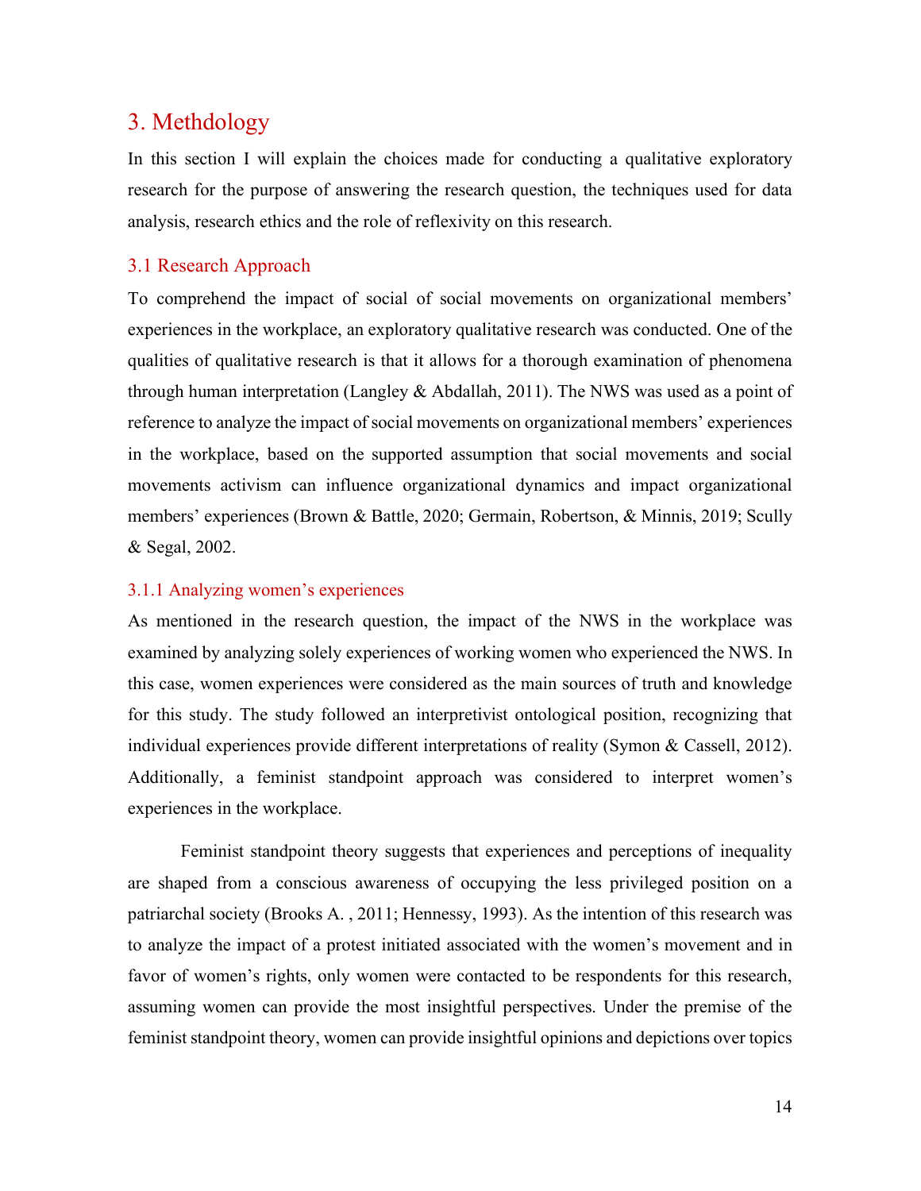# 3. Methdology

In this section I will explain the choices made for conducting a qualitative exploratory research for the purpose of answering the research question, the techniques used for data analysis, research ethics and the role of reflexivity on this research.

## 3.1 Research Approach

To comprehend the impact of social of social movements on organizational members' experiences in the workplace, an exploratory qualitative research was conducted. One of the qualities of qualitative research is that it allows for a thorough examination of phenomena through human interpretation (Langley & Abdallah, 2011). The NWS was used as a point of reference to analyze the impact of social movements on organizational members' experiences in the workplace, based on the supported assumption that social movements and social movements activism can influence organizational dynamics and impact organizational members' experiences (Brown & Battle, 2020; Germain, Robertson, & Minnis, 2019; Scully & Segal, 2002.

### 3.1.1 Analyzing women's experiences

As mentioned in the research question, the impact of the NWS in the workplace was examined by analyzing solely experiences of working women who experienced the NWS. In this case, women experiences were considered as the main sources of truth and knowledge for this study. The study followed an interpretivist ontological position, recognizing that individual experiences provide different interpretations of reality (Symon & Cassell, 2012). Additionally, a feminist standpoint approach was considered to interpret women's experiences in the workplace.

Feminist standpoint theory suggests that experiences and perceptions of inequality are shaped from a conscious awareness of occupying the less privileged position on a patriarchal society (Brooks A. , 2011; Hennessy, 1993). As the intention of this research was to analyze the impact of a protest initiated associated with the women's movement and in favor of women's rights, only women were contacted to be respondents for this research, assuming women can provide the most insightful perspectives. Under the premise of the feminist standpoint theory, women can provide insightful opinions and depictions over topics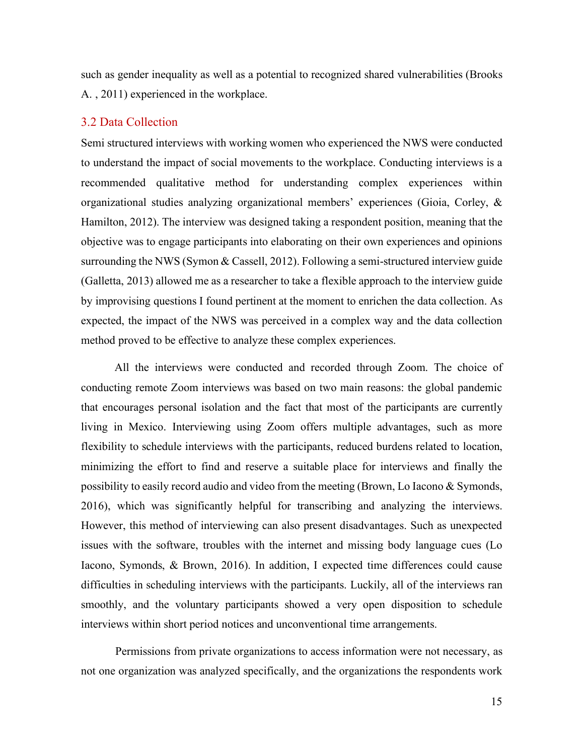such as gender inequality as well as a potential to recognized shared vulnerabilities (Brooks A. , 2011) experienced in the workplace.

## 3.2 Data Collection

Semi structured interviews with working women who experienced the NWS were conducted to understand the impact of social movements to the workplace. Conducting interviews is a recommended qualitative method for understanding complex experiences within organizational studies analyzing organizational members' experiences (Gioia, Corley, & Hamilton, 2012). The interview was designed taking a respondent position, meaning that the objective was to engage participants into elaborating on their own experiences and opinions surrounding the NWS (Symon & Cassell, 2012). Following a semi-structured interview guide (Galletta, 2013) allowed me as a researcher to take a flexible approach to the interview guide by improvising questions I found pertinent at the moment to enrichen the data collection. As expected, the impact of the NWS was perceived in a complex way and the data collection method proved to be effective to analyze these complex experiences.

All the interviews were conducted and recorded through Zoom. The choice of conducting remote Zoom interviews was based on two main reasons: the global pandemic that encourages personal isolation and the fact that most of the participants are currently living in Mexico. Interviewing using Zoom offers multiple advantages, such as more flexibility to schedule interviews with the participants, reduced burdens related to location, minimizing the effort to find and reserve a suitable place for interviews and finally the possibility to easily record audio and video from the meeting (Brown, Lo Iacono & Symonds, 2016), which was significantly helpful for transcribing and analyzing the interviews. However, this method of interviewing can also present disadvantages. Such as unexpected issues with the software, troubles with the internet and missing body language cues (Lo Iacono, Symonds, & Brown, 2016). In addition, I expected time differences could cause difficulties in scheduling interviews with the participants. Luckily, all of the interviews ran smoothly, and the voluntary participants showed a very open disposition to schedule interviews within short period notices and unconventional time arrangements.

Permissions from private organizations to access information were not necessary, as not one organization was analyzed specifically, and the organizations the respondents work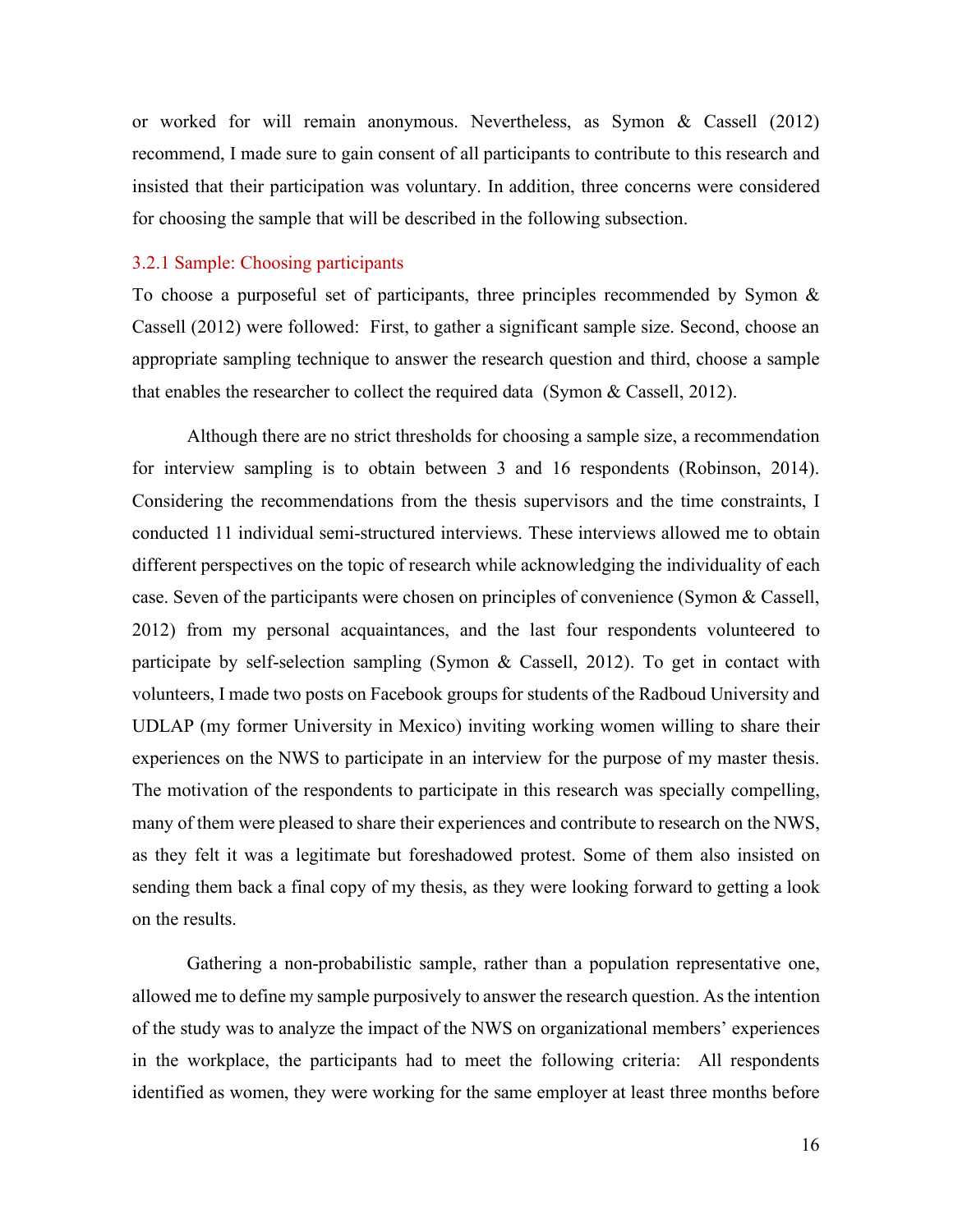or worked for will remain anonymous. Nevertheless, as Symon & Cassell (2012) recommend, I made sure to gain consent of all participants to contribute to this research and insisted that their participation was voluntary. In addition, three concerns were considered for choosing the sample that will be described in the following subsection.

### 3.2.1 Sample: Choosing participants

To choose a purposeful set of participants, three principles recommended by Symon & Cassell (2012) were followed: First, to gather a significant sample size. Second, choose an appropriate sampling technique to answer the research question and third, choose a sample that enables the researcher to collect the required data (Symon & Cassell, 2012).

Although there are no strict thresholds for choosing a sample size, a recommendation for interview sampling is to obtain between 3 and 16 respondents (Robinson, 2014). Considering the recommendations from the thesis supervisors and the time constraints, I conducted 11 individual semi-structured interviews. These interviews allowed me to obtain different perspectives on the topic of research while acknowledging the individuality of each case. Seven of the participants were chosen on principles of convenience (Symon & Cassell, 2012) from my personal acquaintances, and the last four respondents volunteered to participate by self-selection sampling (Symon & Cassell, 2012). To get in contact with volunteers, I made two posts on Facebook groups for students of the Radboud University and UDLAP (my former University in Mexico) inviting working women willing to share their experiences on the NWS to participate in an interview for the purpose of my master thesis. The motivation of the respondents to participate in this research was specially compelling, many of them were pleased to share their experiences and contribute to research on the NWS, as they felt it was a legitimate but foreshadowed protest. Some of them also insisted on sending them back a final copy of my thesis, as they were looking forward to getting a look on the results.

Gathering a non-probabilistic sample, rather than a population representative one, allowed me to define my sample purposively to answer the research question. As the intention of the study was to analyze the impact of the NWS on organizational members' experiences in the workplace, the participants had to meet the following criteria: All respondents identified as women, they were working for the same employer at least three months before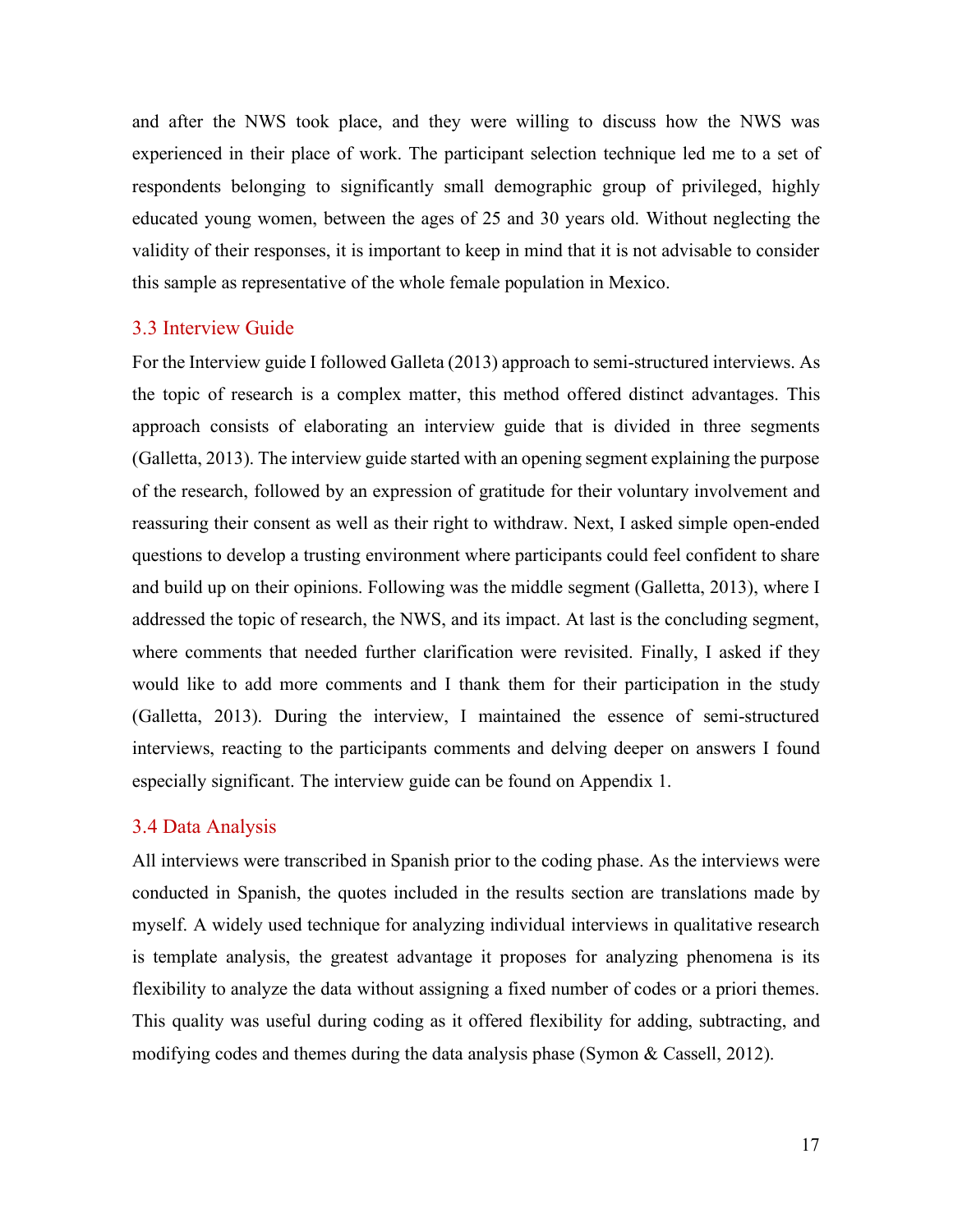and after the NWS took place, and they were willing to discuss how the NWS was experienced in their place of work. The participant selection technique led me to a set of respondents belonging to significantly small demographic group of privileged, highly educated young women, between the ages of 25 and 30 years old. Without neglecting the validity of their responses, it is important to keep in mind that it is not advisable to consider this sample as representative of the whole female population in Mexico.

## 3.3 Interview Guide

For the Interview guide I followed Galleta (2013) approach to semi-structured interviews. As the topic of research is a complex matter, this method offered distinct advantages. This approach consists of elaborating an interview guide that is divided in three segments (Galletta, 2013). The interview guide started with an opening segment explaining the purpose of the research, followed by an expression of gratitude for their voluntary involvement and reassuring their consent as well as their right to withdraw. Next, I asked simple open-ended questions to develop a trusting environment where participants could feel confident to share and build up on their opinions. Following was the middle segment (Galletta, 2013), where I addressed the topic of research, the NWS, and its impact. At last is the concluding segment, where comments that needed further clarification were revisited. Finally, I asked if they would like to add more comments and I thank them for their participation in the study (Galletta, 2013). During the interview, I maintained the essence of semi-structured interviews, reacting to the participants comments and delving deeper on answers I found especially significant. The interview guide can be found on Appendix 1.

## 3.4 Data Analysis

All interviews were transcribed in Spanish prior to the coding phase. As the interviews were conducted in Spanish, the quotes included in the results section are translations made by myself. A widely used technique for analyzing individual interviews in qualitative research is template analysis, the greatest advantage it proposes for analyzing phenomena is its flexibility to analyze the data without assigning a fixed number of codes or a priori themes. This quality was useful during coding as it offered flexibility for adding, subtracting, and modifying codes and themes during the data analysis phase (Symon & Cassell, 2012).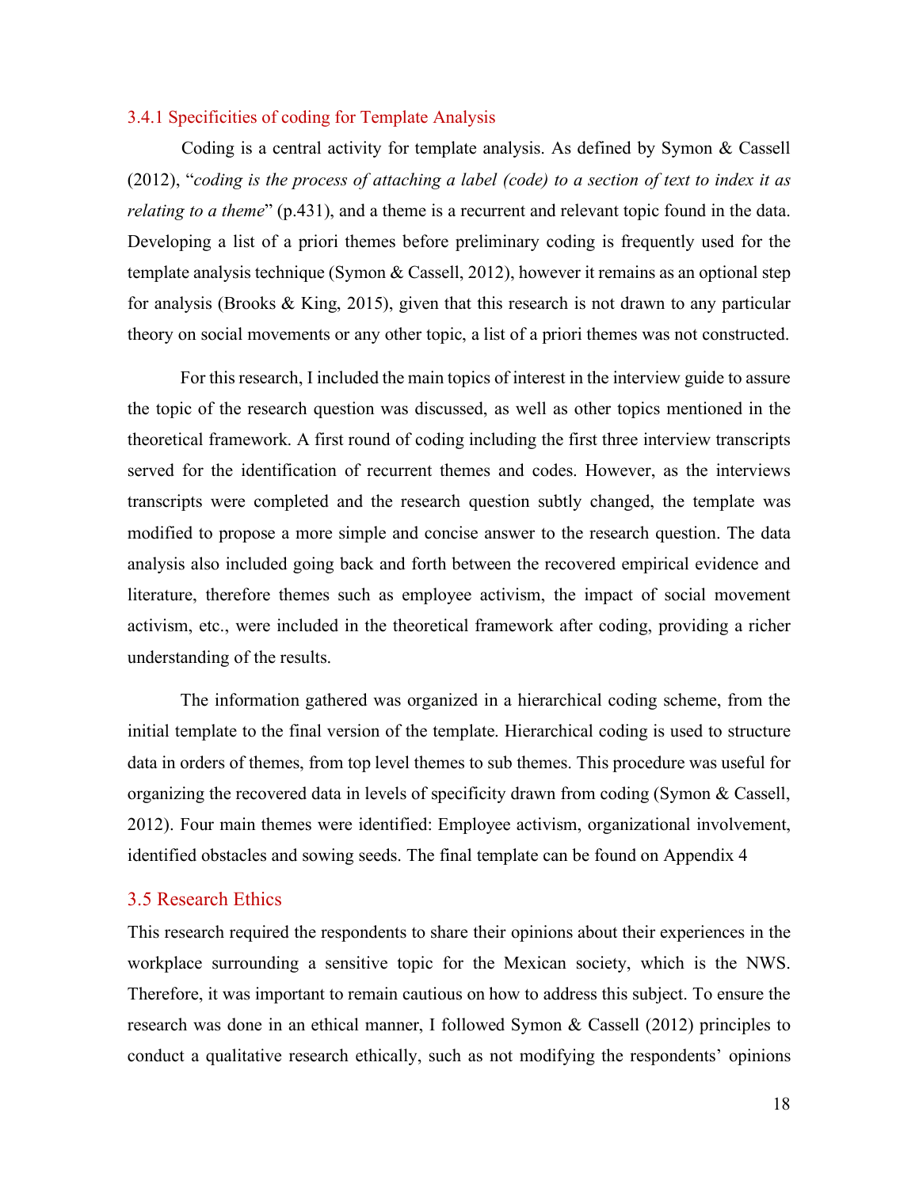### 3.4.1 Specificities of coding for Template Analysis

Coding is a central activity for template analysis. As defined by Symon & Cassell (2012), "*coding is the process of attaching a label (code) to a section of text to index it as relating to a theme*" (p.431), and a theme is a recurrent and relevant topic found in the data. Developing a list of a priori themes before preliminary coding is frequently used for the template analysis technique (Symon & Cassell, 2012), however it remains as an optional step for analysis (Brooks & King, 2015), given that this research is not drawn to any particular theory on social movements or any other topic, a list of a priori themes was not constructed.

For this research, I included the main topics of interest in the interview guide to assure the topic of the research question was discussed, as well as other topics mentioned in the theoretical framework. A first round of coding including the first three interview transcripts served for the identification of recurrent themes and codes. However, as the interviews transcripts were completed and the research question subtly changed, the template was modified to propose a more simple and concise answer to the research question. The data analysis also included going back and forth between the recovered empirical evidence and literature, therefore themes such as employee activism, the impact of social movement activism, etc., were included in the theoretical framework after coding, providing a richer understanding of the results.

The information gathered was organized in a hierarchical coding scheme, from the initial template to the final version of the template. Hierarchical coding is used to structure data in orders of themes, from top level themes to sub themes. This procedure was useful for organizing the recovered data in levels of specificity drawn from coding (Symon & Cassell, 2012). Four main themes were identified: Employee activism, organizational involvement, identified obstacles and sowing seeds. The final template can be found on Appendix 4

## 3.5 Research Ethics

This research required the respondents to share their opinions about their experiences in the workplace surrounding a sensitive topic for the Mexican society, which is the NWS. Therefore, it was important to remain cautious on how to address this subject. To ensure the research was done in an ethical manner, I followed Symon & Cassell (2012) principles to conduct a qualitative research ethically, such as not modifying the respondents' opinions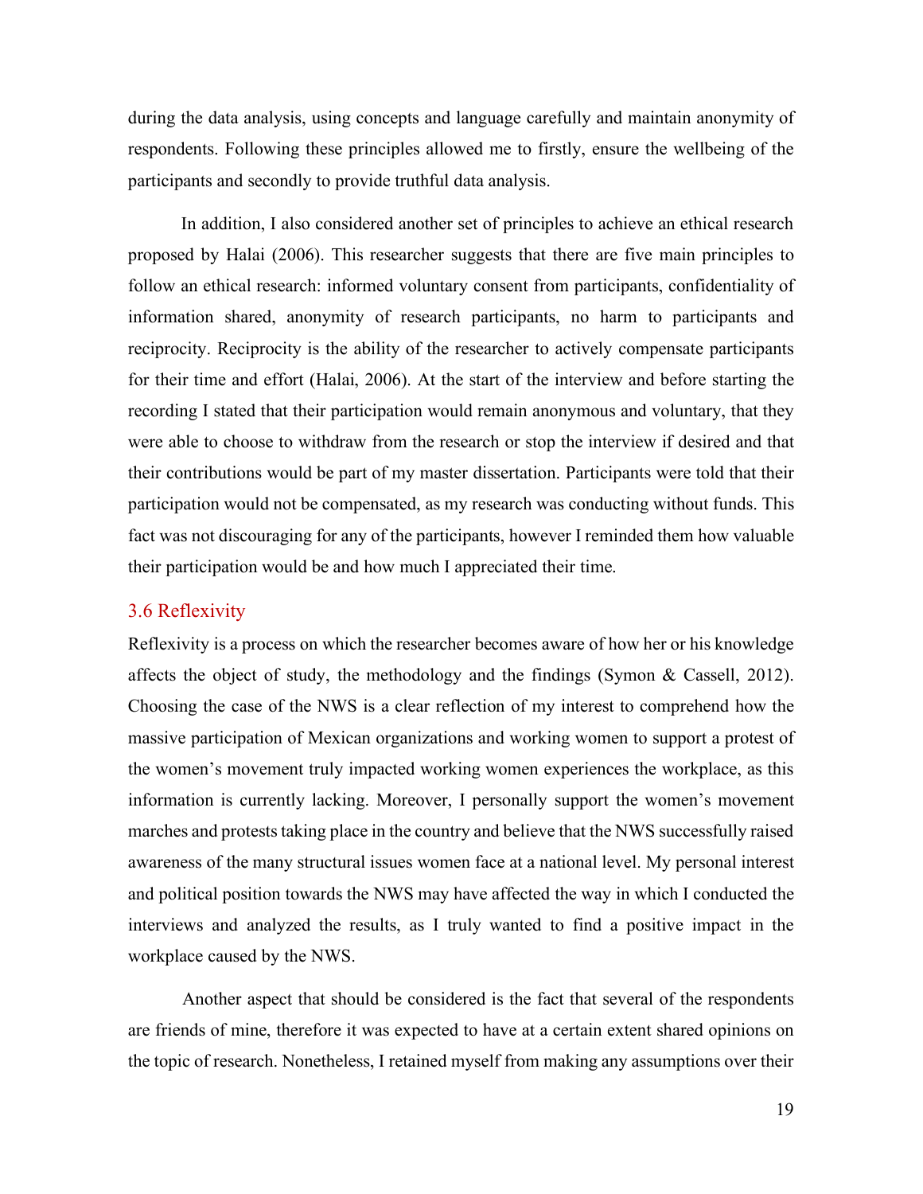during the data analysis, using concepts and language carefully and maintain anonymity of respondents. Following these principles allowed me to firstly, ensure the wellbeing of the participants and secondly to provide truthful data analysis.

In addition, I also considered another set of principles to achieve an ethical research proposed by Halai (2006). This researcher suggests that there are five main principles to follow an ethical research: informed voluntary consent from participants, confidentiality of information shared, anonymity of research participants, no harm to participants and reciprocity. Reciprocity is the ability of the researcher to actively compensate participants for their time and effort (Halai, 2006). At the start of the interview and before starting the recording I stated that their participation would remain anonymous and voluntary, that they were able to choose to withdraw from the research or stop the interview if desired and that their contributions would be part of my master dissertation. Participants were told that their participation would not be compensated, as my research was conducting without funds. This fact was not discouraging for any of the participants, however I reminded them how valuable their participation would be and how much I appreciated their time.

## 3.6 Reflexivity

Reflexivity is a process on which the researcher becomes aware of how her or his knowledge affects the object of study, the methodology and the findings (Symon & Cassell, 2012). Choosing the case of the NWS is a clear reflection of my interest to comprehend how the massive participation of Mexican organizations and working women to support a protest of the women's movement truly impacted working women experiences the workplace, as this information is currently lacking. Moreover, I personally support the women's movement marches and protests taking place in the country and believe that the NWS successfully raised awareness of the many structural issues women face at a national level. My personal interest and political position towards the NWS may have affected the way in which I conducted the interviews and analyzed the results, as I truly wanted to find a positive impact in the workplace caused by the NWS.

Another aspect that should be considered is the fact that several of the respondents are friends of mine, therefore it was expected to have at a certain extent shared opinions on the topic of research. Nonetheless, I retained myself from making any assumptions over their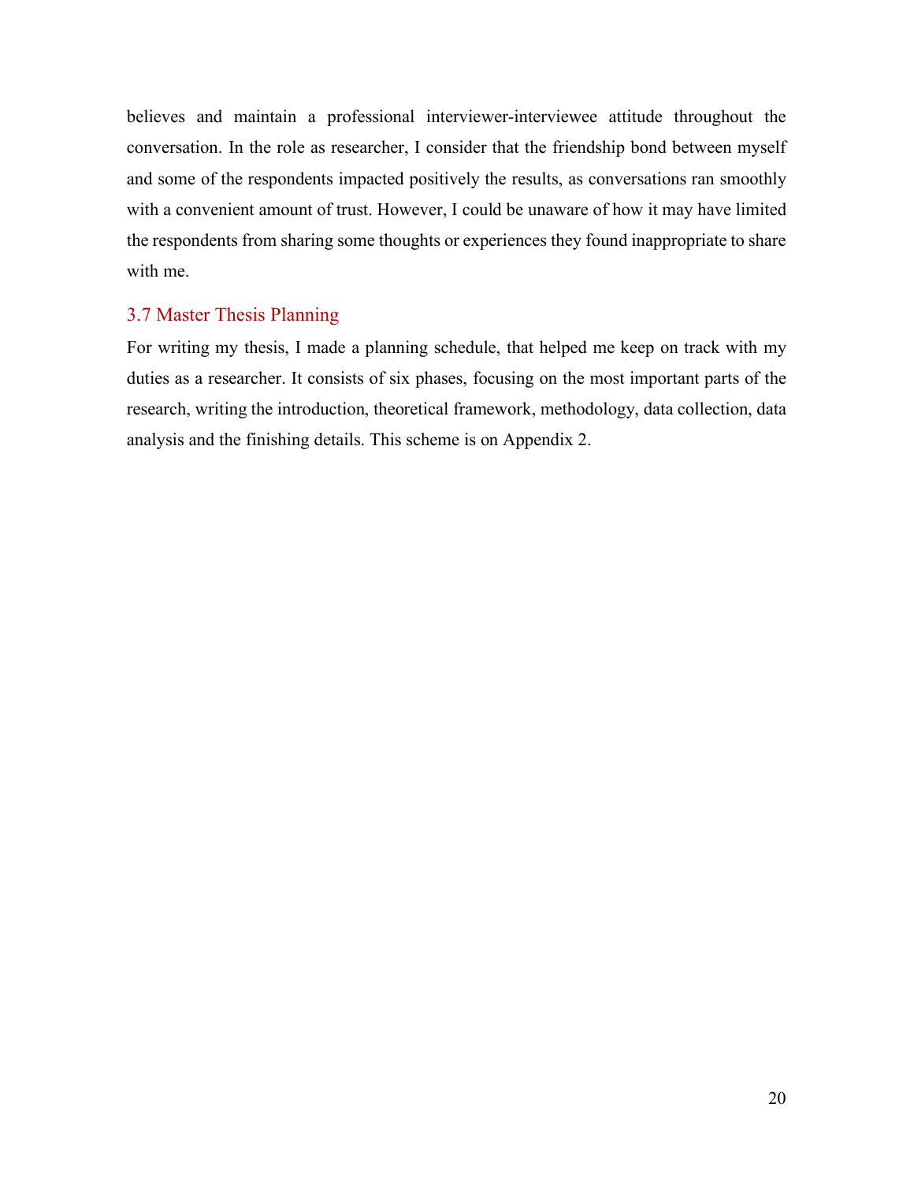believes and maintain a professional interviewer-interviewee attitude throughout the conversation. In the role as researcher, I consider that the friendship bond between myself and some of the respondents impacted positively the results, as conversations ran smoothly with a convenient amount of trust. However, I could be unaware of how it may have limited the respondents from sharing some thoughts or experiences they found inappropriate to share with me.

## 3.7 Master Thesis Planning

For writing my thesis, I made a planning schedule, that helped me keep on track with my duties as a researcher. It consists of six phases, focusing on the most important parts of the research, writing the introduction, theoretical framework, methodology, data collection, data analysis and the finishing details. This scheme is on Appendix 2.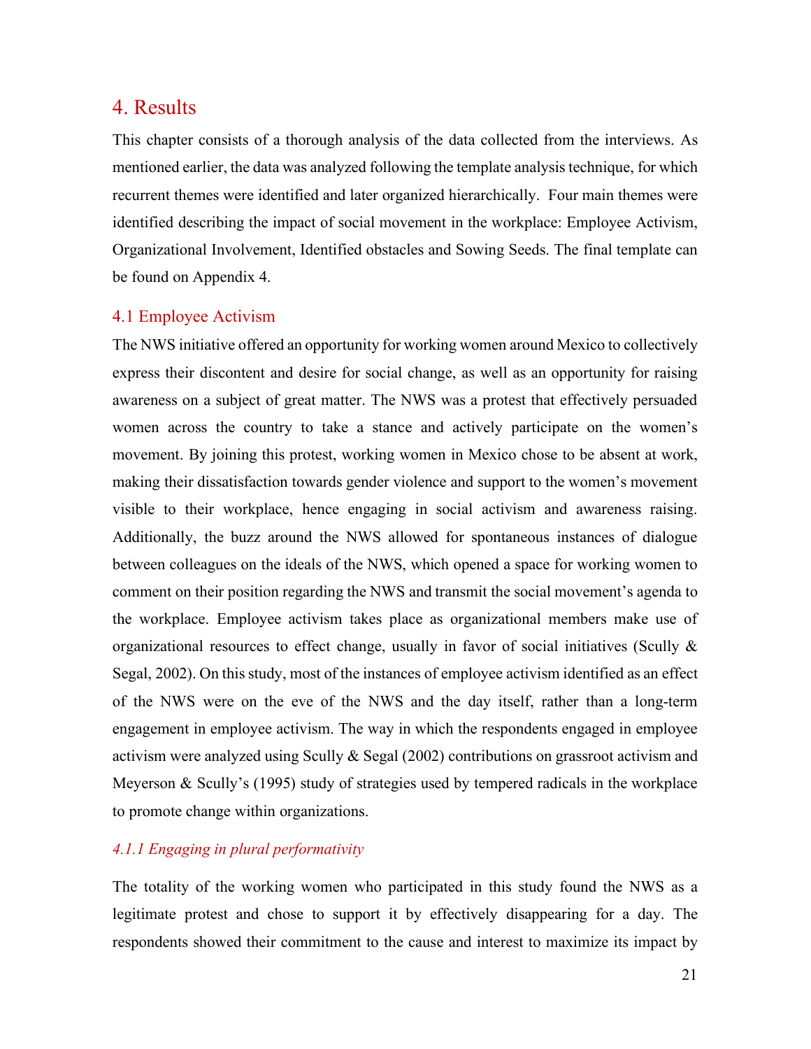# 4. Results

This chapter consists of a thorough analysis of the data collected from the interviews. As mentioned earlier, the data was analyzed following the template analysis technique, for which recurrent themes were identified and later organized hierarchically. Four main themes were identified describing the impact of social movement in the workplace: Employee Activism, Organizational Involvement, Identified obstacles and Sowing Seeds. The final template can be found on Appendix 4.

## 4.1 Employee Activism

The NWS initiative offered an opportunity for working women around Mexico to collectively express their discontent and desire for social change, as well as an opportunity for raising awareness on a subject of great matter. The NWS was a protest that effectively persuaded women across the country to take a stance and actively participate on the women's movement. By joining this protest, working women in Mexico chose to be absent at work, making their dissatisfaction towards gender violence and support to the women's movement visible to their workplace, hence engaging in social activism and awareness raising. Additionally, the buzz around the NWS allowed for spontaneous instances of dialogue between colleagues on the ideals of the NWS, which opened a space for working women to comment on their position regarding the NWS and transmit the social movement's agenda to the workplace. Employee activism takes place as organizational members make use of organizational resources to effect change, usually in favor of social initiatives (Scully & Segal, 2002). On this study, most of the instances of employee activism identified as an effect of the NWS were on the eve of the NWS and the day itself, rather than a long-term engagement in employee activism. The way in which the respondents engaged in employee activism were analyzed using Scully & Segal (2002) contributions on grassroot activism and Meyerson & Scully's (1995) study of strategies used by tempered radicals in the workplace to promote change within organizations.

### *4.1.1 Engaging in plural performativity*

The totality of the working women who participated in this study found the NWS as a legitimate protest and chose to support it by effectively disappearing for a day. The respondents showed their commitment to the cause and interest to maximize its impact by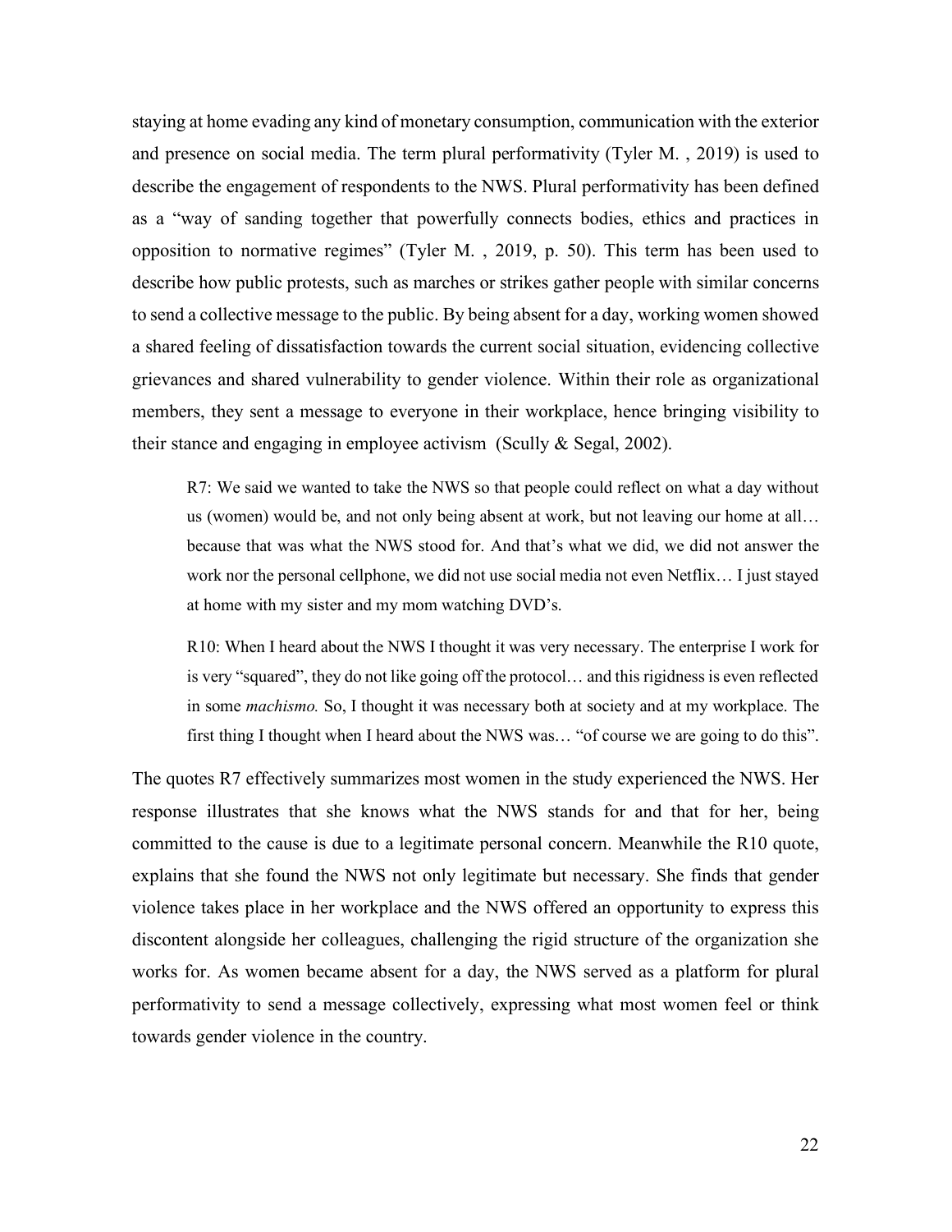staying at home evading any kind of monetary consumption, communication with the exterior and presence on social media. The term plural performativity (Tyler M. , 2019) is used to describe the engagement of respondents to the NWS. Plural performativity has been defined as a "way of sanding together that powerfully connects bodies, ethics and practices in opposition to normative regimes" (Tyler M. , 2019, p. 50). This term has been used to describe how public protests, such as marches or strikes gather people with similar concerns to send a collective message to the public. By being absent for a day, working women showed a shared feeling of dissatisfaction towards the current social situation, evidencing collective grievances and shared vulnerability to gender violence. Within their role as organizational members, they sent a message to everyone in their workplace, hence bringing visibility to their stance and engaging in employee activism (Scully & Segal, 2002).

> R7: We said we wanted to take the NWS so that people could reflect on what a day without us (women) would be, and not only being absent at work, but not leaving our home at all… because that was what the NWS stood for. And that's what we did, we did not answer the work nor the personal cellphone, we did not use social media not even Netflix… I just stayed at home with my sister and my mom watching DVD's.

> R10: When I heard about the NWS I thought it was very necessary. The enterprise I work for is very "squared", they do not like going off the protocol… and this rigidness is even reflected in some *machismo.* So, I thought it was necessary both at society and at my workplace. The first thing I thought when I heard about the NWS was… "of course we are going to do this".

The quotes R7 effectively summarizes most women in the study experienced the NWS. Her response illustrates that she knows what the NWS stands for and that for her, being committed to the cause is due to a legitimate personal concern. Meanwhile the R10 quote, explains that she found the NWS not only legitimate but necessary. She finds that gender violence takes place in her workplace and the NWS offered an opportunity to express this discontent alongside her colleagues, challenging the rigid structure of the organization she works for. As women became absent for a day, the NWS served as a platform for plural performativity to send a message collectively, expressing what most women feel or think towards gender violence in the country.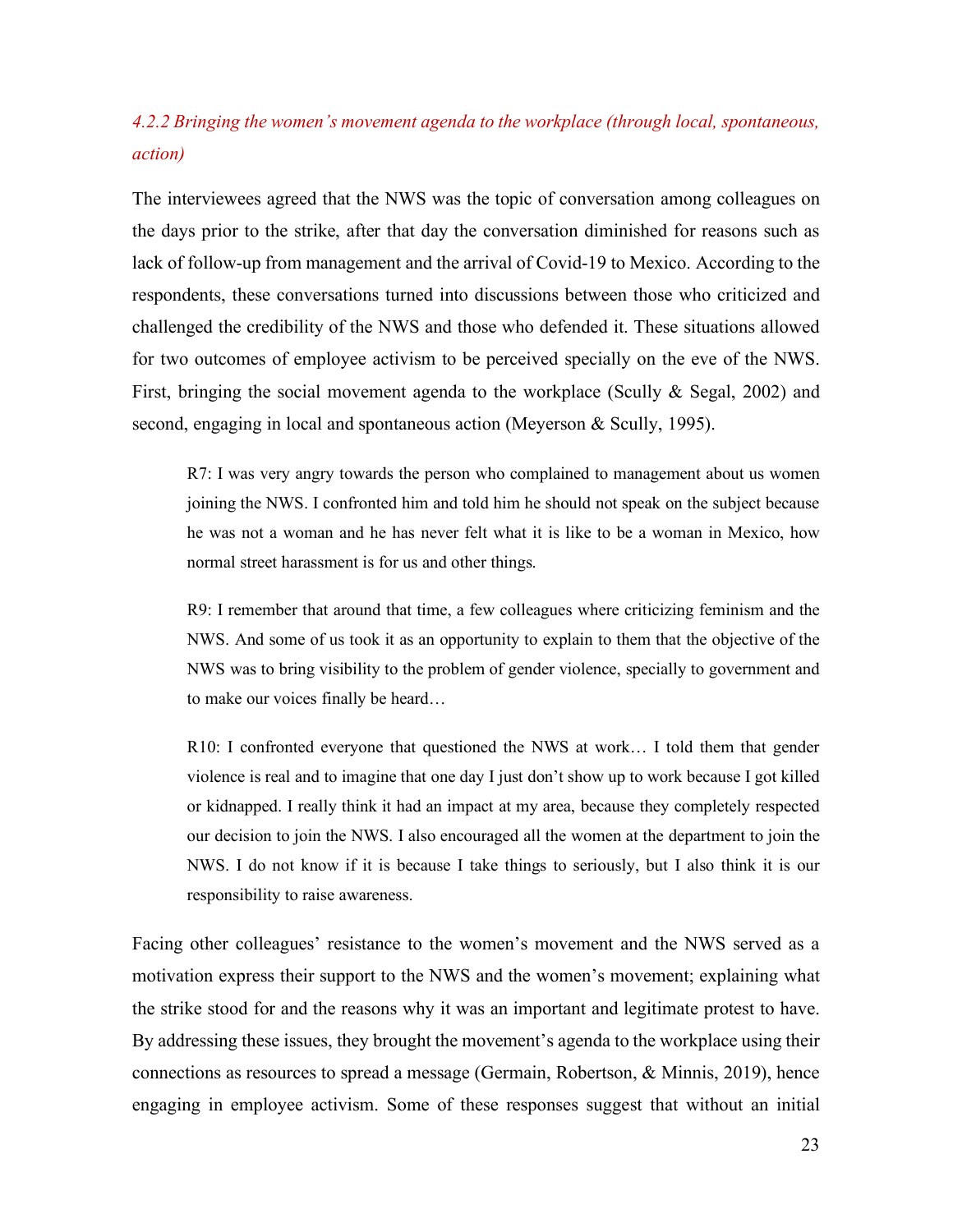#### *4.2.2 Bringing the women's movement agenda to the workplace (through local, spontaneous, action)*

The interviewees agreed that the NWS was the topic of conversation among colleagues on the days prior to the strike, after that day the conversation diminished for reasons such as lack of follow-up from management and the arrival of Covid-19 to Mexico. According to the respondents, these conversations turned into discussions between those who criticized and challenged the credibility of the NWS and those who defended it. These situations allowed for two outcomes of employee activism to be perceived specially on the eve of the NWS. First, bringing the social movement agenda to the workplace (Scully & Segal, 2002) and second, engaging in local and spontaneous action (Meyerson & Scully, 1995).

> R7: I was very angry towards the person who complained to management about us women joining the NWS. I confronted him and told him he should not speak on the subject because he was not a woman and he has never felt what it is like to be a woman in Mexico, how normal street harassment is for us and other things.
>
> R9: I remember that around that time, a few colleagues where criticizing feminism and the NWS. And some of us took it as an opportunity to explain to them that the objective of the NWS was to bring visibility to the problem of gender violence, specially to government and to make our voices finally be heard…
>
> R10: I confronted everyone that questioned the NWS at work… I told them that gender violence is real and to imagine that one day I just don't show up to work because I got killed or kidnapped. I really think it had an impact at my area, because they completely respected our decision to join the NWS. I also encouraged all the women at the department to join the NWS. I do not know if it is because I take things to seriously, but I also think it is our responsibility to raise awareness.

Facing other colleagues' resistance to the women's movement and the NWS served as a motivation express their support to the NWS and the women's movement; explaining what the strike stood for and the reasons why it was an important and legitimate protest to have. By addressing these issues, they brought the movement's agenda to the workplace using their connections as resources to spread a message (Germain, Robertson, & Minnis, 2019), hence engaging in employee activism. Some of these responses suggest that without an initial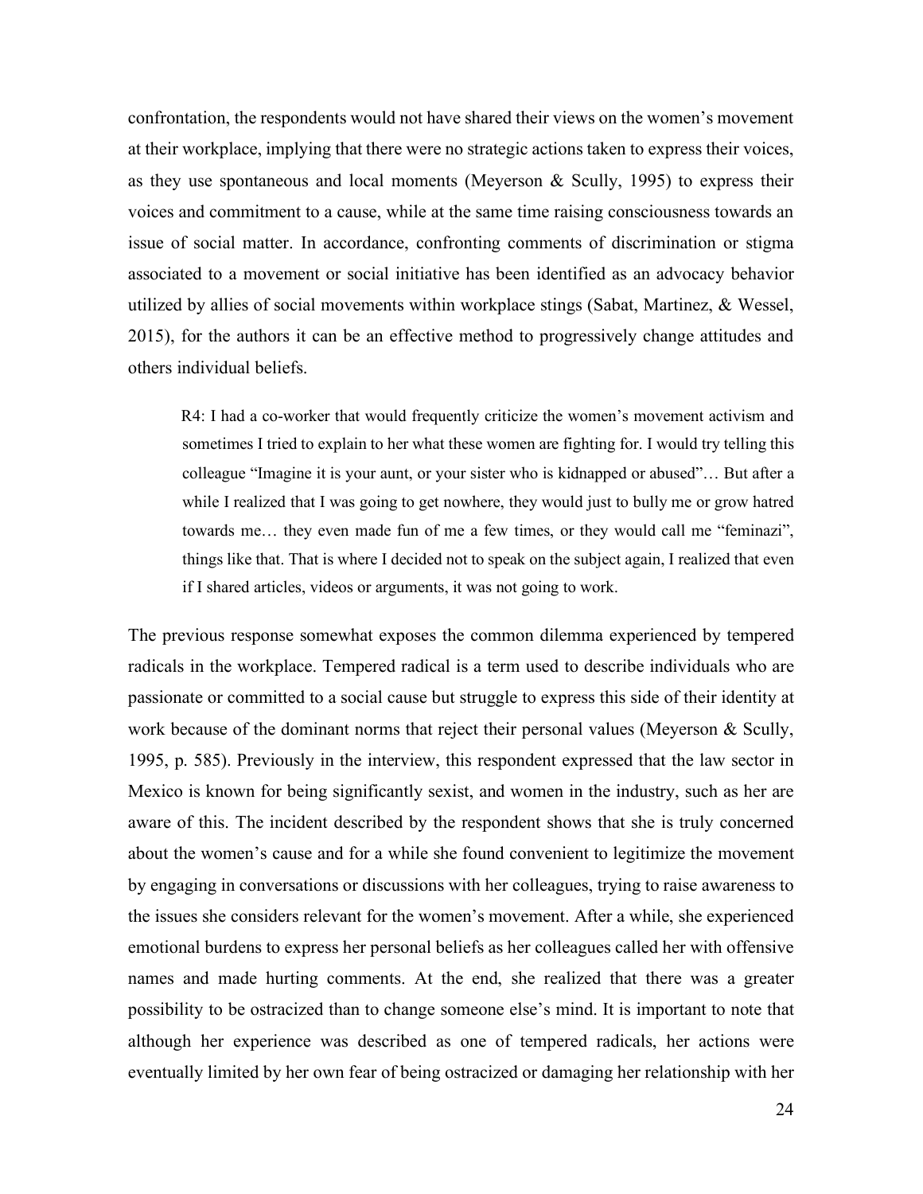confrontation, the respondents would not have shared their views on the women's movement at their workplace, implying that there were no strategic actions taken to express their voices, as they use spontaneous and local moments (Meyerson & Scully, 1995) to express their voices and commitment to a cause, while at the same time raising consciousness towards an issue of social matter. In accordance, confronting comments of discrimination or stigma associated to a movement or social initiative has been identified as an advocacy behavior utilized by allies of social movements within workplace stings (Sabat, Martinez, & Wessel, 2015), for the authors it can be an effective method to progressively change attitudes and others individual beliefs.

> R4: I had a co-worker that would frequently criticize the women's movement activism and sometimes I tried to explain to her what these women are fighting for. I would try telling this colleague "Imagine it is your aunt, or your sister who is kidnapped or abused"… But after a while I realized that I was going to get nowhere, they would just to bully me or grow hatred towards me… they even made fun of me a few times, or they would call me "feminazi", things like that. That is where I decided not to speak on the subject again, I realized that even if I shared articles, videos or arguments, it was not going to work.

The previous response somewhat exposes the common dilemma experienced by tempered radicals in the workplace. Tempered radical is a term used to describe individuals who are passionate or committed to a social cause but struggle to express this side of their identity at work because of the dominant norms that reject their personal values (Meyerson & Scully, 1995, p. 585). Previously in the interview, this respondent expressed that the law sector in Mexico is known for being significantly sexist, and women in the industry, such as her are aware of this. The incident described by the respondent shows that she is truly concerned about the women's cause and for a while she found convenient to legitimize the movement by engaging in conversations or discussions with her colleagues, trying to raise awareness to the issues she considers relevant for the women's movement. After a while, she experienced emotional burdens to express her personal beliefs as her colleagues called her with offensive names and made hurting comments. At the end, she realized that there was a greater possibility to be ostracized than to change someone else's mind. It is important to note that although her experience was described as one of tempered radicals, her actions were eventually limited by her own fear of being ostracized or damaging her relationship with her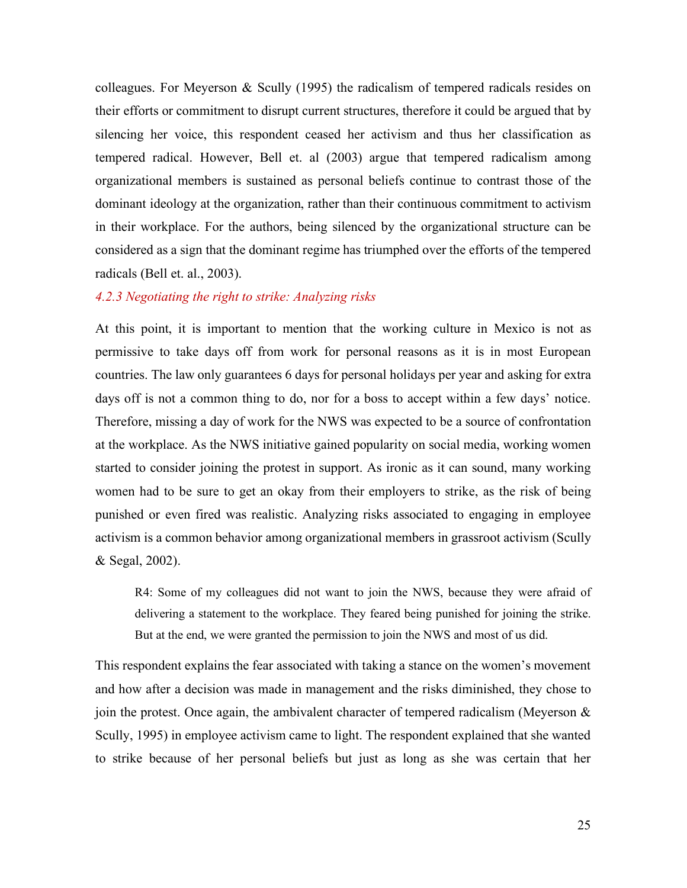colleagues. For Meyerson & Scully (1995) the radicalism of tempered radicals resides on their efforts or commitment to disrupt current structures, therefore it could be argued that by silencing her voice, this respondent ceased her activism and thus her classification as tempered radical. However, Bell et. al (2003) argue that tempered radicalism among organizational members is sustained as personal beliefs continue to contrast those of the dominant ideology at the organization, rather than their continuous commitment to activism in their workplace. For the authors, being silenced by the organizational structure can be considered as a sign that the dominant regime has triumphed over the efforts of the tempered radicals (Bell et. al., 2003).

#### *4.2.3 Negotiating the right to strike: Analyzing risks*

At this point, it is important to mention that the working culture in Mexico is not as permissive to take days off from work for personal reasons as it is in most European countries. The law only guarantees 6 days for personal holidays per year and asking for extra days off is not a common thing to do, nor for a boss to accept within a few days' notice. Therefore, missing a day of work for the NWS was expected to be a source of confrontation at the workplace. As the NWS initiative gained popularity on social media, working women started to consider joining the protest in support. As ironic as it can sound, many working women had to be sure to get an okay from their employers to strike, as the risk of being punished or even fired was realistic. Analyzing risks associated to engaging in employee activism is a common behavior among organizational members in grassroot activism (Scully & Segal, 2002).

> R4: Some of my colleagues did not want to join the NWS, because they were afraid of delivering a statement to the workplace. They feared being punished for joining the strike. But at the end, we were granted the permission to join the NWS and most of us did.

This respondent explains the fear associated with taking a stance on the women's movement and how after a decision was made in management and the risks diminished, they chose to join the protest. Once again, the ambivalent character of tempered radicalism (Meyerson & Scully, 1995) in employee activism came to light. The respondent explained that she wanted to strike because of her personal beliefs but just as long as she was certain that her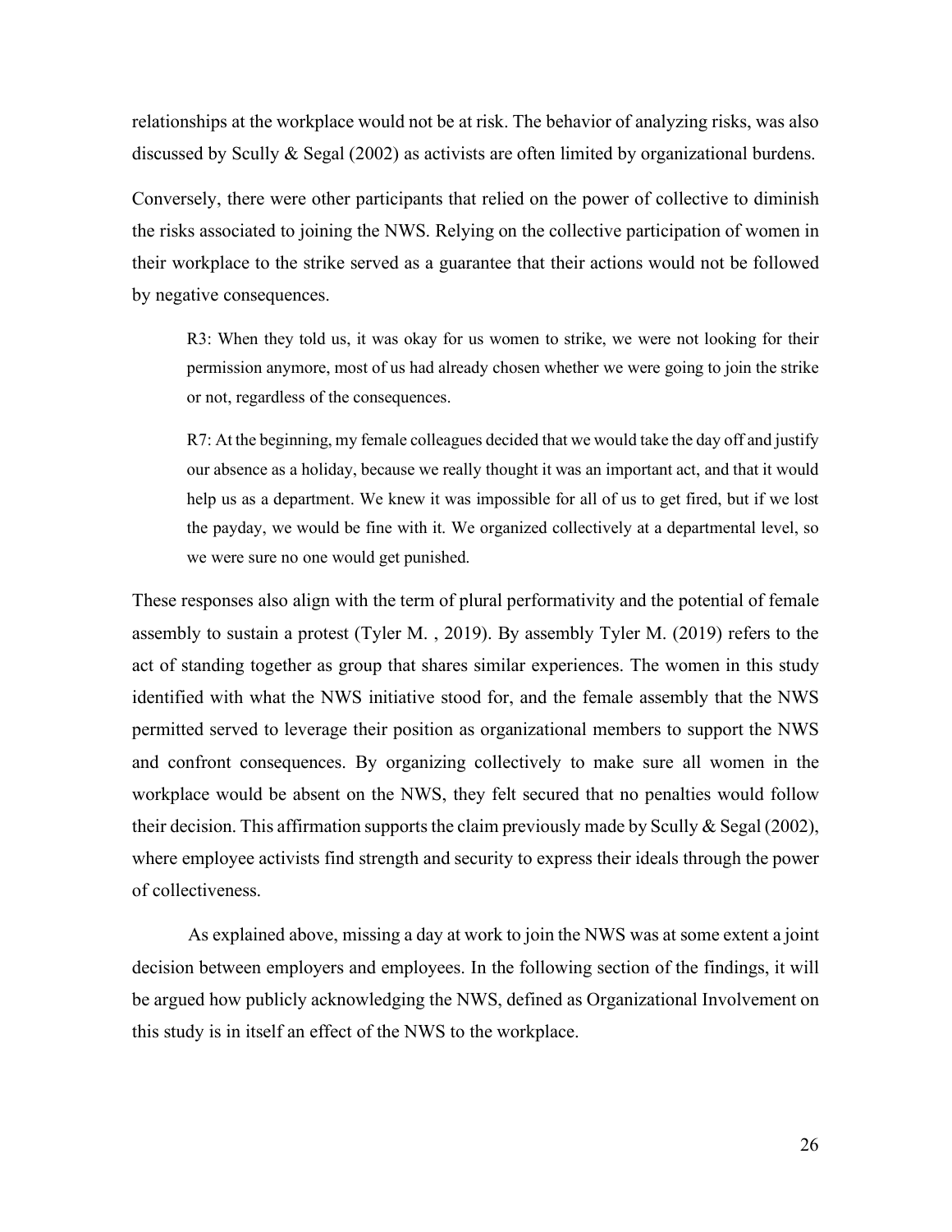relationships at the workplace would not be at risk. The behavior of analyzing risks, was also discussed by Scully & Segal (2002) as activists are often limited by organizational burdens.

Conversely, there were other participants that relied on the power of collective to diminish the risks associated to joining the NWS. Relying on the collective participation of women in their workplace to the strike served as a guarantee that their actions would not be followed by negative consequences.

> R3: When they told us, it was okay for us women to strike, we were not looking for their permission anymore, most of us had already chosen whether we were going to join the strike or not, regardless of the consequences.
>
> R7: At the beginning, my female colleagues decided that we would take the day off and justify our absence as a holiday, because we really thought it was an important act, and that it would help us as a department. We knew it was impossible for all of us to get fired, but if we lost the payday, we would be fine with it. We organized collectively at a departmental level, so we were sure no one would get punished.

These responses also align with the term of plural performativity and the potential of female assembly to sustain a protest (Tyler M. , 2019). By assembly Tyler M. (2019) refers to the act of standing together as group that shares similar experiences. The women in this study identified with what the NWS initiative stood for, and the female assembly that the NWS permitted served to leverage their position as organizational members to support the NWS and confront consequences. By organizing collectively to make sure all women in the workplace would be absent on the NWS, they felt secured that no penalties would follow their decision. This affirmation supports the claim previously made by Scully & Segal (2002), where employee activists find strength and security to express their ideals through the power of collectiveness.

As explained above, missing a day at work to join the NWS was at some extent a joint decision between employers and employees. In the following section of the findings, it will be argued how publicly acknowledging the NWS, defined as Organizational Involvement on this study is in itself an effect of the NWS to the workplace.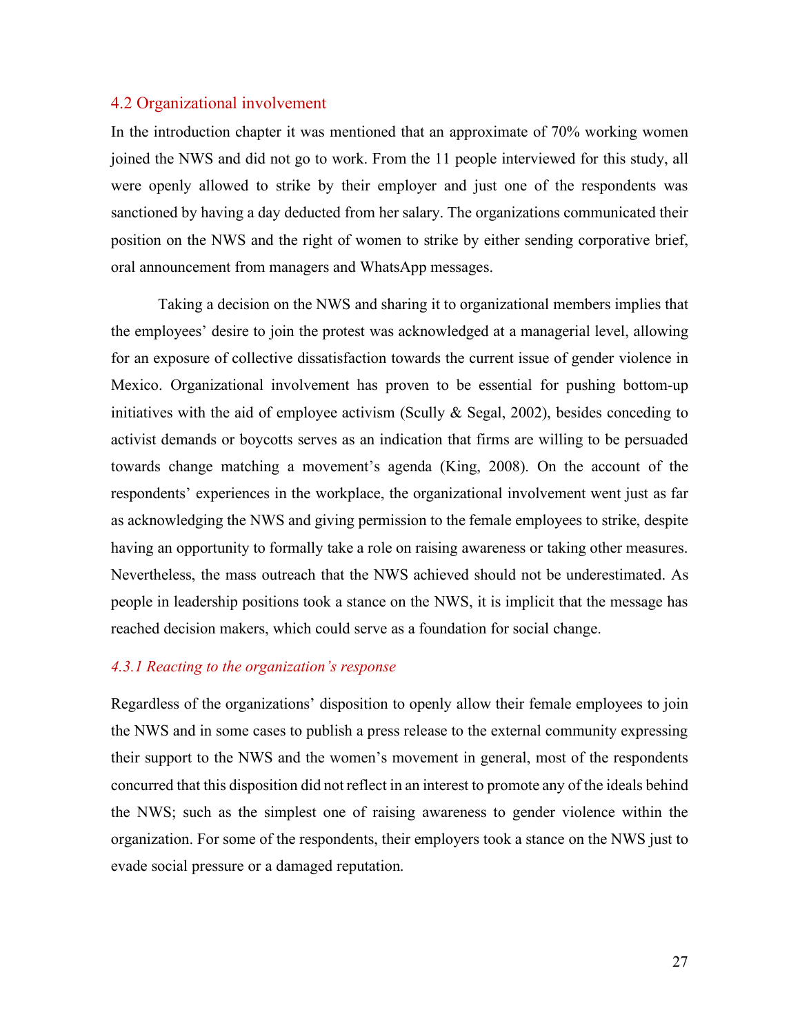## 4.2 Organizational involvement

In the introduction chapter it was mentioned that an approximate of 70% working women joined the NWS and did not go to work. From the 11 people interviewed for this study, all were openly allowed to strike by their employer and just one of the respondents was sanctioned by having a day deducted from her salary. The organizations communicated their position on the NWS and the right of women to strike by either sending corporative brief, oral announcement from managers and WhatsApp messages.

Taking a decision on the NWS and sharing it to organizational members implies that the employees' desire to join the protest was acknowledged at a managerial level, allowing for an exposure of collective dissatisfaction towards the current issue of gender violence in Mexico. Organizational involvement has proven to be essential for pushing bottom-up initiatives with the aid of employee activism (Scully & Segal, 2002), besides conceding to activist demands or boycotts serves as an indication that firms are willing to be persuaded towards change matching a movement's agenda (King, 2008). On the account of the respondents' experiences in the workplace, the organizational involvement went just as far as acknowledging the NWS and giving permission to the female employees to strike, despite having an opportunity to formally take a role on raising awareness or taking other measures. Nevertheless, the mass outreach that the NWS achieved should not be underestimated. As people in leadership positions took a stance on the NWS, it is implicit that the message has reached decision makers, which could serve as a foundation for social change.

### *4.3.1 Reacting to the organization's response*

Regardless of the organizations' disposition to openly allow their female employees to join the NWS and in some cases to publish a press release to the external community expressing their support to the NWS and the women's movement in general, most of the respondents concurred that this disposition did not reflect in an interest to promote any of the ideals behind the NWS; such as the simplest one of raising awareness to gender violence within the organization. For some of the respondents, their employers took a stance on the NWS just to evade social pressure or a damaged reputation.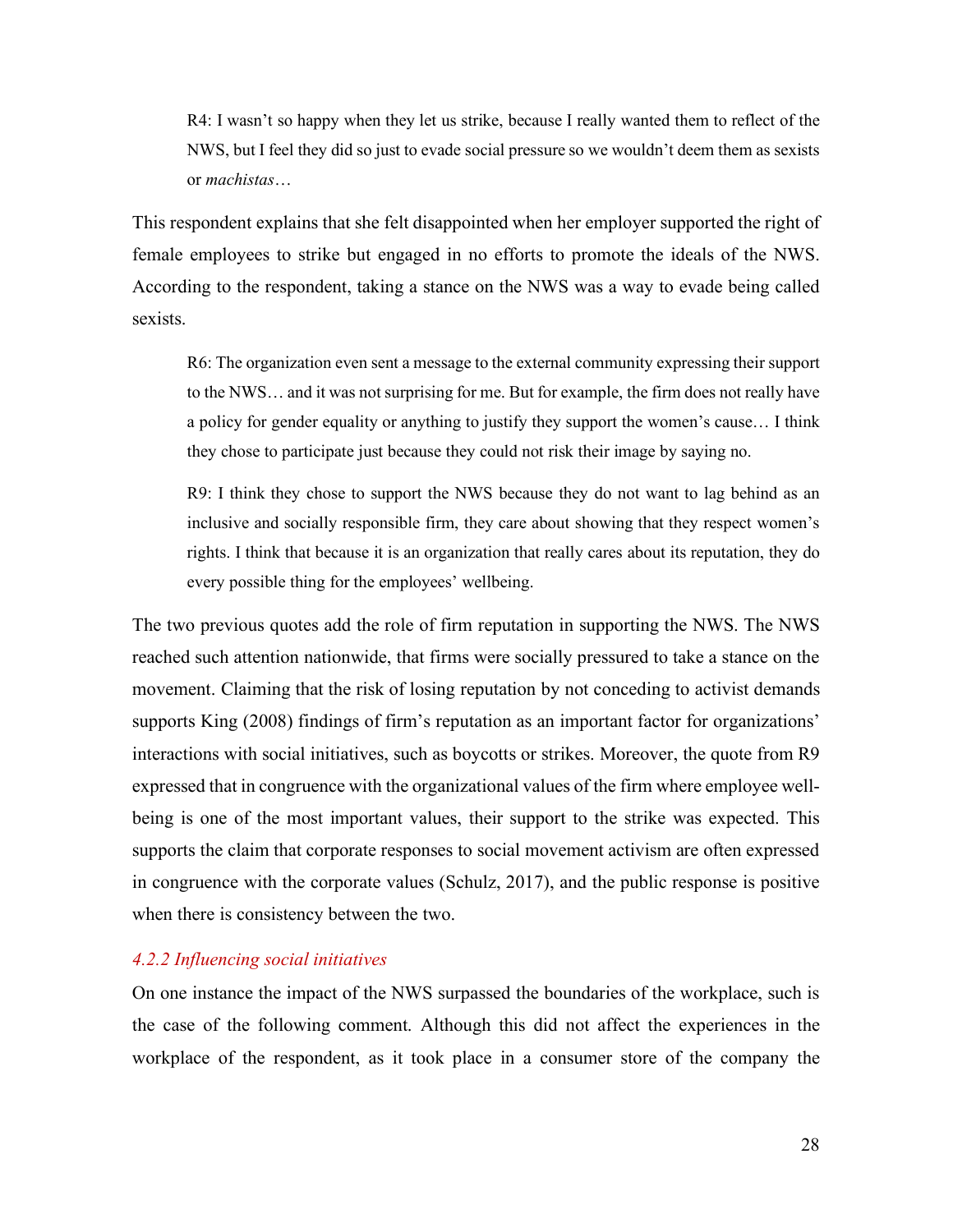> R4: I wasn't so happy when they let us strike, because I really wanted them to reflect of the NWS, but I feel they did so just to evade social pressure so we wouldn't deem them as sexists or *machistas*…

This respondent explains that she felt disappointed when her employer supported the right of female employees to strike but engaged in no efforts to promote the ideals of the NWS. According to the respondent, taking a stance on the NWS was a way to evade being called sexists.

> R6: The organization even sent a message to the external community expressing their support to the NWS… and it was not surprising for me. But for example, the firm does not really have a policy for gender equality or anything to justify they support the women's cause… I think they chose to participate just because they could not risk their image by saying no.

> R9: I think they chose to support the NWS because they do not want to lag behind as an inclusive and socially responsible firm, they care about showing that they respect women's rights. I think that because it is an organization that really cares about its reputation, they do every possible thing for the employees' wellbeing.

The two previous quotes add the role of firm reputation in supporting the NWS. The NWS reached such attention nationwide, that firms were socially pressured to take a stance on the movement. Claiming that the risk of losing reputation by not conceding to activist demands supports King (2008) findings of firm's reputation as an important factor for organizations' interactions with social initiatives, such as boycotts or strikes. Moreover, the quote from R9 expressed that in congruence with the organizational values of the firm where employee well-being is one of the most important values, their support to the strike was expected. This supports the claim that corporate responses to social movement activism are often expressed in congruence with the corporate values (Schulz, 2017), and the public response is positive when there is consistency between the two.

#### *4.2.2 Influencing social initiatives*

On one instance the impact of the NWS surpassed the boundaries of the workplace, such is the case of the following comment. Although this did not affect the experiences in the workplace of the respondent, as it took place in a consumer store of the company the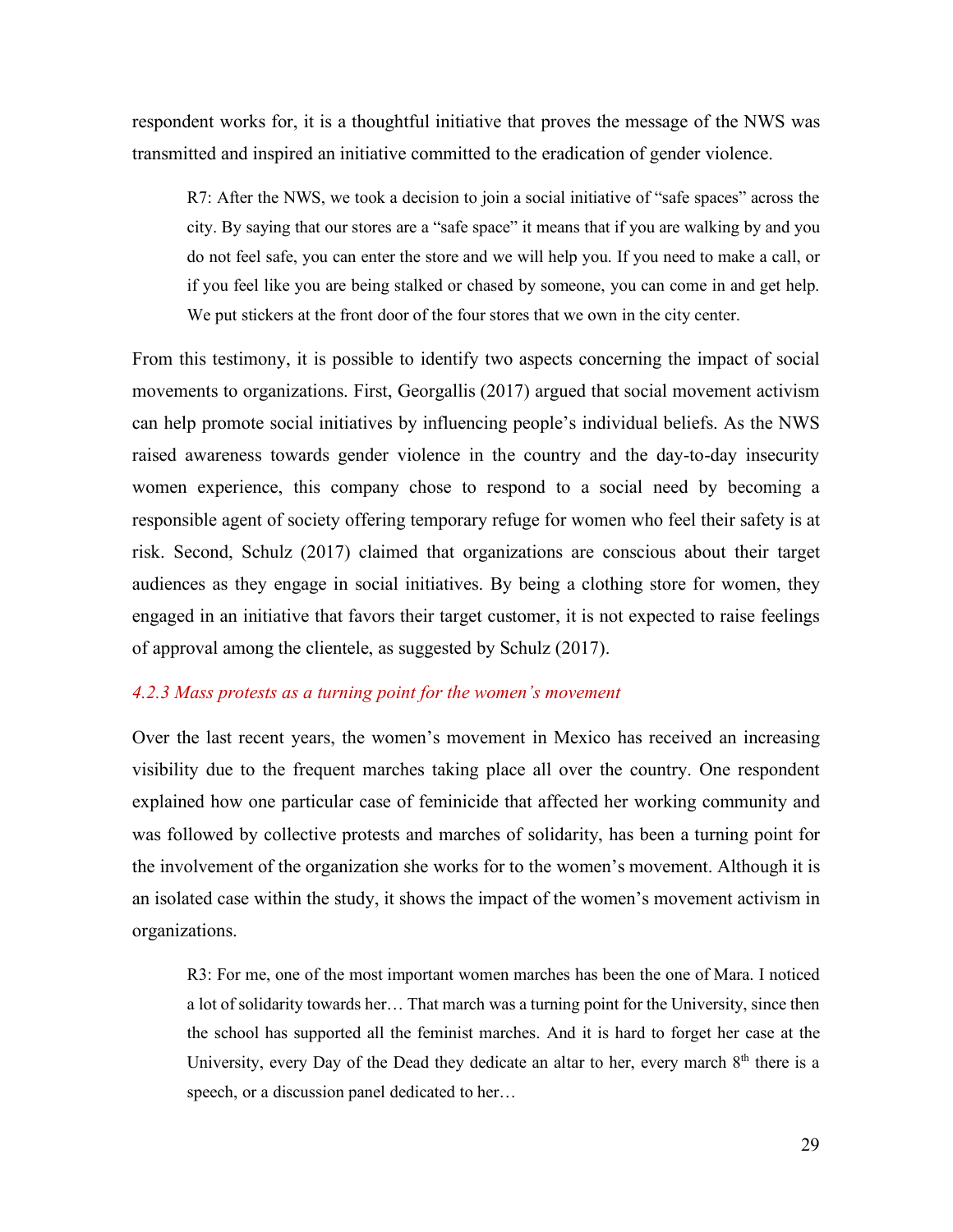respondent works for, it is a thoughtful initiative that proves the message of the NWS was transmitted and inspired an initiative committed to the eradication of gender violence.

> R7: After the NWS, we took a decision to join a social initiative of "safe spaces" across the city. By saying that our stores are a "safe space" it means that if you are walking by and you do not feel safe, you can enter the store and we will help you. If you need to make a call, or if you feel like you are being stalked or chased by someone, you can come in and get help. We put stickers at the front door of the four stores that we own in the city center.

From this testimony, it is possible to identify two aspects concerning the impact of social movements to organizations. First, Georgallis (2017) argued that social movement activism can help promote social initiatives by influencing people's individual beliefs. As the NWS raised awareness towards gender violence in the country and the day-to-day insecurity women experience, this company chose to respond to a social need by becoming a responsible agent of society offering temporary refuge for women who feel their safety is at risk. Second, Schulz (2017) claimed that organizations are conscious about their target audiences as they engage in social initiatives. By being a clothing store for women, they engaged in an initiative that favors their target customer, it is not expected to raise feelings of approval among the clientele, as suggested by Schulz (2017).

#### *4.2.3 Mass protests as a turning point for the women's movement*

Over the last recent years, the women's movement in Mexico has received an increasing visibility due to the frequent marches taking place all over the country. One respondent explained how one particular case of feminicide that affected her working community and was followed by collective protests and marches of solidarity, has been a turning point for the involvement of the organization she works for to the women's movement. Although it is an isolated case within the study, it shows the impact of the women's movement activism in organizations.

> R3: For me, one of the most important women marches has been the one of Mara. I noticed a lot of solidarity towards her… That march was a turning point for the University, since then the school has supported all the feminist marches. And it is hard to forget her case at the University, every Day of the Dead they dedicate an altar to her, every march 8th there is a speech, or a discussion panel dedicated to her…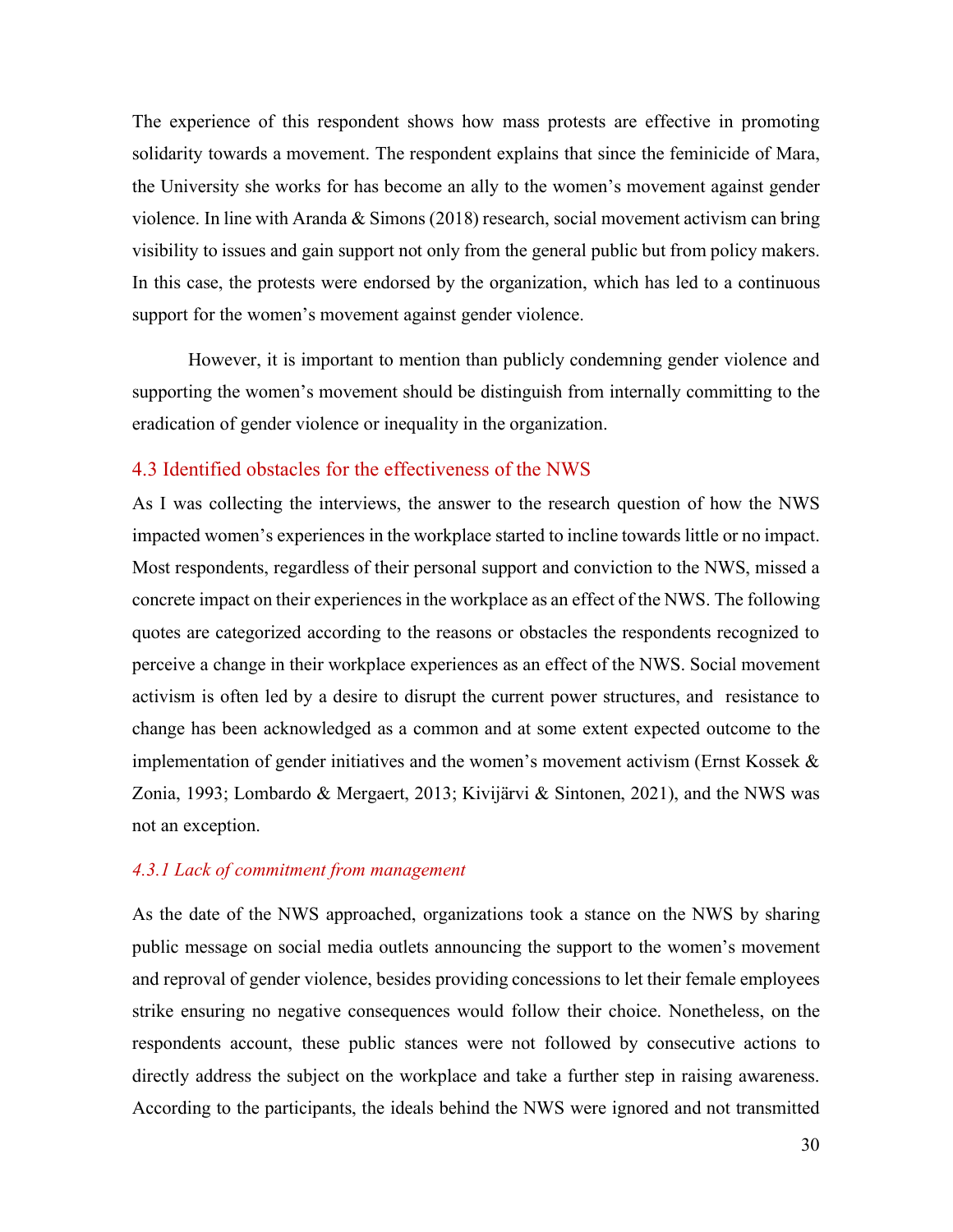The experience of this respondent shows how mass protests are effective in promoting solidarity towards a movement. The respondent explains that since the feminicide of Mara, the University she works for has become an ally to the women's movement against gender violence. In line with Aranda & Simons (2018) research, social movement activism can bring visibility to issues and gain support not only from the general public but from policy makers. In this case, the protests were endorsed by the organization, which has led to a continuous support for the women's movement against gender violence.

However, it is important to mention than publicly condemning gender violence and supporting the women's movement should be distinguish from internally committing to the eradication of gender violence or inequality in the organization.

### 4.3 Identified obstacles for the effectiveness of the NWS

As I was collecting the interviews, the answer to the research question of how the NWS impacted women's experiences in the workplace started to incline towards little or no impact. Most respondents, regardless of their personal support and conviction to the NWS, missed a concrete impact on their experiences in the workplace as an effect of the NWS. The following quotes are categorized according to the reasons or obstacles the respondents recognized to perceive a change in their workplace experiences as an effect of the NWS. Social movement activism is often led by a desire to disrupt the current power structures, and resistance to change has been acknowledged as a common and at some extent expected outcome to the implementation of gender initiatives and the women's movement activism (Ernst Kossek & Zonia, 1993; Lombardo & Mergaert, 2013; Kivijärvi & Sintonen, 2021), and the NWS was not an exception.

#### *4.3.1 Lack of commitment from management*

As the date of the NWS approached, organizations took a stance on the NWS by sharing public message on social media outlets announcing the support to the women's movement and reproval of gender violence, besides providing concessions to let their female employees strike ensuring no negative consequences would follow their choice. Nonetheless, on the respondents account, these public stances were not followed by consecutive actions to directly address the subject on the workplace and take a further step in raising awareness. According to the participants, the ideals behind the NWS were ignored and not transmitted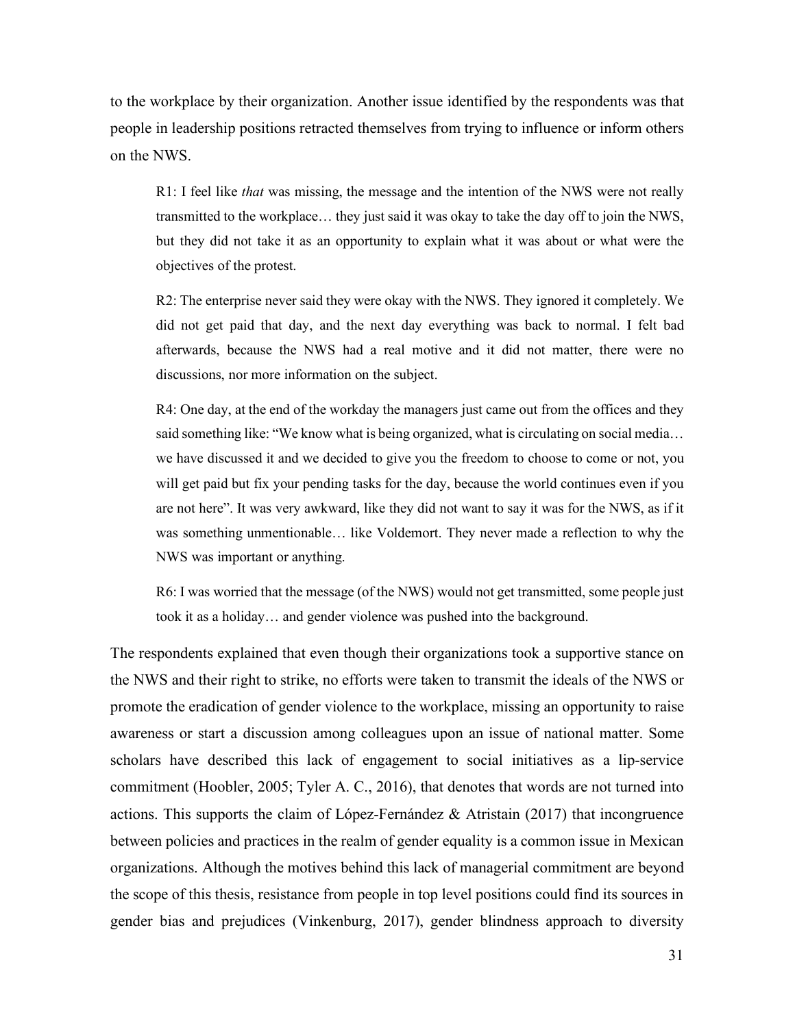to the workplace by their organization. Another issue identified by the respondents was that people in leadership positions retracted themselves from trying to influence or inform others on the NWS.

> R1: I feel like *that* was missing, the message and the intention of the NWS were not really transmitted to the workplace… they just said it was okay to take the day off to join the NWS, but they did not take it as an opportunity to explain what it was about or what were the objectives of the protest.
>
> R2: The enterprise never said they were okay with the NWS. They ignored it completely. We did not get paid that day, and the next day everything was back to normal. I felt bad afterwards, because the NWS had a real motive and it did not matter, there were no discussions, nor more information on the subject.
>
> R4: One day, at the end of the workday the managers just came out from the offices and they said something like: "We know what is being organized, what is circulating on social media… we have discussed it and we decided to give you the freedom to choose to come or not, you will get paid but fix your pending tasks for the day, because the world continues even if you are not here". It was very awkward, like they did not want to say it was for the NWS, as if it was something unmentionable… like Voldemort. They never made a reflection to why the NWS was important or anything.
>
> R6: I was worried that the message (of the NWS) would not get transmitted, some people just took it as a holiday… and gender violence was pushed into the background.

The respondents explained that even though their organizations took a supportive stance on the NWS and their right to strike, no efforts were taken to transmit the ideals of the NWS or promote the eradication of gender violence to the workplace, missing an opportunity to raise awareness or start a discussion among colleagues upon an issue of national matter. Some scholars have described this lack of engagement to social initiatives as a lip-service commitment (Hoobler, 2005; Tyler A. C., 2016), that denotes that words are not turned into actions. This supports the claim of López-Fernández & Atristain (2017) that incongruence between policies and practices in the realm of gender equality is a common issue in Mexican organizations. Although the motives behind this lack of managerial commitment are beyond the scope of this thesis, resistance from people in top level positions could find its sources in gender bias and prejudices (Vinkenburg, 2017), gender blindness approach to diversity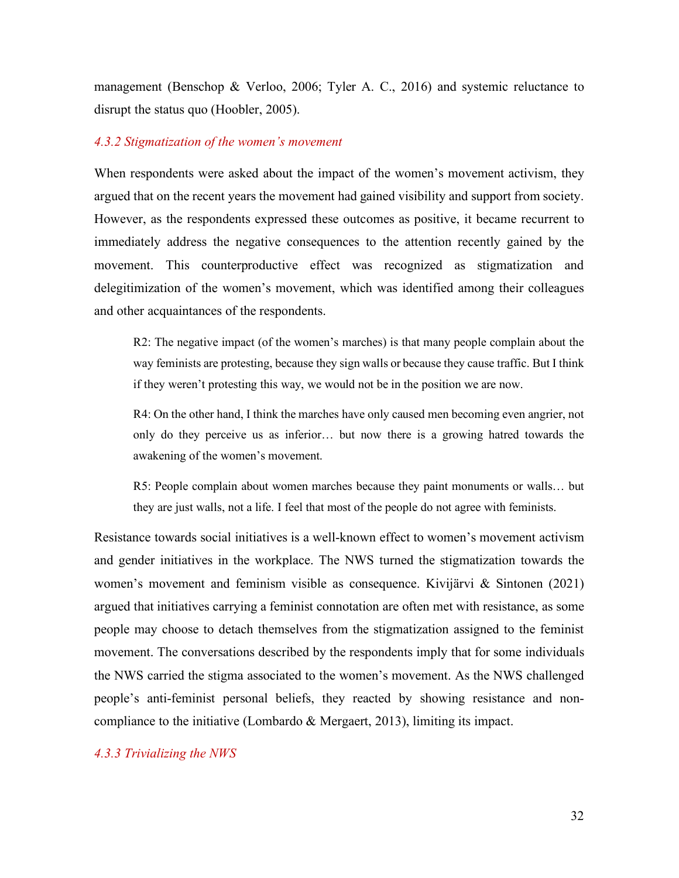management (Benschop & Verloo, 2006; Tyler A. C., 2016) and systemic reluctance to disrupt the status quo (Hoobler, 2005).

### *4.3.2 Stigmatization of the women's movement*

When respondents were asked about the impact of the women's movement activism, they argued that on the recent years the movement had gained visibility and support from society. However, as the respondents expressed these outcomes as positive, it became recurrent to immediately address the negative consequences to the attention recently gained by the movement. This counterproductive effect was recognized as stigmatization and delegitimization of the women's movement, which was identified among their colleagues and other acquaintances of the respondents.

> R2: The negative impact (of the women's marches) is that many people complain about the way feminists are protesting, because they sign walls or because they cause traffic. But I think if they weren't protesting this way, we would not be in the position we are now.
>
> R4: On the other hand, I think the marches have only caused men becoming even angrier, not only do they perceive us as inferior… but now there is a growing hatred towards the awakening of the women's movement.
>
> R5: People complain about women marches because they paint monuments or walls… but they are just walls, not a life. I feel that most of the people do not agree with feminists.

Resistance towards social initiatives is a well-known effect to women's movement activism and gender initiatives in the workplace. The NWS turned the stigmatization towards the women's movement and feminism visible as consequence. Kivijärvi & Sintonen (2021) argued that initiatives carrying a feminist connotation are often met with resistance, as some people may choose to detach themselves from the stigmatization assigned to the feminist movement. The conversations described by the respondents imply that for some individuals the NWS carried the stigma associated to the women's movement. As the NWS challenged people's anti-feminist personal beliefs, they reacted by showing resistance and non-compliance to the initiative (Lombardo & Mergaert, 2013), limiting its impact.

### *4.3.3 Trivializing the NWS*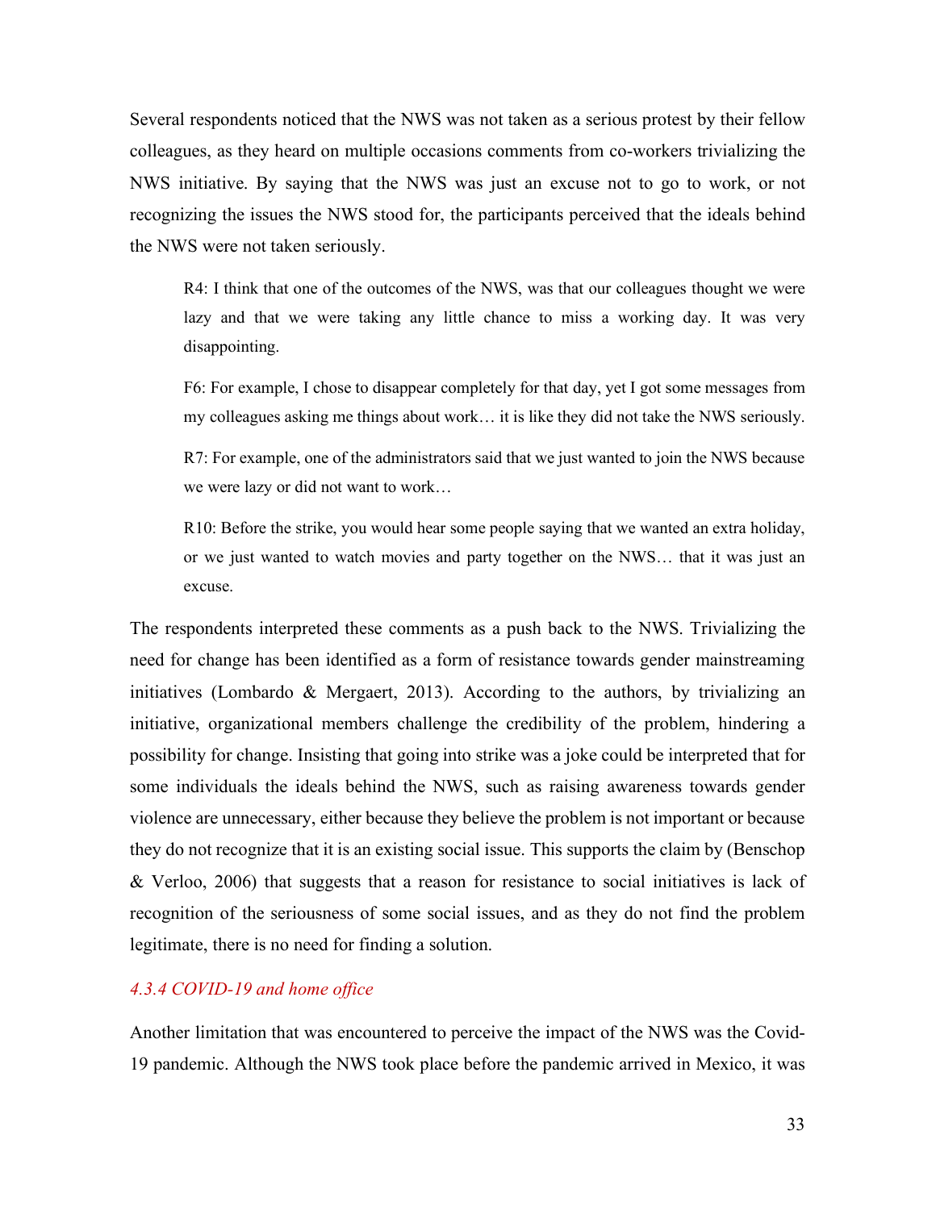Several respondents noticed that the NWS was not taken as a serious protest by their fellow colleagues, as they heard on multiple occasions comments from co-workers trivializing the NWS initiative. By saying that the NWS was just an excuse not to go to work, or not recognizing the issues the NWS stood for, the participants perceived that the ideals behind the NWS were not taken seriously.

> R4: I think that one of the outcomes of the NWS, was that our colleagues thought we were lazy and that we were taking any little chance to miss a working day. It was very disappointing.
>
> F6: For example, I chose to disappear completely for that day, yet I got some messages from my colleagues asking me things about work… it is like they did not take the NWS seriously.
>
> R7: For example, one of the administrators said that we just wanted to join the NWS because we were lazy or did not want to work…
>
> R10: Before the strike, you would hear some people saying that we wanted an extra holiday, or we just wanted to watch movies and party together on the NWS… that it was just an excuse.

The respondents interpreted these comments as a push back to the NWS. Trivializing the need for change has been identified as a form of resistance towards gender mainstreaming initiatives (Lombardo & Mergaert, 2013). According to the authors, by trivializing an initiative, organizational members challenge the credibility of the problem, hindering a possibility for change. Insisting that going into strike was a joke could be interpreted that for some individuals the ideals behind the NWS, such as raising awareness towards gender violence are unnecessary, either because they believe the problem is not important or because they do not recognize that it is an existing social issue. This supports the claim by (Benschop & Verloo, 2006) that suggests that a reason for resistance to social initiatives is lack of recognition of the seriousness of some social issues, and as they do not find the problem legitimate, there is no need for finding a solution.

#### *4.3.4 COVID-19 and home office*

Another limitation that was encountered to perceive the impact of the NWS was the Covid-19 pandemic. Although the NWS took place before the pandemic arrived in Mexico, it was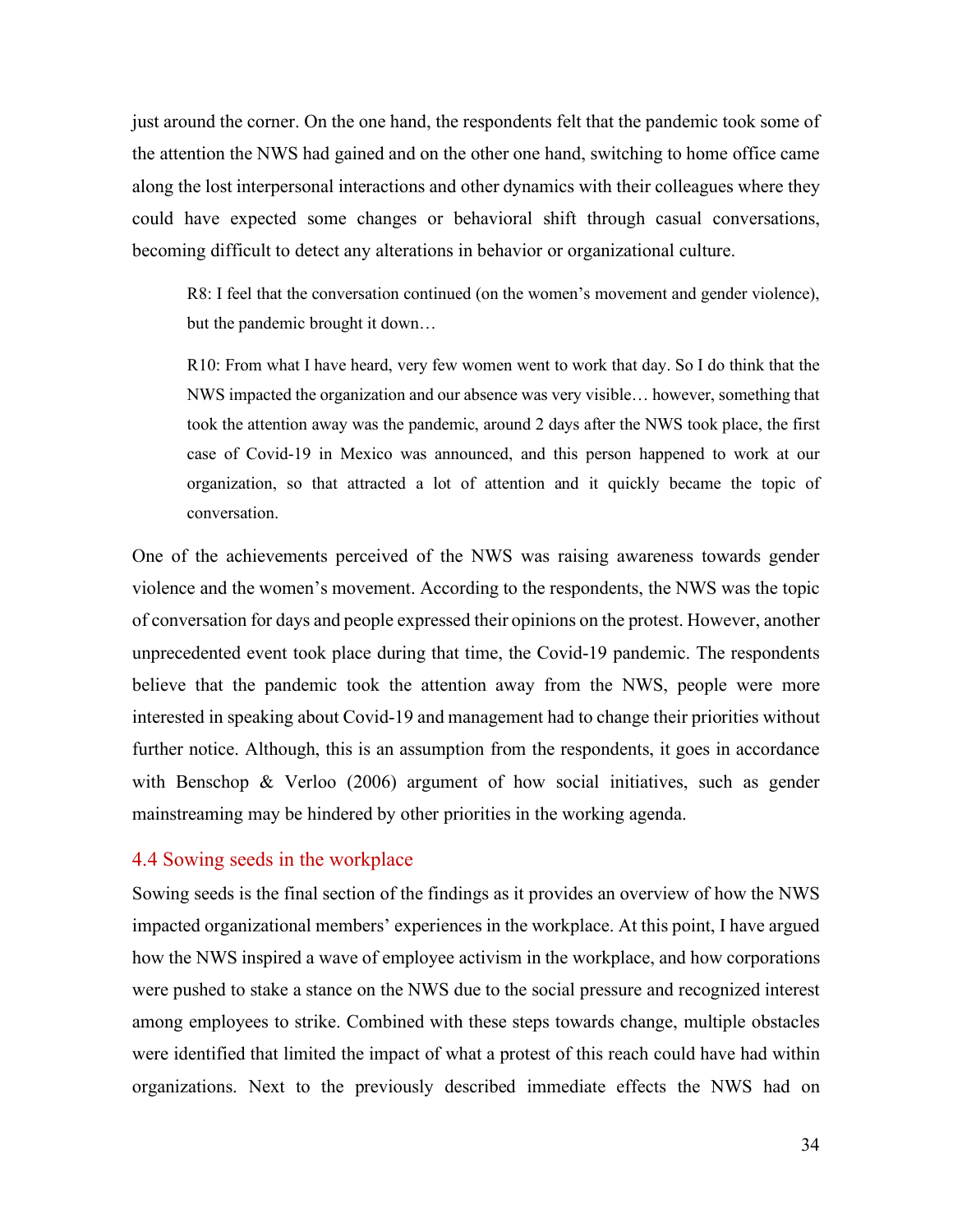just around the corner. On the one hand, the respondents felt that the pandemic took some of the attention the NWS had gained and on the other one hand, switching to home office came along the lost interpersonal interactions and other dynamics with their colleagues where they could have expected some changes or behavioral shift through casual conversations, becoming difficult to detect any alterations in behavior or organizational culture.

> R8: I feel that the conversation continued (on the women's movement and gender violence), but the pandemic brought it down…

> R10: From what I have heard, very few women went to work that day. So I do think that the NWS impacted the organization and our absence was very visible… however, something that took the attention away was the pandemic, around 2 days after the NWS took place, the first case of Covid-19 in Mexico was announced, and this person happened to work at our organization, so that attracted a lot of attention and it quickly became the topic of conversation.

One of the achievements perceived of the NWS was raising awareness towards gender violence and the women's movement. According to the respondents, the NWS was the topic of conversation for days and people expressed their opinions on the protest. However, another unprecedented event took place during that time, the Covid-19 pandemic. The respondents believe that the pandemic took the attention away from the NWS, people were more interested in speaking about Covid-19 and management had to change their priorities without further notice. Although, this is an assumption from the respondents, it goes in accordance with Benschop & Verloo (2006) argument of how social initiatives, such as gender mainstreaming may be hindered by other priorities in the working agenda.

## 4.4 Sowing seeds in the workplace

Sowing seeds is the final section of the findings as it provides an overview of how the NWS impacted organizational members' experiences in the workplace. At this point, I have argued how the NWS inspired a wave of employee activism in the workplace, and how corporations were pushed to stake a stance on the NWS due to the social pressure and recognized interest among employees to strike. Combined with these steps towards change, multiple obstacles were identified that limited the impact of what a protest of this reach could have had within organizations. Next to the previously described immediate effects the NWS had on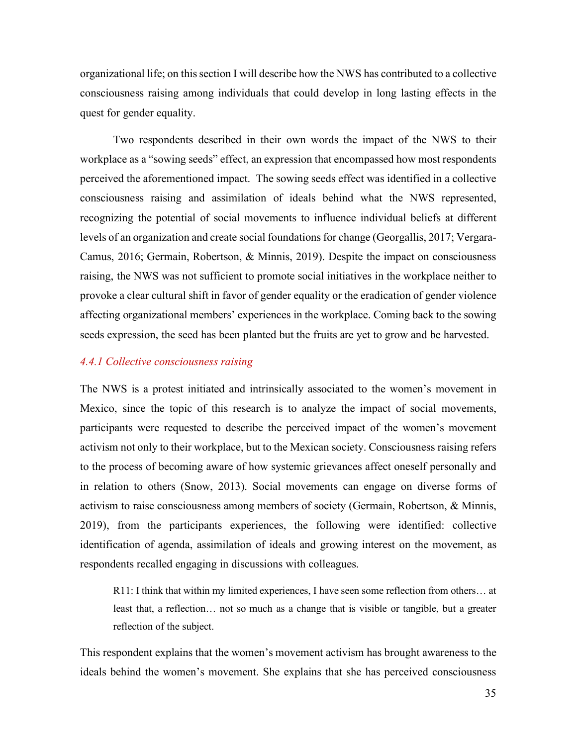organizational life; on this section I will describe how the NWS has contributed to a collective consciousness raising among individuals that could develop in long lasting effects in the quest for gender equality.

Two respondents described in their own words the impact of the NWS to their workplace as a "sowing seeds" effect, an expression that encompassed how most respondents perceived the aforementioned impact. The sowing seeds effect was identified in a collective consciousness raising and assimilation of ideals behind what the NWS represented, recognizing the potential of social movements to influence individual beliefs at different levels of an organization and create social foundations for change (Georgallis, 2017; Vergara-Camus, 2016; Germain, Robertson, & Minnis, 2019). Despite the impact on consciousness raising, the NWS was not sufficient to promote social initiatives in the workplace neither to provoke a clear cultural shift in favor of gender equality or the eradication of gender violence affecting organizational members' experiences in the workplace. Coming back to the sowing seeds expression, the seed has been planted but the fruits are yet to grow and be harvested.

### *4.4.1 Collective consciousness raising*

The NWS is a protest initiated and intrinsically associated to the women's movement in Mexico, since the topic of this research is to analyze the impact of social movements, participants were requested to describe the perceived impact of the women's movement activism not only to their workplace, but to the Mexican society. Consciousness raising refers to the process of becoming aware of how systemic grievances affect oneself personally and in relation to others (Snow, 2013). Social movements can engage on diverse forms of activism to raise consciousness among members of society (Germain, Robertson, & Minnis, 2019), from the participants experiences, the following were identified: collective identification of agenda, assimilation of ideals and growing interest on the movement, as respondents recalled engaging in discussions with colleagues.

> R11: I think that within my limited experiences, I have seen some reflection from others… at least that, a reflection… not so much as a change that is visible or tangible, but a greater reflection of the subject.

This respondent explains that the women's movement activism has brought awareness to the ideals behind the women's movement. She explains that she has perceived consciousness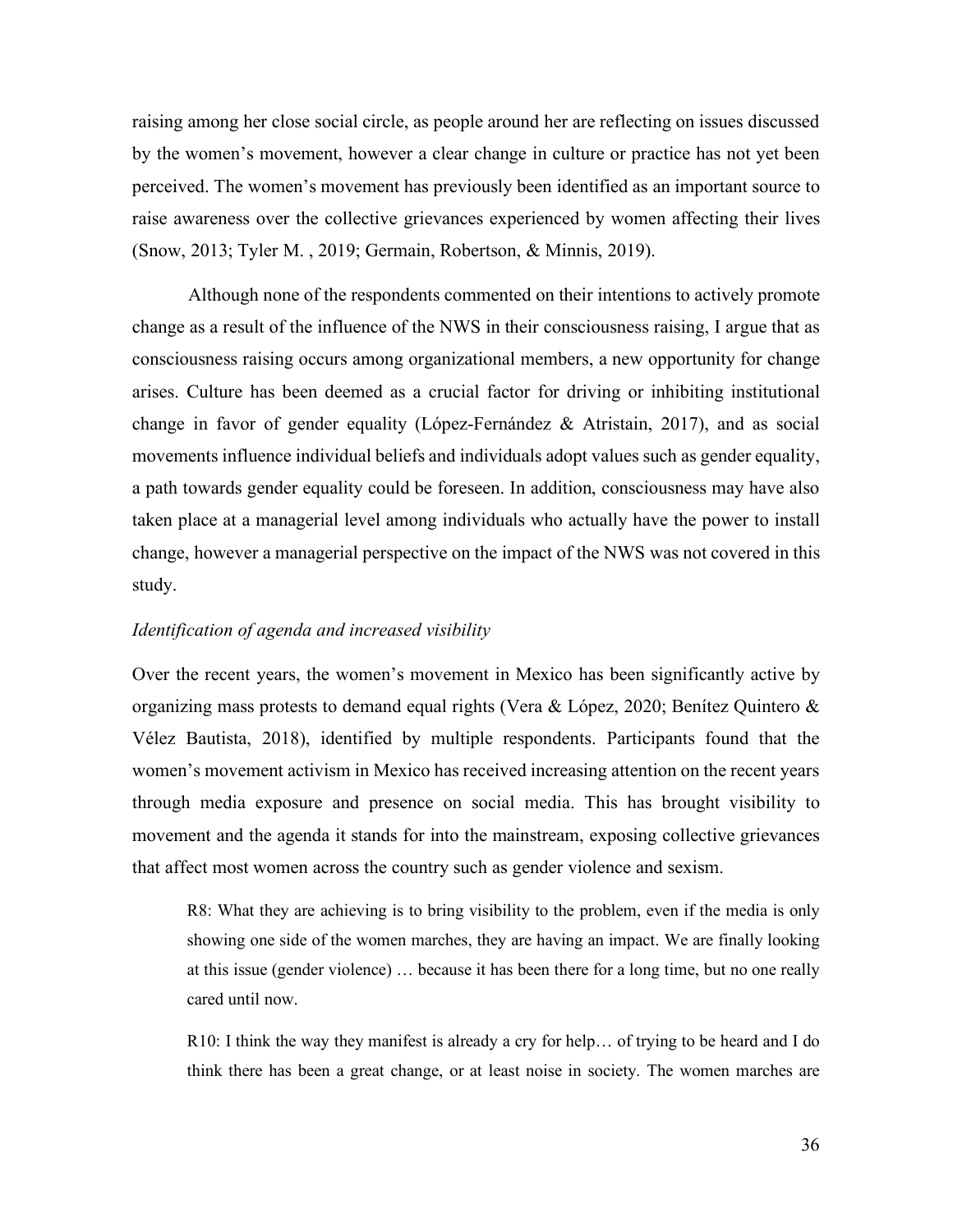raising among her close social circle, as people around her are reflecting on issues discussed by the women's movement, however a clear change in culture or practice has not yet been perceived. The women's movement has previously been identified as an important source to raise awareness over the collective grievances experienced by women affecting their lives (Snow, 2013; Tyler M. , 2019; Germain, Robertson, & Minnis, 2019).

Although none of the respondents commented on their intentions to actively promote change as a result of the influence of the NWS in their consciousness raising, I argue that as consciousness raising occurs among organizational members, a new opportunity for change arises. Culture has been deemed as a crucial factor for driving or inhibiting institutional change in favor of gender equality (López-Fernández & Atristain, 2017), and as social movements influence individual beliefs and individuals adopt values such as gender equality, a path towards gender equality could be foreseen. In addition, consciousness may have also taken place at a managerial level among individuals who actually have the power to install change, however a managerial perspective on the impact of the NWS was not covered in this study.

*Identification of agenda and increased visibility*

Over the recent years, the women's movement in Mexico has been significantly active by organizing mass protests to demand equal rights (Vera & López, 2020; Benítez Quintero & Vélez Bautista, 2018), identified by multiple respondents. Participants found that the women's movement activism in Mexico has received increasing attention on the recent years through media exposure and presence on social media. This has brought visibility to movement and the agenda it stands for into the mainstream, exposing collective grievances that affect most women across the country such as gender violence and sexism.

> R8: What they are achieving is to bring visibility to the problem, even if the media is only showing one side of the women marches, they are having an impact. We are finally looking at this issue (gender violence) … because it has been there for a long time, but no one really cared until now.

> R10: I think the way they manifest is already a cry for help… of trying to be heard and I do think there has been a great change, or at least noise in society. The women marches are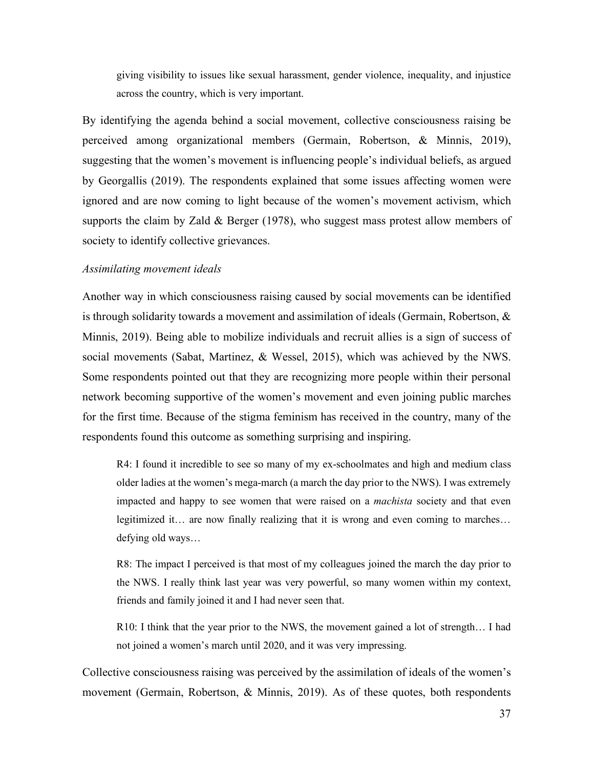giving visibility to issues like sexual harassment, gender violence, inequality, and injustice across the country, which is very important.

By identifying the agenda behind a social movement, collective consciousness raising be perceived among organizational members (Germain, Robertson, & Minnis, 2019), suggesting that the women's movement is influencing people's individual beliefs, as argued by Georgallis (2019). The respondents explained that some issues affecting women were ignored and are now coming to light because of the women's movement activism, which supports the claim by Zald & Berger (1978), who suggest mass protest allow members of society to identify collective grievances.

*Assimilating movement ideals*

Another way in which consciousness raising caused by social movements can be identified is through solidarity towards a movement and assimilation of ideals (Germain, Robertson, & Minnis, 2019). Being able to mobilize individuals and recruit allies is a sign of success of social movements (Sabat, Martinez, & Wessel, 2015), which was achieved by the NWS. Some respondents pointed out that they are recognizing more people within their personal network becoming supportive of the women's movement and even joining public marches for the first time. Because of the stigma feminism has received in the country, many of the respondents found this outcome as something surprising and inspiring.

> R4: I found it incredible to see so many of my ex-schoolmates and high and medium class older ladies at the women's mega-march (a march the day prior to the NWS). I was extremely impacted and happy to see women that were raised on a *machista* society and that even legitimized it… are now finally realizing that it is wrong and even coming to marches… defying old ways…

> R8: The impact I perceived is that most of my colleagues joined the march the day prior to the NWS. I really think last year was very powerful, so many women within my context, friends and family joined it and I had never seen that.

> R10: I think that the year prior to the NWS, the movement gained a lot of strength… I had not joined a women's march until 2020, and it was very impressing.

Collective consciousness raising was perceived by the assimilation of ideals of the women's movement (Germain, Robertson, & Minnis, 2019). As of these quotes, both respondents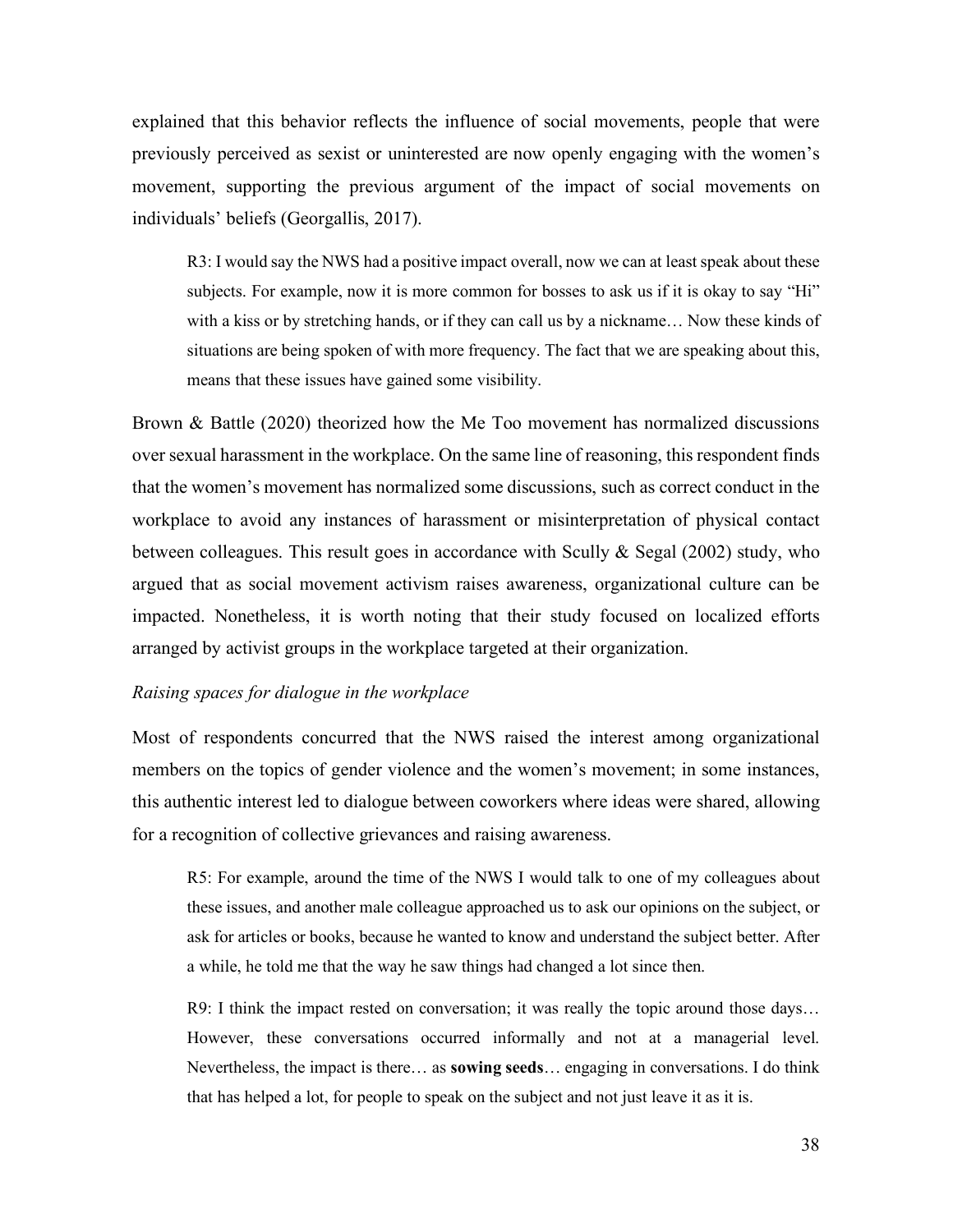explained that this behavior reflects the influence of social movements, people that were previously perceived as sexist or uninterested are now openly engaging with the women's movement, supporting the previous argument of the impact of social movements on individuals' beliefs (Georgallis, 2017).

> R3: I would say the NWS had a positive impact overall, now we can at least speak about these subjects. For example, now it is more common for bosses to ask us if it is okay to say "Hi" with a kiss or by stretching hands, or if they can call us by a nickname… Now these kinds of situations are being spoken of with more frequency. The fact that we are speaking about this, means that these issues have gained some visibility.

Brown & Battle (2020) theorized how the Me Too movement has normalized discussions over sexual harassment in the workplace. On the same line of reasoning, this respondent finds that the women's movement has normalized some discussions, such as correct conduct in the workplace to avoid any instances of harassment or misinterpretation of physical contact between colleagues. This result goes in accordance with Scully & Segal (2002) study, who argued that as social movement activism raises awareness, organizational culture can be impacted. Nonetheless, it is worth noting that their study focused on localized efforts arranged by activist groups in the workplace targeted at their organization.

*Raising spaces for dialogue in the workplace*

Most of respondents concurred that the NWS raised the interest among organizational members on the topics of gender violence and the women's movement; in some instances, this authentic interest led to dialogue between coworkers where ideas were shared, allowing for a recognition of collective grievances and raising awareness.

> R5: For example, around the time of the NWS I would talk to one of my colleagues about these issues, and another male colleague approached us to ask our opinions on the subject, or ask for articles or books, because he wanted to know and understand the subject better. After a while, he told me that the way he saw things had changed a lot since then.

> R9: I think the impact rested on conversation; it was really the topic around those days… However, these conversations occurred informally and not at a managerial level. Nevertheless, the impact is there… as **sowing seeds**… engaging in conversations. I do think that has helped a lot, for people to speak on the subject and not just leave it as it is.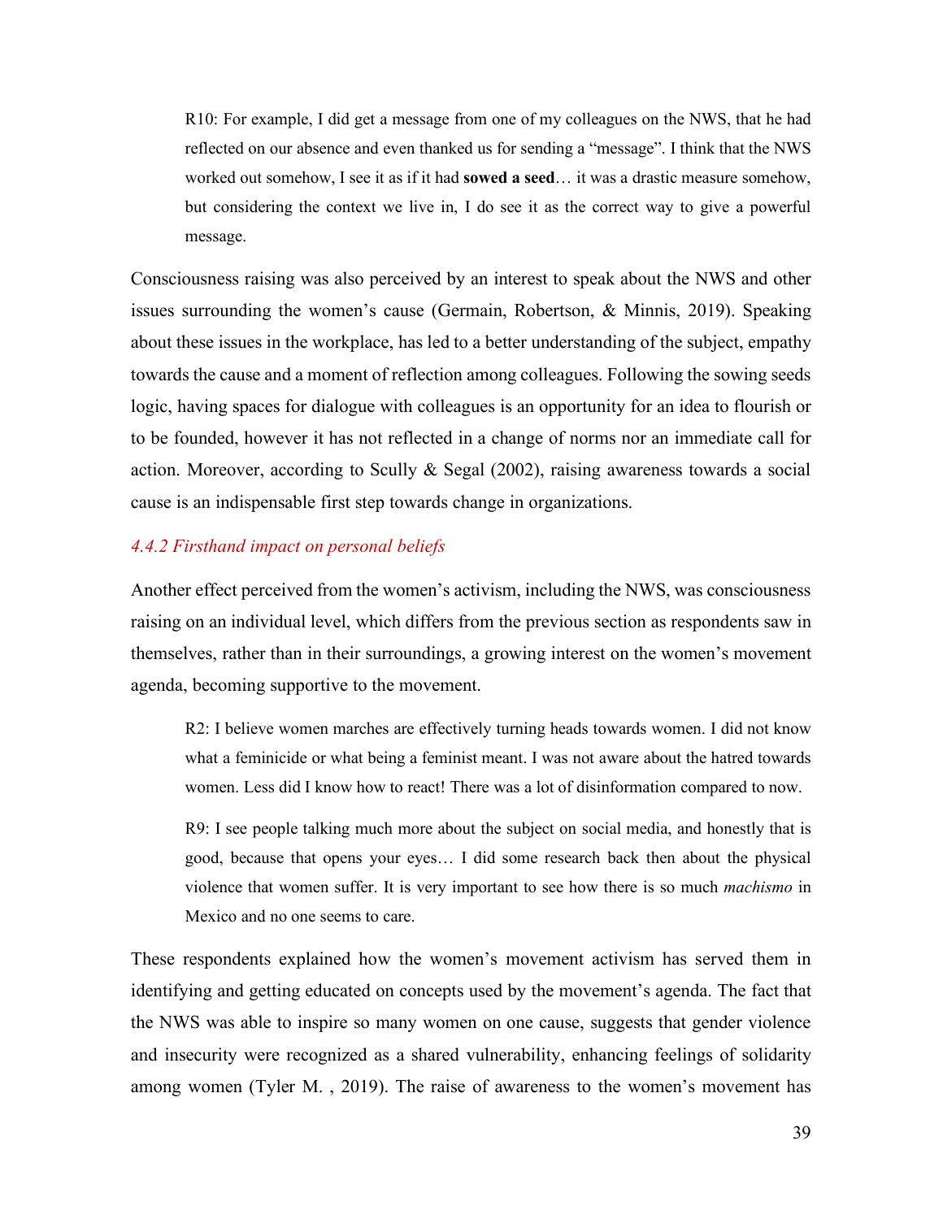> R10: For example, I did get a message from one of my colleagues on the NWS, that he had reflected on our absence and even thanked us for sending a "message". I think that the NWS worked out somehow, I see it as if it had **sowed a seed**… it was a drastic measure somehow, but considering the context we live in, I do see it as the correct way to give a powerful message.

Consciousness raising was also perceived by an interest to speak about the NWS and other issues surrounding the women's cause (Germain, Robertson, & Minnis, 2019). Speaking about these issues in the workplace, has led to a better understanding of the subject, empathy towards the cause and a moment of reflection among colleagues. Following the sowing seeds logic, having spaces for dialogue with colleagues is an opportunity for an idea to flourish or to be founded, however it has not reflected in a change of norms nor an immediate call for action. Moreover, according to Scully & Segal (2002), raising awareness towards a social cause is an indispensable first step towards change in organizations.

#### *4.4.2 Firsthand impact on personal beliefs*

Another effect perceived from the women's activism, including the NWS, was consciousness raising on an individual level, which differs from the previous section as respondents saw in themselves, rather than in their surroundings, a growing interest on the women's movement agenda, becoming supportive to the movement.

> R2: I believe women marches are effectively turning heads towards women. I did not know what a feminicide or what being a feminist meant. I was not aware about the hatred towards women. Less did I know how to react! There was a lot of disinformation compared to now.

> R9: I see people talking much more about the subject on social media, and honestly that is good, because that opens your eyes… I did some research back then about the physical violence that women suffer. It is very important to see how there is so much *machismo* in Mexico and no one seems to care.

These respondents explained how the women's movement activism has served them in identifying and getting educated on concepts used by the movement's agenda. The fact that the NWS was able to inspire so many women on one cause, suggests that gender violence and insecurity were recognized as a shared vulnerability, enhancing feelings of solidarity among women (Tyler M. , 2019). The raise of awareness to the women's movement has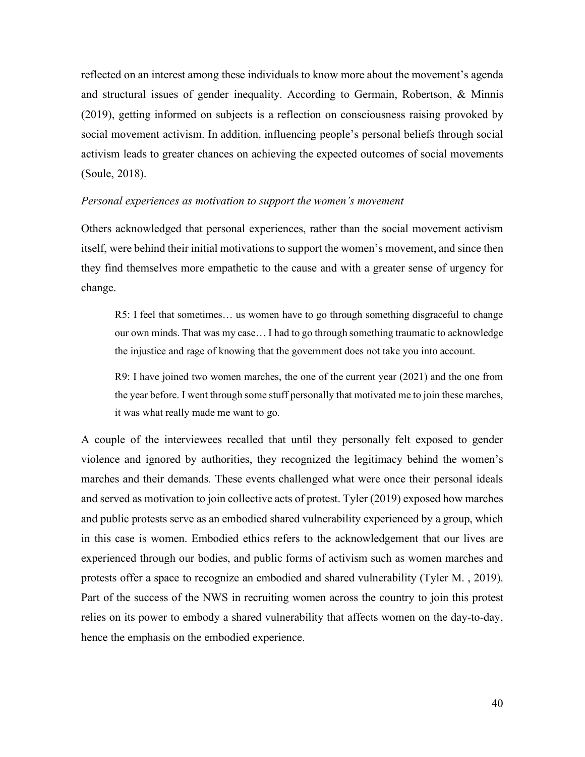reflected on an interest among these individuals to know more about the movement's agenda and structural issues of gender inequality. According to Germain, Robertson, & Minnis (2019), getting informed on subjects is a reflection on consciousness raising provoked by social movement activism. In addition, influencing people's personal beliefs through social activism leads to greater chances on achieving the expected outcomes of social movements (Soule, 2018).

*Personal experiences as motivation to support the women's movement*

Others acknowledged that personal experiences, rather than the social movement activism itself, were behind their initial motivations to support the women's movement, and since then they find themselves more empathetic to the cause and with a greater sense of urgency for change.

> R5: I feel that sometimes… us women have to go through something disgraceful to change our own minds. That was my case… I had to go through something traumatic to acknowledge the injustice and rage of knowing that the government does not take you into account.

> R9: I have joined two women marches, the one of the current year (2021) and the one from the year before. I went through some stuff personally that motivated me to join these marches, it was what really made me want to go.

A couple of the interviewees recalled that until they personally felt exposed to gender violence and ignored by authorities, they recognized the legitimacy behind the women's marches and their demands. These events challenged what were once their personal ideals and served as motivation to join collective acts of protest. Tyler (2019) exposed how marches and public protests serve as an embodied shared vulnerability experienced by a group, which in this case is women. Embodied ethics refers to the acknowledgement that our lives are experienced through our bodies, and public forms of activism such as women marches and protests offer a space to recognize an embodied and shared vulnerability (Tyler M. , 2019). Part of the success of the NWS in recruiting women across the country to join this protest relies on its power to embody a shared vulnerability that affects women on the day-to-day, hence the emphasis on the embodied experience.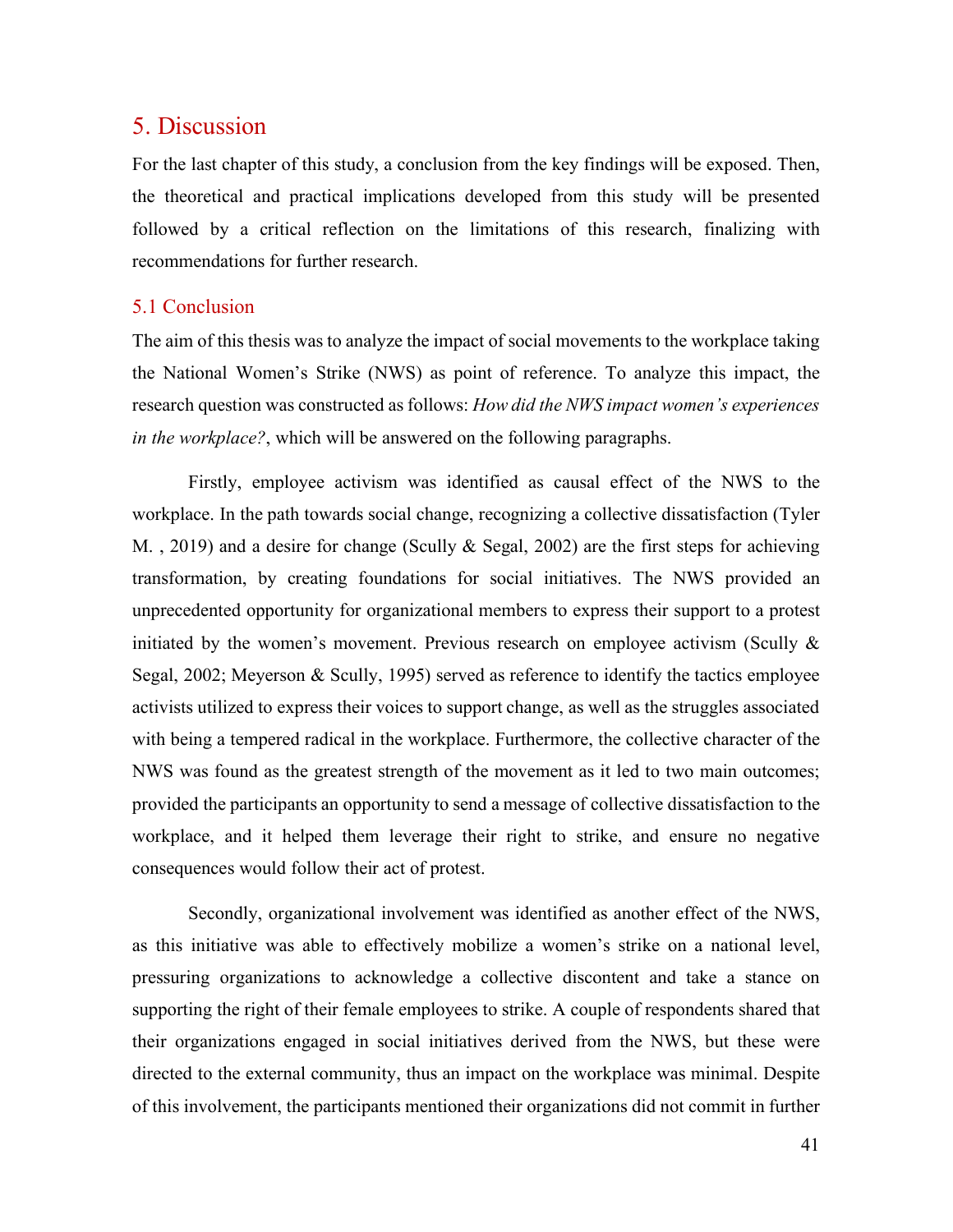# 5. Discussion

For the last chapter of this study, a conclusion from the key findings will be exposed. Then, the theoretical and practical implications developed from this study will be presented followed by a critical reflection on the limitations of this research, finalizing with recommendations for further research.

## 5.1 Conclusion

The aim of this thesis was to analyze the impact of social movements to the workplace taking the National Women's Strike (NWS) as point of reference. To analyze this impact, the research question was constructed as follows: *How did the NWS impact women's experiences in the workplace?*, which will be answered on the following paragraphs.

Firstly, employee activism was identified as causal effect of the NWS to the workplace. In the path towards social change, recognizing a collective dissatisfaction (Tyler M. , 2019) and a desire for change (Scully & Segal, 2002) are the first steps for achieving transformation, by creating foundations for social initiatives. The NWS provided an unprecedented opportunity for organizational members to express their support to a protest initiated by the women's movement. Previous research on employee activism (Scully & Segal, 2002; Meyerson & Scully, 1995) served as reference to identify the tactics employee activists utilized to express their voices to support change, as well as the struggles associated with being a tempered radical in the workplace. Furthermore, the collective character of the NWS was found as the greatest strength of the movement as it led to two main outcomes; provided the participants an opportunity to send a message of collective dissatisfaction to the workplace, and it helped them leverage their right to strike, and ensure no negative consequences would follow their act of protest.

Secondly, organizational involvement was identified as another effect of the NWS, as this initiative was able to effectively mobilize a women's strike on a national level, pressuring organizations to acknowledge a collective discontent and take a stance on supporting the right of their female employees to strike. A couple of respondents shared that their organizations engaged in social initiatives derived from the NWS, but these were directed to the external community, thus an impact on the workplace was minimal. Despite of this involvement, the participants mentioned their organizations did not commit in further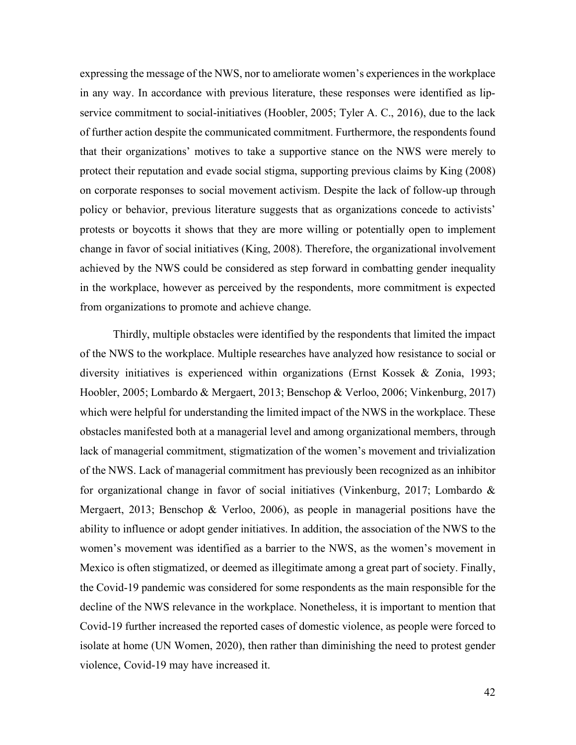expressing the message of the NWS, nor to ameliorate women's experiences in the workplace in any way. In accordance with previous literature, these responses were identified as lip-service commitment to social-initiatives (Hoobler, 2005; Tyler A. C., 2016), due to the lack of further action despite the communicated commitment. Furthermore, the respondents found that their organizations' motives to take a supportive stance on the NWS were merely to protect their reputation and evade social stigma, supporting previous claims by King (2008) on corporate responses to social movement activism. Despite the lack of follow-up through policy or behavior, previous literature suggests that as organizations concede to activists' protests or boycotts it shows that they are more willing or potentially open to implement change in favor of social initiatives (King, 2008). Therefore, the organizational involvement achieved by the NWS could be considered as step forward in combatting gender inequality in the workplace, however as perceived by the respondents, more commitment is expected from organizations to promote and achieve change.

Thirdly, multiple obstacles were identified by the respondents that limited the impact of the NWS to the workplace. Multiple researches have analyzed how resistance to social or diversity initiatives is experienced within organizations (Ernst Kossek & Zonia, 1993; Hoobler, 2005; Lombardo & Mergaert, 2013; Benschop & Verloo, 2006; Vinkenburg, 2017) which were helpful for understanding the limited impact of the NWS in the workplace. These obstacles manifested both at a managerial level and among organizational members, through lack of managerial commitment, stigmatization of the women's movement and trivialization of the NWS. Lack of managerial commitment has previously been recognized as an inhibitor for organizational change in favor of social initiatives (Vinkenburg, 2017; Lombardo & Mergaert, 2013; Benschop & Verloo, 2006), as people in managerial positions have the ability to influence or adopt gender initiatives. In addition, the association of the NWS to the women's movement was identified as a barrier to the NWS, as the women's movement in Mexico is often stigmatized, or deemed as illegitimate among a great part of society. Finally, the Covid-19 pandemic was considered for some respondents as the main responsible for the decline of the NWS relevance in the workplace. Nonetheless, it is important to mention that Covid-19 further increased the reported cases of domestic violence, as people were forced to isolate at home (UN Women, 2020), then rather than diminishing the need to protest gender violence, Covid-19 may have increased it.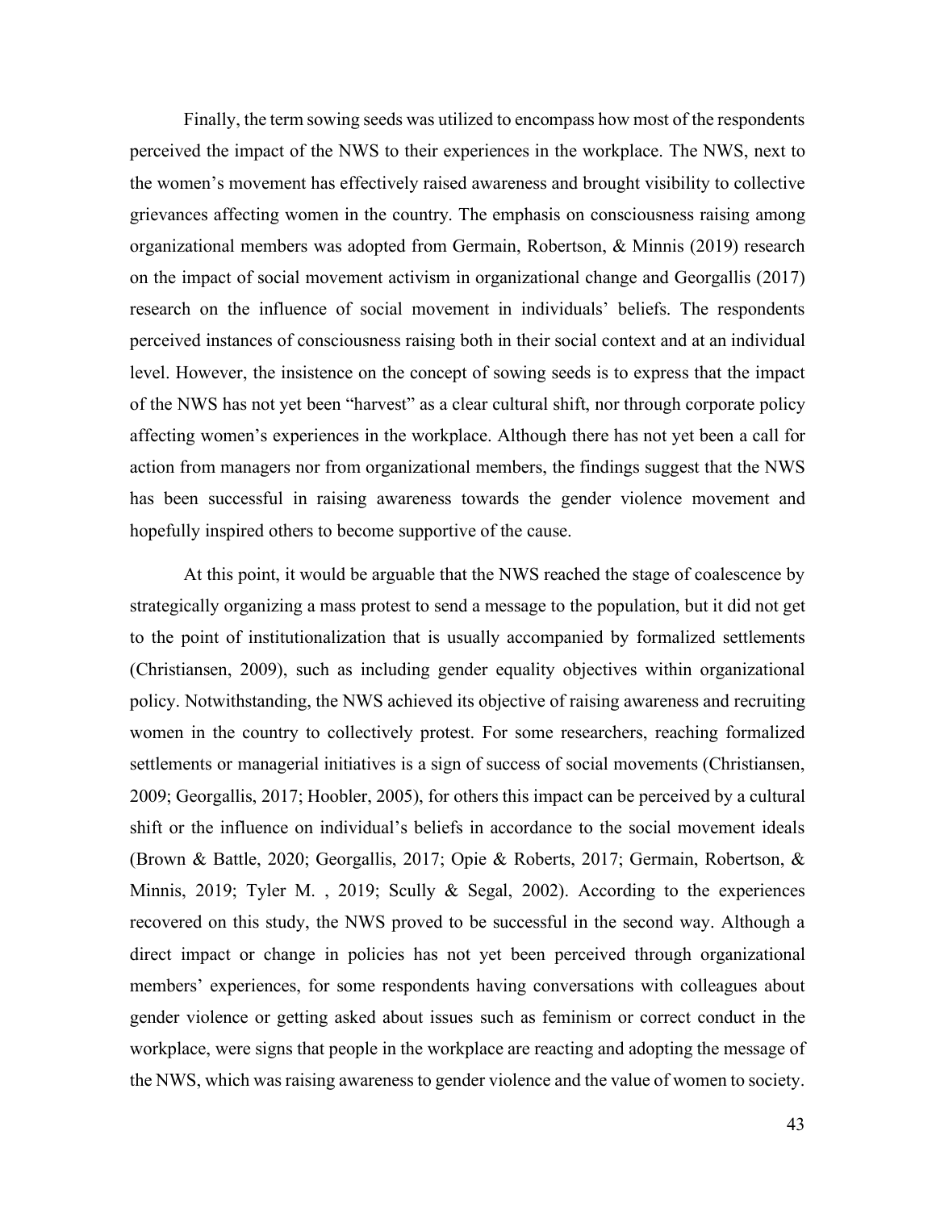Finally, the term sowing seeds was utilized to encompass how most of the respondents perceived the impact of the NWS to their experiences in the workplace. The NWS, next to the women's movement has effectively raised awareness and brought visibility to collective grievances affecting women in the country. The emphasis on consciousness raising among organizational members was adopted from Germain, Robertson, & Minnis (2019) research on the impact of social movement activism in organizational change and Georgallis (2017) research on the influence of social movement in individuals' beliefs. The respondents perceived instances of consciousness raising both in their social context and at an individual level. However, the insistence on the concept of sowing seeds is to express that the impact of the NWS has not yet been "harvest" as a clear cultural shift, nor through corporate policy affecting women's experiences in the workplace. Although there has not yet been a call for action from managers nor from organizational members, the findings suggest that the NWS has been successful in raising awareness towards the gender violence movement and hopefully inspired others to become supportive of the cause.

At this point, it would be arguable that the NWS reached the stage of coalescence by strategically organizing a mass protest to send a message to the population, but it did not get to the point of institutionalization that is usually accompanied by formalized settlements (Christiansen, 2009), such as including gender equality objectives within organizational policy. Notwithstanding, the NWS achieved its objective of raising awareness and recruiting women in the country to collectively protest. For some researchers, reaching formalized settlements or managerial initiatives is a sign of success of social movements (Christiansen, 2009; Georgallis, 2017; Hoobler, 2005), for others this impact can be perceived by a cultural shift or the influence on individual's beliefs in accordance to the social movement ideals (Brown & Battle, 2020; Georgallis, 2017; Opie & Roberts, 2017; Germain, Robertson, & Minnis, 2019; Tyler M. , 2019; Scully & Segal, 2002). According to the experiences recovered on this study, the NWS proved to be successful in the second way. Although a direct impact or change in policies has not yet been perceived through organizational members' experiences, for some respondents having conversations with colleagues about gender violence or getting asked about issues such as feminism or correct conduct in the workplace, were signs that people in the workplace are reacting and adopting the message of the NWS, which was raising awareness to gender violence and the value of women to society.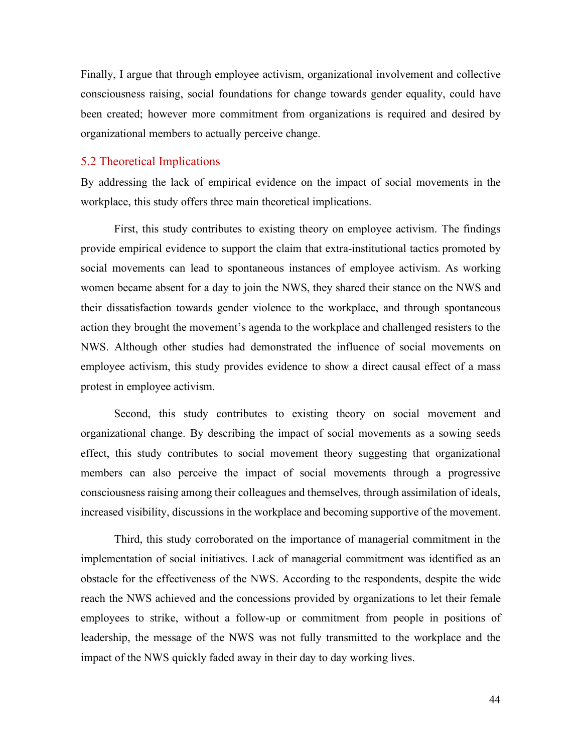Finally, I argue that through employee activism, organizational involvement and collective consciousness raising, social foundations for change towards gender equality, could have been created; however more commitment from organizations is required and desired by organizational members to actually perceive change.

## 5.2 Theoretical Implications

By addressing the lack of empirical evidence on the impact of social movements in the workplace, this study offers three main theoretical implications.

First, this study contributes to existing theory on employee activism. The findings provide empirical evidence to support the claim that extra-institutional tactics promoted by social movements can lead to spontaneous instances of employee activism. As working women became absent for a day to join the NWS, they shared their stance on the NWS and their dissatisfaction towards gender violence to the workplace, and through spontaneous action they brought the movement's agenda to the workplace and challenged resisters to the NWS. Although other studies had demonstrated the influence of social movements on employee activism, this study provides evidence to show a direct causal effect of a mass protest in employee activism.

Second, this study contributes to existing theory on social movement and organizational change. By describing the impact of social movements as a sowing seeds effect, this study contributes to social movement theory suggesting that organizational members can also perceive the impact of social movements through a progressive consciousness raising among their colleagues and themselves, through assimilation of ideals, increased visibility, discussions in the workplace and becoming supportive of the movement.

Third, this study corroborated on the importance of managerial commitment in the implementation of social initiatives. Lack of managerial commitment was identified as an obstacle for the effectiveness of the NWS. According to the respondents, despite the wide reach the NWS achieved and the concessions provided by organizations to let their female employees to strike, without a follow-up or commitment from people in positions of leadership, the message of the NWS was not fully transmitted to the workplace and the impact of the NWS quickly faded away in their day to day working lives.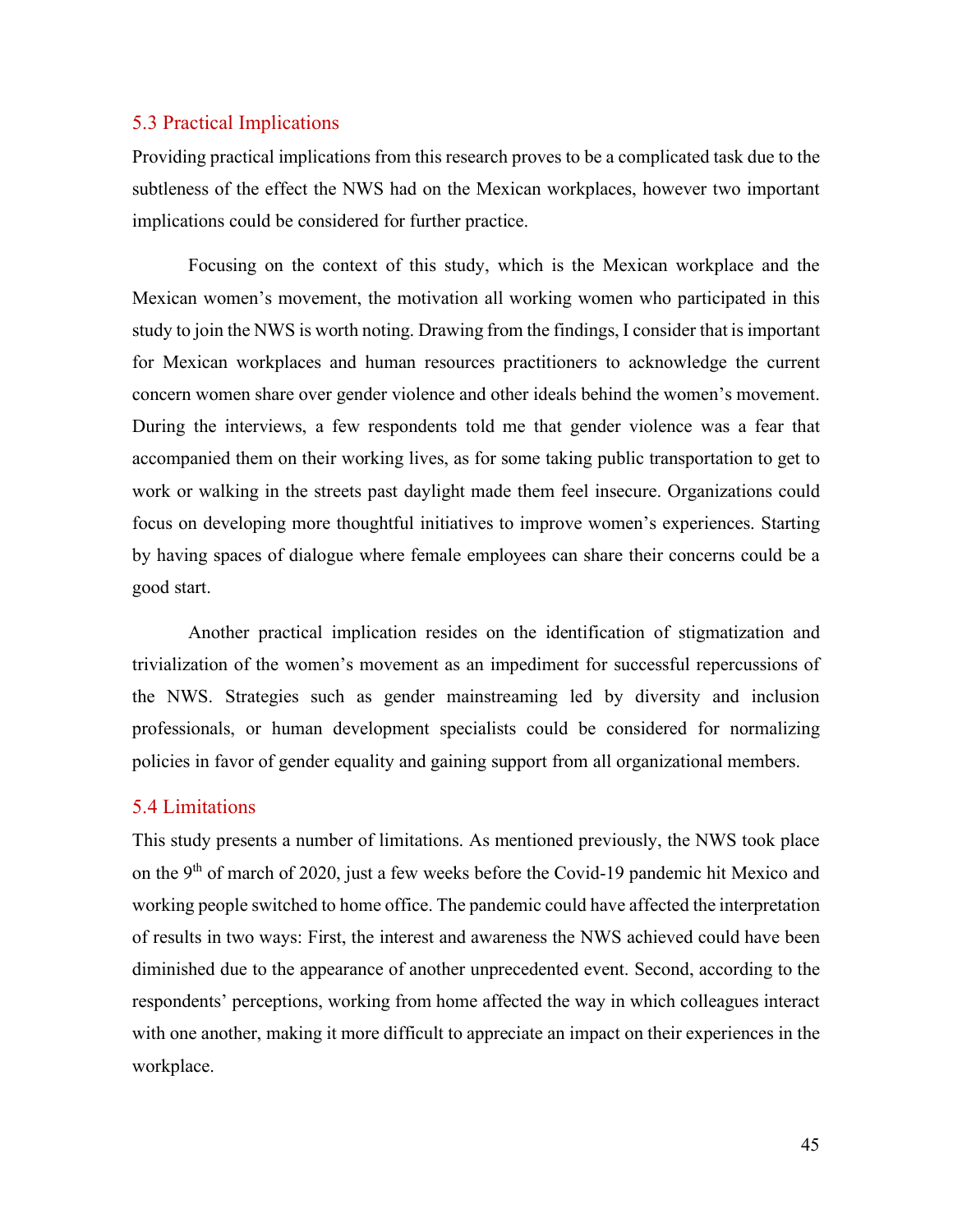## 5.3 Practical Implications

Providing practical implications from this research proves to be a complicated task due to the subtleness of the effect the NWS had on the Mexican workplaces, however two important implications could be considered for further practice.

Focusing on the context of this study, which is the Mexican workplace and the Mexican women's movement, the motivation all working women who participated in this study to join the NWS is worth noting. Drawing from the findings, I consider that is important for Mexican workplaces and human resources practitioners to acknowledge the current concern women share over gender violence and other ideals behind the women's movement. During the interviews, a few respondents told me that gender violence was a fear that accompanied them on their working lives, as for some taking public transportation to get to work or walking in the streets past daylight made them feel insecure. Organizations could focus on developing more thoughtful initiatives to improve women's experiences. Starting by having spaces of dialogue where female employees can share their concerns could be a good start.

Another practical implication resides on the identification of stigmatization and trivialization of the women's movement as an impediment for successful repercussions of the NWS. Strategies such as gender mainstreaming led by diversity and inclusion professionals, or human development specialists could be considered for normalizing policies in favor of gender equality and gaining support from all organizational members.

## 5.4 Limitations

This study presents a number of limitations. As mentioned previously, the NWS took place on the 9th of march of 2020, just a few weeks before the Covid-19 pandemic hit Mexico and working people switched to home office. The pandemic could have affected the interpretation of results in two ways: First, the interest and awareness the NWS achieved could have been diminished due to the appearance of another unprecedented event. Second, according to the respondents' perceptions, working from home affected the way in which colleagues interact with one another, making it more difficult to appreciate an impact on their experiences in the workplace.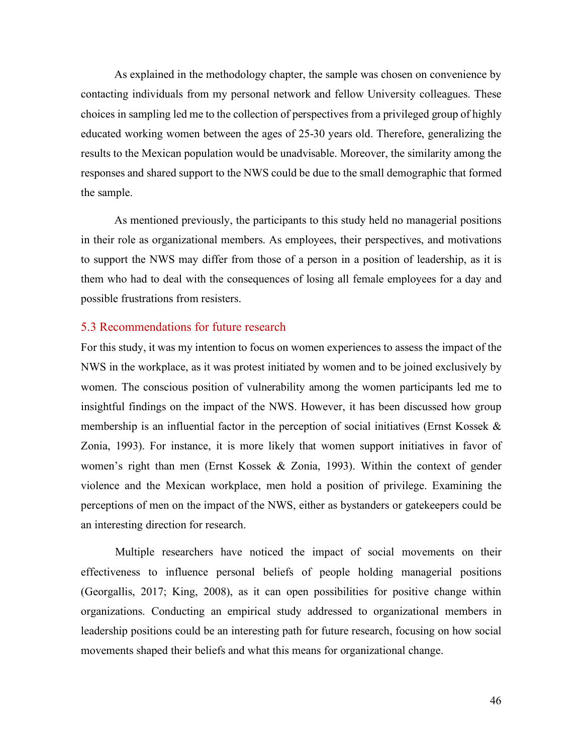As explained in the methodology chapter, the sample was chosen on convenience by contacting individuals from my personal network and fellow University colleagues. These choices in sampling led me to the collection of perspectives from a privileged group of highly educated working women between the ages of 25-30 years old. Therefore, generalizing the results to the Mexican population would be unadvisable. Moreover, the similarity among the responses and shared support to the NWS could be due to the small demographic that formed the sample.

As mentioned previously, the participants to this study held no managerial positions in their role as organizational members. As employees, their perspectives, and motivations to support the NWS may differ from those of a person in a position of leadership, as it is them who had to deal with the consequences of losing all female employees for a day and possible frustrations from resisters.

## 5.3 Recommendations for future research

For this study, it was my intention to focus on women experiences to assess the impact of the NWS in the workplace, as it was protest initiated by women and to be joined exclusively by women. The conscious position of vulnerability among the women participants led me to insightful findings on the impact of the NWS. However, it has been discussed how group membership is an influential factor in the perception of social initiatives (Ernst Kossek & Zonia, 1993). For instance, it is more likely that women support initiatives in favor of women's right than men (Ernst Kossek & Zonia, 1993). Within the context of gender violence and the Mexican workplace, men hold a position of privilege. Examining the perceptions of men on the impact of the NWS, either as bystanders or gatekeepers could be an interesting direction for research.

Multiple researchers have noticed the impact of social movements on their effectiveness to influence personal beliefs of people holding managerial positions (Georgallis, 2017; King, 2008), as it can open possibilities for positive change within organizations. Conducting an empirical study addressed to organizational members in leadership positions could be an interesting path for future research, focusing on how social movements shaped their beliefs and what this means for organizational change.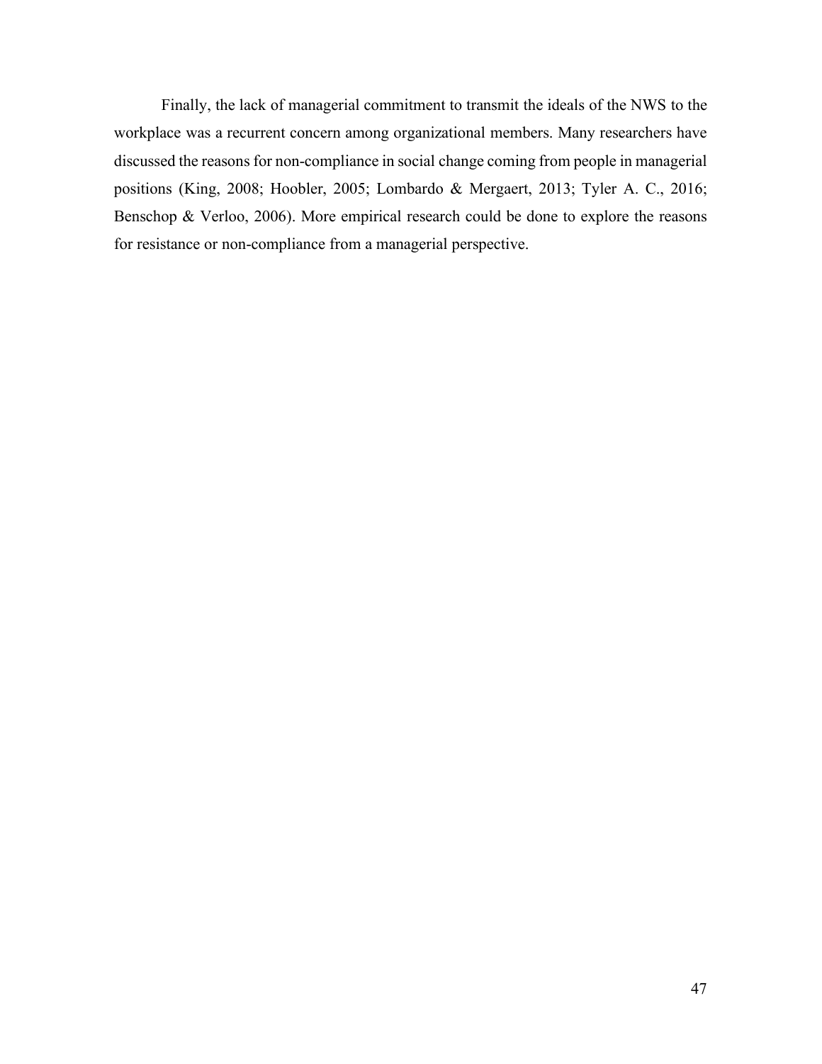Finally, the lack of managerial commitment to transmit the ideals of the NWS to the workplace was a recurrent concern among organizational members. Many researchers have discussed the reasons for non-compliance in social change coming from people in managerial positions (King, 2008; Hoobler, 2005; Lombardo & Mergaert, 2013; Tyler A. C., 2016; Benschop & Verloo, 2006). More empirical research could be done to explore the reasons for resistance or non-compliance from a managerial perspective.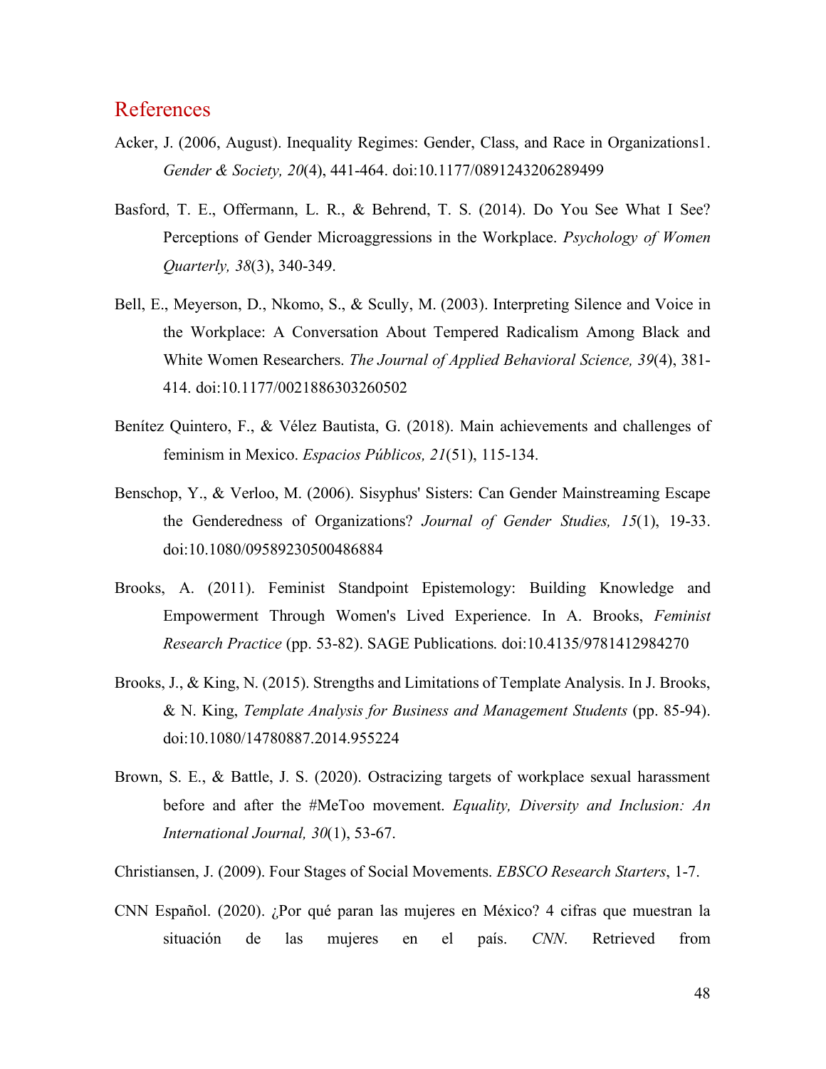# References

Acker, J. (2006, August). Inequality Regimes: Gender, Class, and Race in Organizations1. *Gender & Society, 20*(4), 441-464. doi:10.1177/0891243206289499

Basford, T. E., Offermann, L. R., & Behrend, T. S. (2014). Do You See What I See? Perceptions of Gender Microaggressions in the Workplace. *Psychology of Women Quarterly, 38*(3), 340-349.

Bell, E., Meyerson, D., Nkomo, S., & Scully, M. (2003). Interpreting Silence and Voice in the Workplace: A Conversation About Tempered Radicalism Among Black and White Women Researchers. *The Journal of Applied Behavioral Science, 39*(4), 381-414. doi:10.1177/0021886303260502

Benítez Quintero, F., & Vélez Bautista, G. (2018). Main achievements and challenges of feminism in Mexico. *Espacios Públicos, 21*(51), 115-134.

Benschop, Y., & Verloo, M. (2006). Sisyphus' Sisters: Can Gender Mainstreaming Escape the Genderedness of Organizations? *Journal of Gender Studies, 15*(1), 19-33. doi:10.1080/09589230500486884

Brooks, A. (2011). Feminist Standpoint Epistemology: Building Knowledge and Empowerment Through Women's Lived Experience. In A. Brooks, *Feminist Research Practice* (pp. 53-82). SAGE Publications. doi:10.4135/9781412984270

Brooks, J., & King, N. (2015). Strengths and Limitations of Template Analysis. In J. Brooks, & N. King, *Template Analysis for Business and Management Students* (pp. 85-94). doi:10.1080/14780887.2014.955224

Brown, S. E., & Battle, J. S. (2020). Ostracizing targets of workplace sexual harassment before and after the #MeToo movement. *Equality, Diversity and Inclusion: An International Journal, 30*(1), 53-67.

Christiansen, J. (2009). Four Stages of Social Movements. *EBSCO Research Starters*, 1-7.

CNN Español. (2020). ¿Por qué paran las mujeres en México? 4 cifras que muestran la situación de las mujeres en el país. *CNN.* Retrieved from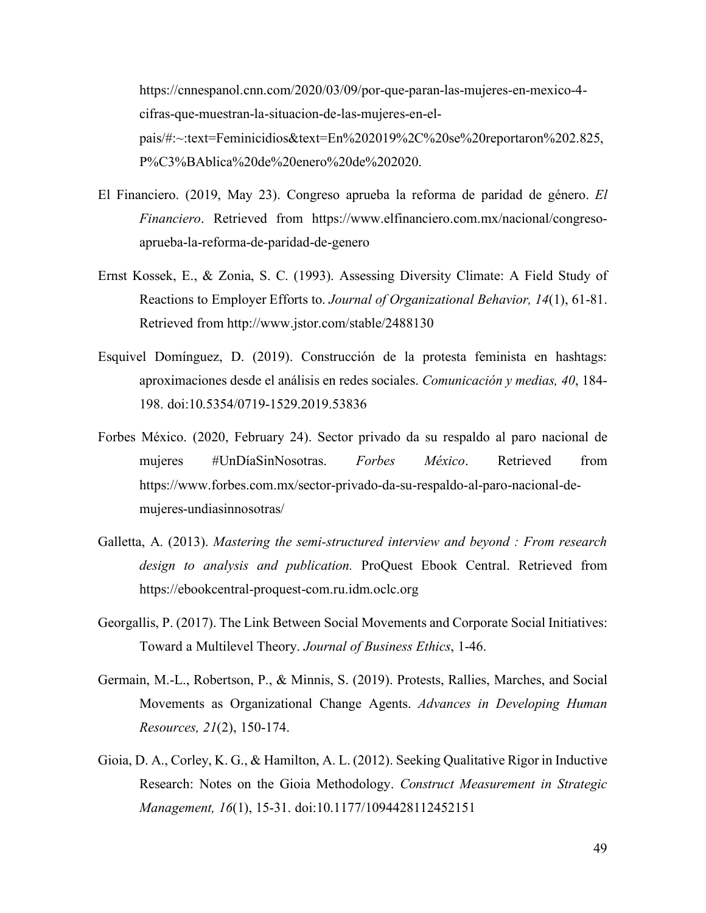https://cnnespanol.cnn.com/2020/03/09/por-que-paran-las-mujeres-en-mexico-4-cifras-que-muestran-la-situacion-de-las-mujeres-en-el-pais/#:~:text=Feminicidios&text=En%202019%2C%20se%20reportaron%202.825,P%C3%BAblica%20de%20enero%20de%202020.

El Financiero. (2019, May 23). Congreso aprueba la reforma de paridad de género. *El Financiero*. Retrieved from https://www.elfinanciero.com.mx/nacional/congreso-aprueba-la-reforma-de-paridad-de-genero

Ernst Kossek, E., & Zonia, S. C. (1993). Assessing Diversity Climate: A Field Study of Reactions to Employer Efforts to. *Journal of Organizational Behavior, 14*(1), 61-81. Retrieved from http://www.jstor.com/stable/2488130

Esquivel Domínguez, D. (2019). Construcción de la protesta feminista en hashtags: aproximaciones desde el análisis en redes sociales. *Comunicación y medias, 40*, 184-198. doi:10.5354/0719-1529.2019.53836

Forbes México. (2020, February 24). Sector privado da su respaldo al paro nacional de mujeres #UnDíaSinNosotras. *Forbes México*. Retrieved from https://www.forbes.com.mx/sector-privado-da-su-respaldo-al-paro-nacional-de-mujeres-undiasinnosotras/

Galletta, A. (2013). *Mastering the semi-structured interview and beyond : From research design to analysis and publication.* ProQuest Ebook Central. Retrieved from https://ebookcentral-proquest-com.ru.idm.oclc.org

Georgallis, P. (2017). The Link Between Social Movements and Corporate Social Initiatives: Toward a Multilevel Theory. *Journal of Business Ethics*, 1-46.

Germain, M.-L., Robertson, P., & Minnis, S. (2019). Protests, Rallies, Marches, and Social Movements as Organizational Change Agents. *Advances in Developing Human Resources, 21*(2), 150-174.

Gioia, D. A., Corley, K. G., & Hamilton, A. L. (2012). Seeking Qualitative Rigor in Inductive Research: Notes on the Gioia Methodology. *Construct Measurement in Strategic Management, 16*(1), 15-31. doi:10.1177/1094428112452151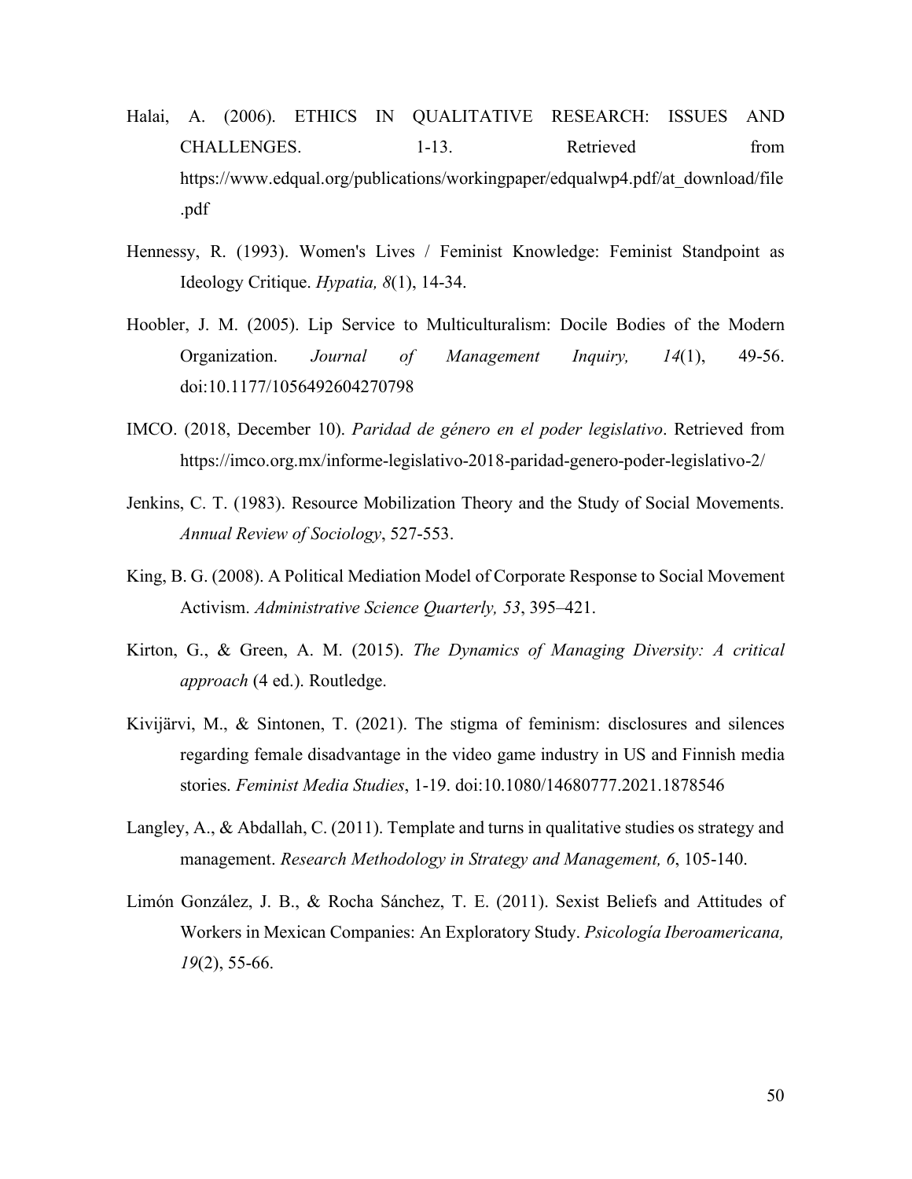Halai, A. (2006). ETHICS IN QUALITATIVE RESEARCH: ISSUES AND CHALLENGES. 1-13. Retrieved from https://www.edqual.org/publications/workingpaper/edqualwp4.pdf/at_download/file.pdf

Hennessy, R. (1993). Women's Lives / Feminist Knowledge: Feminist Standpoint as Ideology Critique. *Hypatia, 8*(1), 14-34.

Hoobler, J. M. (2005). Lip Service to Multiculturalism: Docile Bodies of the Modern Organization. *Journal of Management Inquiry, 14*(1), 49-56. doi:10.1177/1056492604270798

IMCO. (2018, December 10). *Paridad de género en el poder legislativo*. Retrieved from https://imco.org.mx/informe-legislativo-2018-paridad-genero-poder-legislativo-2/

Jenkins, C. T. (1983). Resource Mobilization Theory and the Study of Social Movements. *Annual Review of Sociology*, 527-553.

King, B. G. (2008). A Political Mediation Model of Corporate Response to Social Movement Activism. *Administrative Science Quarterly, 53*, 395–421.

Kirton, G., & Green, A. M. (2015). *The Dynamics of Managing Diversity: A critical approach* (4 ed.). Routledge.

Kivijärvi, M., & Sintonen, T. (2021). The stigma of feminism: disclosures and silences regarding female disadvantage in the video game industry in US and Finnish media stories. *Feminist Media Studies*, 1-19. doi:10.1080/14680777.2021.1878546

Langley, A., & Abdallah, C. (2011). Template and turns in qualitative studies os strategy and management. *Research Methodology in Strategy and Management, 6*, 105-140.

Limón González, J. B., & Rocha Sánchez, T. E. (2011). Sexist Beliefs and Attitudes of Workers in Mexican Companies: An Exploratory Study. *Psicología Iberoamericana, 19*(2), 55-66.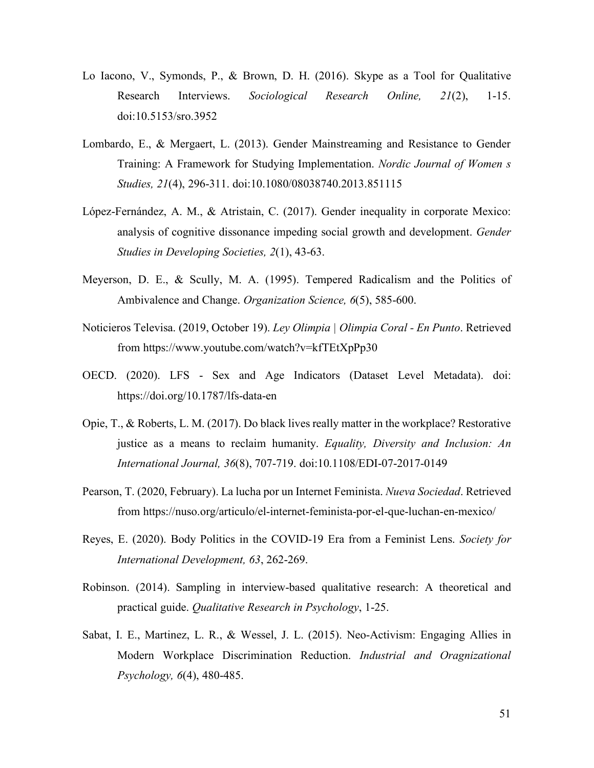Lo Iacono, V., Symonds, P., & Brown, D. H. (2016). Skype as a Tool for Qualitative Research Interviews. *Sociological Research Online, 21*(2), 1-15. doi:10.5153/sro.3952

Lombardo, E., & Mergaert, L. (2013). Gender Mainstreaming and Resistance to Gender Training: A Framework for Studying Implementation. *Nordic Journal of Women s Studies, 21*(4), 296-311. doi:10.1080/08038740.2013.851115

López-Fernández, A. M., & Atristain, C. (2017). Gender inequality in corporate Mexico: analysis of cognitive dissonance impeding social growth and development. *Gender Studies in Developing Societies, 2*(1), 43-63.

Meyerson, D. E., & Scully, M. A. (1995). Tempered Radicalism and the Politics of Ambivalence and Change. *Organization Science, 6*(5), 585-600.

Noticieros Televisa. (2019, October 19). *Ley Olimpia | Olimpia Coral - En Punto*. Retrieved from https://www.youtube.com/watch?v=kfTEtXpPp30

OECD. (2020). LFS - Sex and Age Indicators (Dataset Level Metadata). doi: https://doi.org/10.1787/lfs-data-en

Opie, T., & Roberts, L. M. (2017). Do black lives really matter in the workplace? Restorative justice as a means to reclaim humanity. *Equality, Diversity and Inclusion: An International Journal, 36*(8), 707-719. doi:10.1108/EDI-07-2017-0149

Pearson, T. (2020, February). La lucha por un Internet Feminista. *Nueva Sociedad*. Retrieved from https://nuso.org/articulo/el-internet-feminista-por-el-que-luchan-en-mexico/

Reyes, E. (2020). Body Politics in the COVID-19 Era from a Feminist Lens. *Society for International Development, 63*, 262-269.

Robinson. (2014). Sampling in interview-based qualitative research: A theoretical and practical guide. *Qualitative Research in Psychology*, 1-25.

Sabat, I. E., Martinez, L. R., & Wessel, J. L. (2015). Neo-Activism: Engaging Allies in Modern Workplace Discrimination Reduction. *Industrial and Oragnizational Psychology, 6*(4), 480-485.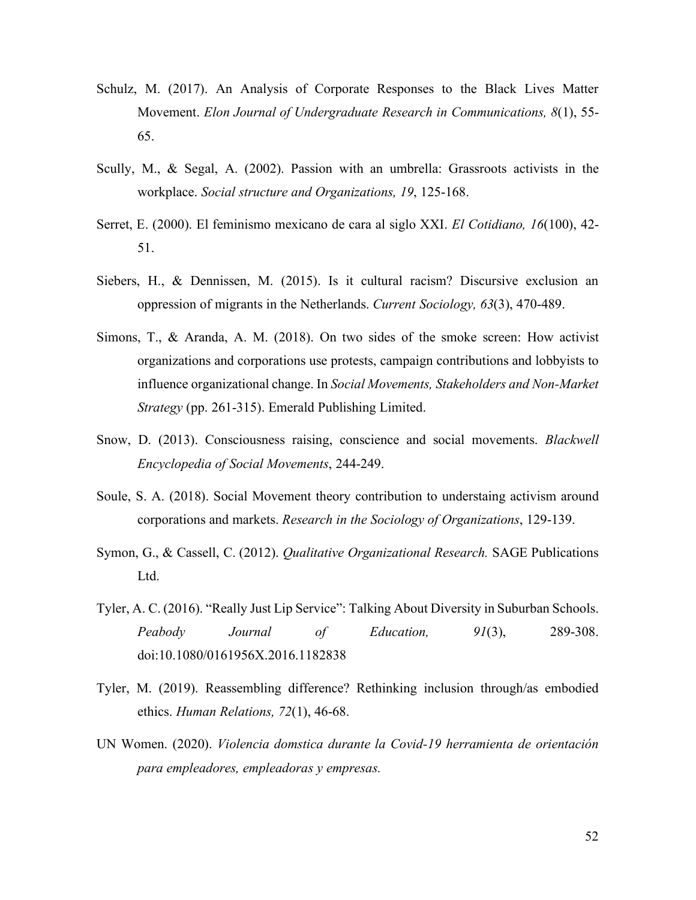Schulz, M. (2017). An Analysis of Corporate Responses to the Black Lives Matter Movement. *Elon Journal of Undergraduate Research in Communications, 8*(1), 55-65.

Scully, M., & Segal, A. (2002). Passion with an umbrella: Grassroots activists in the workplace. *Social structure and Organizations, 19*, 125-168.

Serret, E. (2000). El feminismo mexicano de cara al siglo XXI. *El Cotidiano, 16*(100), 42-51.

Siebers, H., & Dennissen, M. (2015). Is it cultural racism? Discursive exclusion an oppression of migrants in the Netherlands. *Current Sociology, 63*(3), 470-489.

Simons, T., & Aranda, A. M. (2018). On two sides of the smoke screen: How activist organizations and corporations use protests, campaign contributions and lobbyists to influence organizational change. In *Social Movements, Stakeholders and Non-Market Strategy* (pp. 261-315). Emerald Publishing Limited.

Snow, D. (2013). Consciousness raising, conscience and social movements. *Blackwell Encyclopedia of Social Movements*, 244-249.

Soule, S. A. (2018). Social Movement theory contribution to understaing activism around corporations and markets. *Research in the Sociology of Organizations*, 129-139.

Symon, G., & Cassell, C. (2012). *Qualitative Organizational Research.* SAGE Publications Ltd.

Tyler, A. C. (2016). "Really Just Lip Service": Talking About Diversity in Suburban Schools. *Peabody Journal of Education, 91*(3), 289-308. doi:10.1080/0161956X.2016.1182838

Tyler, M. (2019). Reassembling difference? Rethinking inclusion through/as embodied ethics. *Human Relations, 72*(1), 46-68.

UN Women. (2020). *Violencia domstica durante la Covid-19 herramienta de orientación para empleadores, empleadoras y empresas.*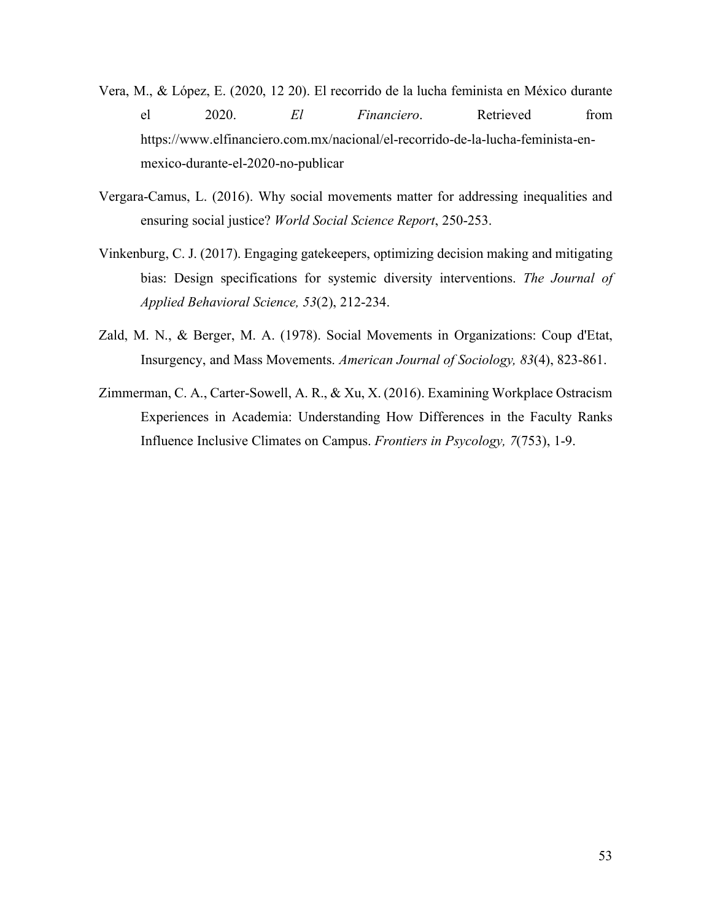Vera, M., & López, E. (2020, 12 20). El recorrido de la lucha feminista en México durante el 2020. *El Financiero*. Retrieved from https://www.elfinanciero.com.mx/nacional/el-recorrido-de-la-lucha-feminista-en-mexico-durante-el-2020-no-publicar

Vergara-Camus, L. (2016). Why social movements matter for addressing inequalities and ensuring social justice? *World Social Science Report*, 250-253.

Vinkenburg, C. J. (2017). Engaging gatekeepers, optimizing decision making and mitigating bias: Design specifications for systemic diversity interventions. *The Journal of Applied Behavioral Science, 53*(2), 212-234.

Zald, M. N., & Berger, M. A. (1978). Social Movements in Organizations: Coup d'Etat, Insurgency, and Mass Movements. *American Journal of Sociology, 83*(4), 823-861.

Zimmerman, C. A., Carter-Sowell, A. R., & Xu, X. (2016). Examining Workplace Ostracism Experiences in Academia: Understanding How Differences in the Faculty Ranks Influence Inclusive Climates on Campus. *Frontiers in Psycology, 7*(753), 1-9.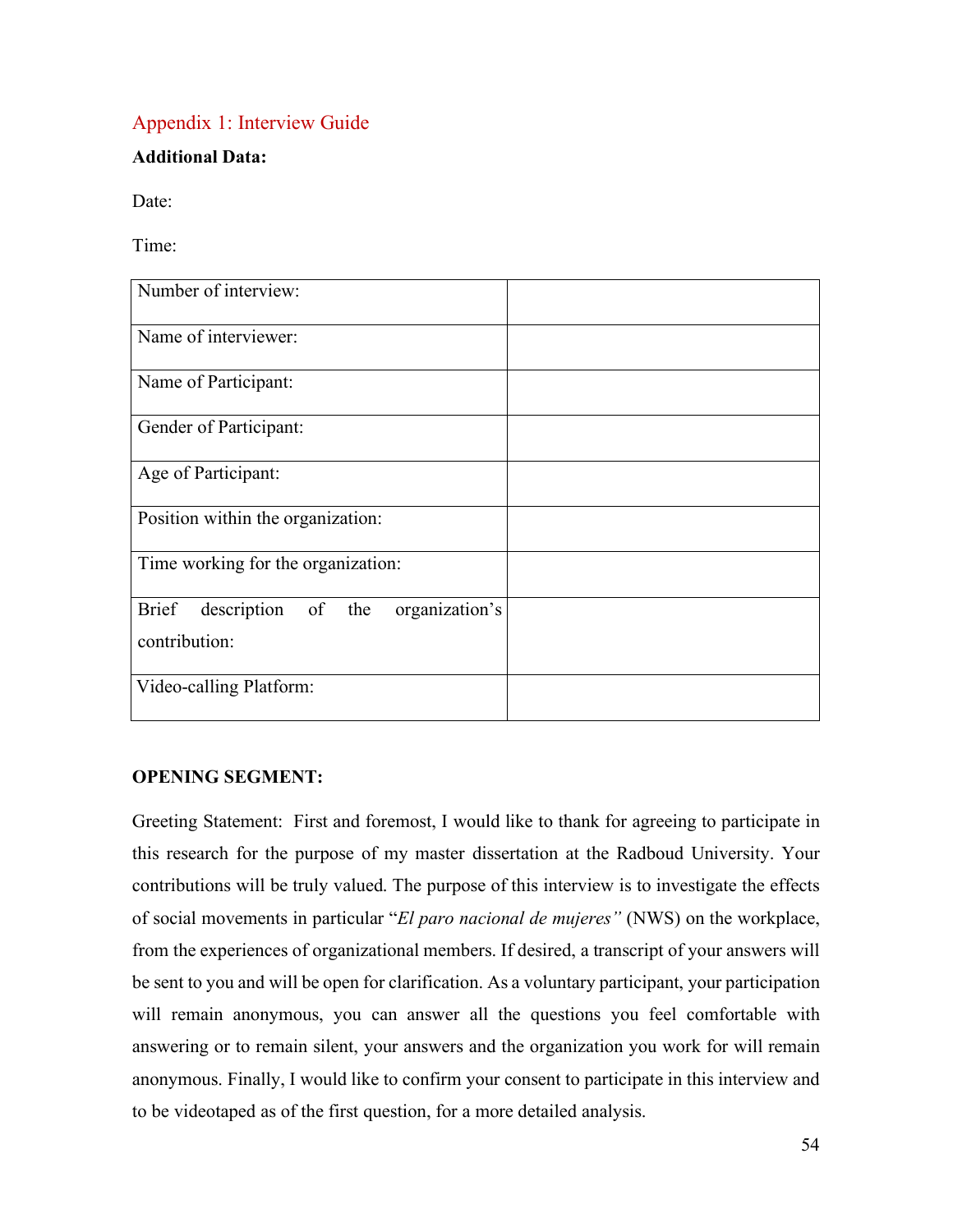## Appendix 1: Interview Guide

**Additional Data:**

Date:

Time:

| Number of interview: | |
|---|---|
| Name of interviewer: | |
| Name of Participant: | |
| Gender of Participant: | |
| Age of Participant: | |
| Position within the organization: | |
| Time working for the organization: | |
| Brief description of the organization's contribution: | |
| Video-calling Platform: | |

**OPENING SEGMENT:**

Greeting Statement: First and foremost, I would like to thank for agreeing to participate in this research for the purpose of my master dissertation at the Radboud University. Your contributions will be truly valued. The purpose of this interview is to investigate the effects of social movements in particular "*El paro nacional de mujeres"* (NWS) on the workplace, from the experiences of organizational members. If desired, a transcript of your answers will be sent to you and will be open for clarification. As a voluntary participant, your participation will remain anonymous, you can answer all the questions you feel comfortable with answering or to remain silent, your answers and the organization you work for will remain anonymous. Finally, I would like to confirm your consent to participate in this interview and to be videotaped as of the first question, for a more detailed analysis.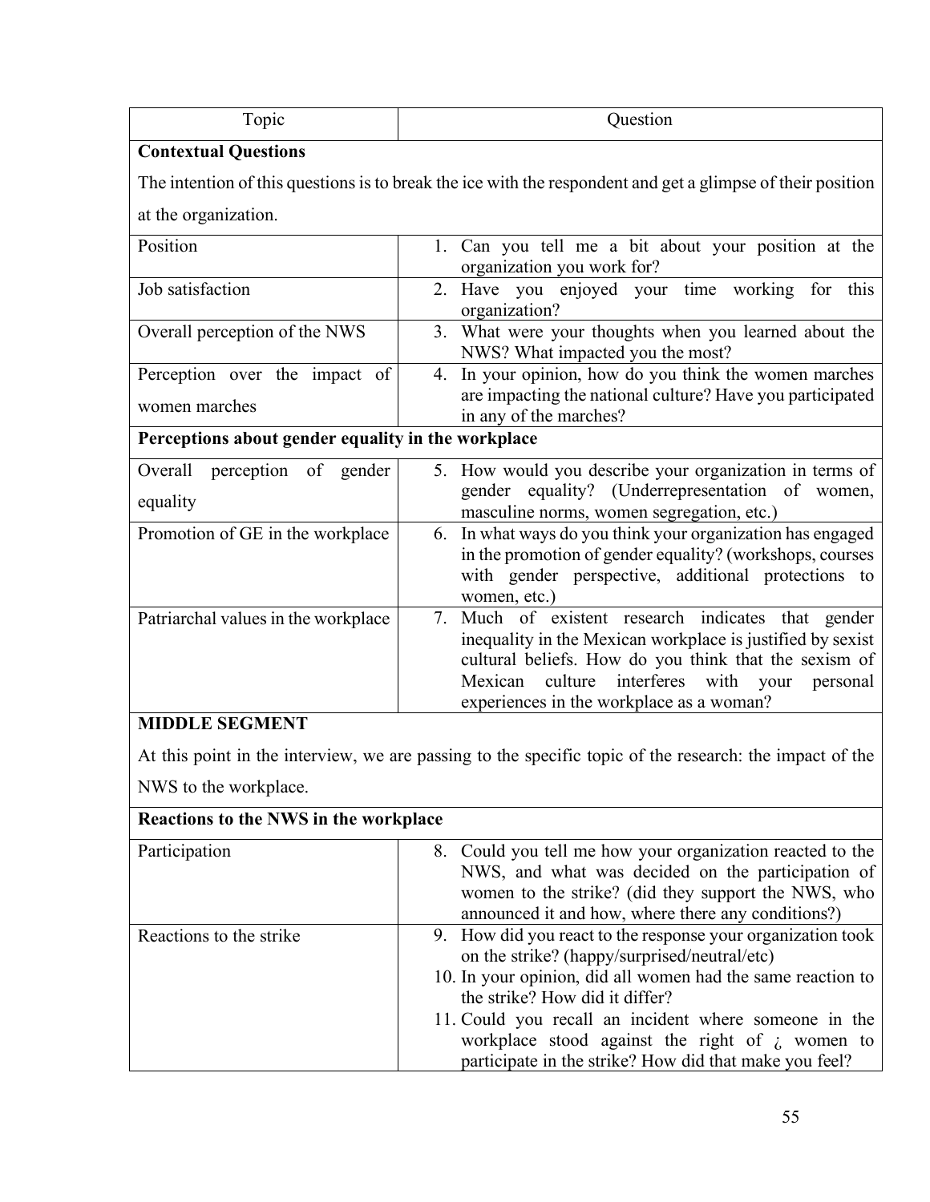| Topic | Question |
|---|---|
| **Contextual Questions** | |
| The intention of this questions is to break the ice with the respondent and get a glimpse of their position at the organization. | |
| Position | 1. Can you tell me a bit about your position at the organization you work for? |
| Job satisfaction | 2. Have you enjoyed your time working for this organization? |
| Overall perception of the NWS | 3. What were your thoughts when you learned about the NWS? What impacted you the most? |
| Perception over the impact of women marches | 4. In your opinion, how do you think the women marches are impacting the national culture? Have you participated in any of the marches? |
| **Perceptions about gender equality in the workplace** | |
| Overall perception of gender equality | 5. How would you describe your organization in terms of gender equality? (Underrepresentation of women, masculine norms, women segregation, etc.) |
| Promotion of GE in the workplace | 6. In what ways do you think your organization has engaged in the promotion of gender equality? (workshops, courses with gender perspective, additional protections to women, etc.) |
| Patriarchal values in the workplace | 7. Much of existent research indicates that gender inequality in the Mexican workplace is justified by sexist cultural beliefs. How do you think that the sexism of Mexican culture interferes with your personal experiences in the workplace as a woman? |
| **MIDDLE SEGMENT** | |
| At this point in the interview, we are passing to the specific topic of the research: the impact of the NWS to the workplace. | |
| **Reactions to the NWS in the workplace** | |
| Participation | 8. Could you tell me how your organization reacted to the NWS, and what was decided on the participation of women to the strike? (did they support the NWS, who announced it and how, where there any conditions?) |
| Reactions to the strike | 9. How did you react to the response your organization took on the strike? (happy/surprised/neutral/etc)<br>10. In your opinion, did all women had the same reaction to the strike? How did it differ?<br>11. Could you recall an incident where someone in the workplace stood against the right of ¿ women to participate in the strike? How did that make you feel? |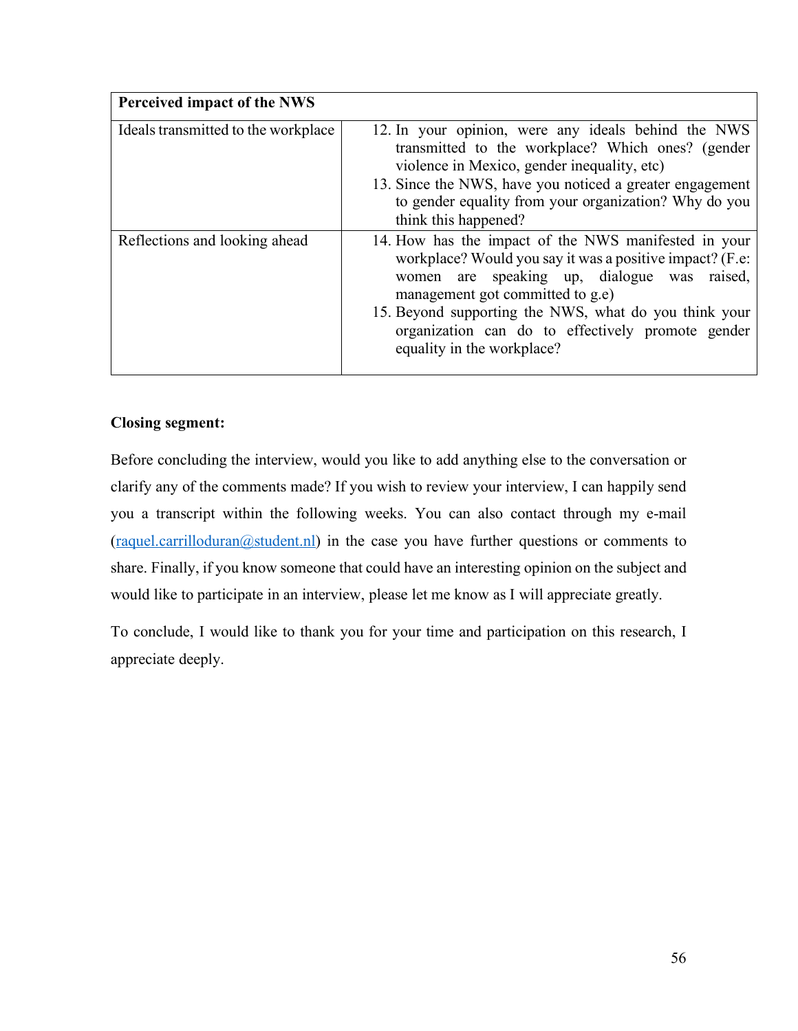| Perceived impact of the NWS | |
|---|---|
| Ideals transmitted to the workplace | 12. In your opinion, were any ideals behind the NWS transmitted to the workplace? Which ones? (gender violence in Mexico, gender inequality, etc)<br>13. Since the NWS, have you noticed a greater engagement to gender equality from your organization? Why do you think this happened? |
| Reflections and looking ahead | 14. How has the impact of the NWS manifested in your workplace? Would you say it was a positive impact? (F.e: women are speaking up, dialogue was raised, management got committed to g.e)<br>15. Beyond supporting the NWS, what do you think your organization can do to effectively promote gender equality in the workplace? |

**Closing segment:**

Before concluding the interview, would you like to add anything else to the conversation or clarify any of the comments made? If you wish to review your interview, I can happily send you a transcript within the following weeks. You can also contact through my e-mail (raquel.carrilloduran@student.nl) in the case you have further questions or comments to share. Finally, if you know someone that could have an interesting opinion on the subject and would like to participate in an interview, please let me know as I will appreciate greatly.

To conclude, I would like to thank you for your time and participation on this research, I appreciate deeply.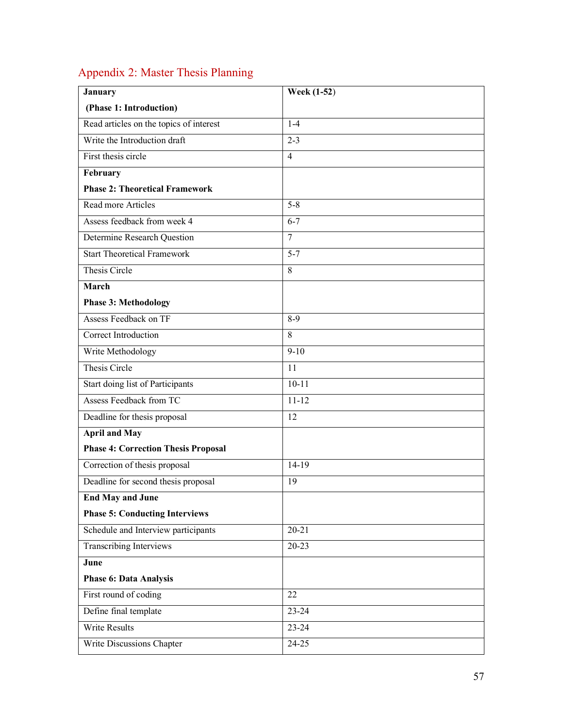## Appendix 2: Master Thesis Planning

| **January**<br>**(Phase 1: Introduction)** | **Week (1-52)** |
|---|---|
| Read articles on the topics of interest | 1-4 |
| Write the Introduction draft | 2-3 |
| First thesis circle | 4 |
| **February**<br>**Phase 2: Theoretical Framework** | |
| Read more Articles | 5-8 |
| Assess feedback from week 4 | 6-7 |
| Determine Research Question | 7 |
| Start Theoretical Framework | 5-7 |
| Thesis Circle | 8 |
| **March**<br>**Phase 3: Methodology** | |
| Assess Feedback on TF | 8-9 |
| Correct Introduction | 8 |
| Write Methodology | 9-10 |
| Thesis Circle | 11 |
| Start doing list of Participants | 10-11 |
| Assess Feedback from TC | 11-12 |
| Deadline for thesis proposal | 12 |
| **April and May**<br>**Phase 4: Correction Thesis Proposal** | |
| Correction of thesis proposal | 14-19 |
| Deadline for second thesis proposal | 19 |
| **End May and June**<br>**Phase 5: Conducting Interviews** | |
| Schedule and Interview participants | 20-21 |
| Transcribing Interviews | 20-23 |
| **June**<br>**Phase 6: Data Analysis** | |
| First round of coding | 22 |
| Define final template | 23-24 |
| Write Results | 23-24 |
| Write Discussions Chapter | 24-25 |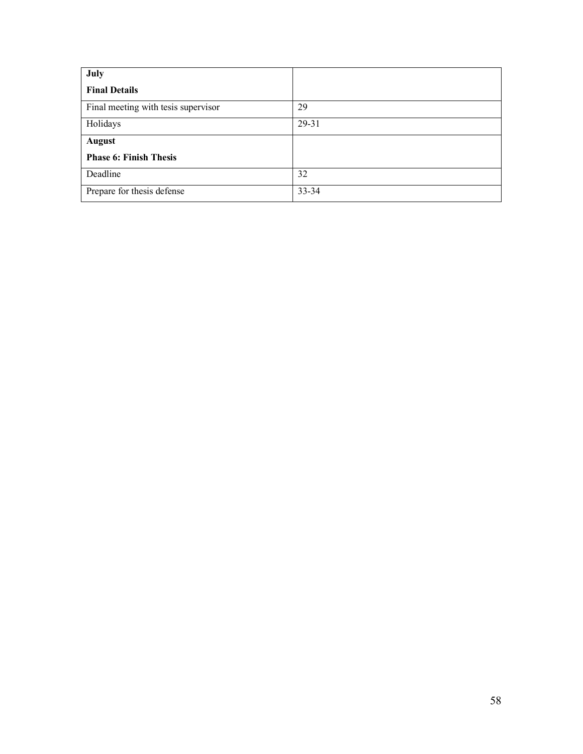| **July**<br>**Final Details** | |
|---|---|
| Final meeting with tesis supervisor | 29 |
| Holidays | 29-31 |
| **August**<br>**Phase 6: Finish Thesis** | |
| Deadline | 32 |
| Prepare for thesis defense | 33-34 |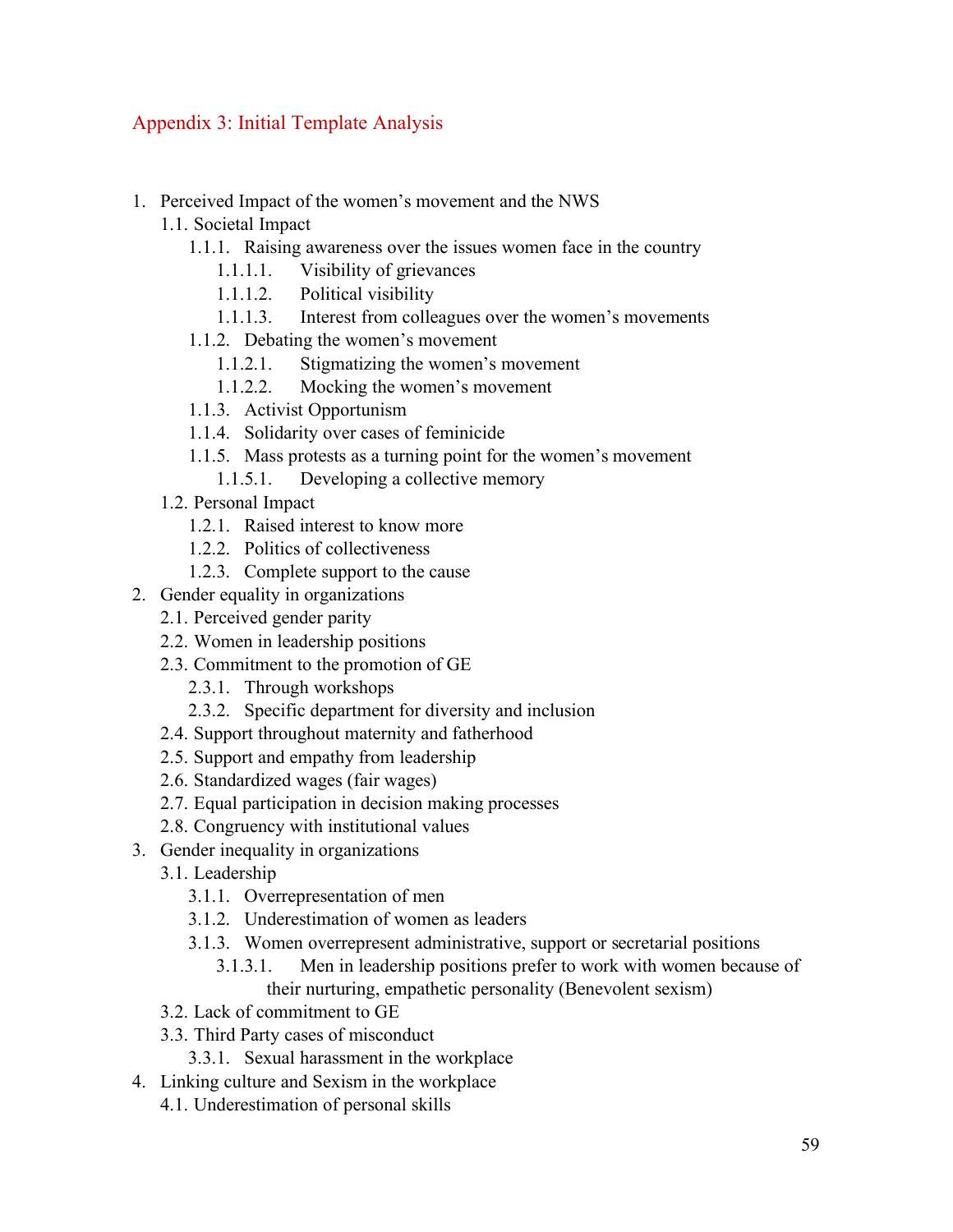# Appendix 3: Initial Template Analysis

1. Perceived Impact of the women's movement and the NWS
    1.1. Societal Impact
        1.1.1. Raising awareness over the issues women face in the country
            1.1.1.1. Visibility of grievances
            1.1.1.2. Political visibility
            1.1.1.3. Interest from colleagues over the women's movements
        1.1.2. Debating the women's movement
            1.1.2.1. Stigmatizing the women's movement
            1.1.2.2. Mocking the women's movement
        1.1.3. Activist Opportunism
        1.1.4. Solidarity over cases of feminicide
        1.1.5. Mass protests as a turning point for the women's movement
            1.1.5.1. Developing a collective memory
    1.2. Personal Impact
        1.2.1. Raised interest to know more
        1.2.2. Politics of collectiveness
        1.2.3. Complete support to the cause
2. Gender equality in organizations
    2.1. Perceived gender parity
    2.2. Women in leadership positions
    2.3. Commitment to the promotion of GE
        2.3.1. Through workshops
        2.3.2. Specific department for diversity and inclusion
    2.4. Support throughout maternity and fatherhood
    2.5. Support and empathy from leadership
    2.6. Standardized wages (fair wages)
    2.7. Equal participation in decision making processes
    2.8. Congruency with institutional values
3. Gender inequality in organizations
    3.1. Leadership
        3.1.1. Overrepresentation of men
        3.1.2. Underestimation of women as leaders
        3.1.3. Women overrepresent administrative, support or secretarial positions
            3.1.3.1. Men in leadership positions prefer to work with women because of their nurturing, empathetic personality (Benevolent sexism)
    3.2. Lack of commitment to GE
    3.3. Third Party cases of misconduct
        3.3.1. Sexual harassment in the workplace
4. Linking culture and Sexism in the workplace
    4.1. Underestimation of personal skills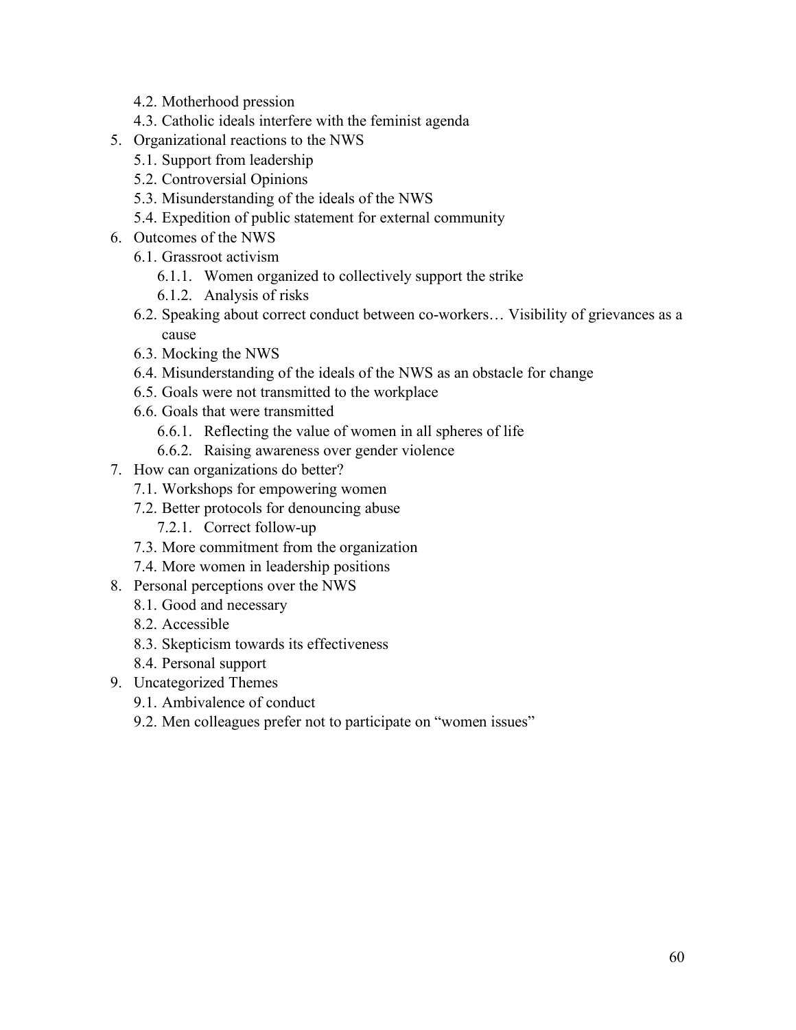4.2. Motherhood pression
    4.3. Catholic ideals interfere with the feminist agenda
5. Organizational reactions to the NWS
    5.1. Support from leadership
    5.2. Controversial Opinions
    5.3. Misunderstanding of the ideals of the NWS
    5.4. Expedition of public statement for external community
6. Outcomes of the NWS
    6.1. Grassroot activism
        6.1.1. Women organized to collectively support the strike
        6.1.2. Analysis of risks
    6.2. Speaking about correct conduct between co-workers… Visibility of grievances as a cause
    6.3. Mocking the NWS
    6.4. Misunderstanding of the ideals of the NWS as an obstacle for change
    6.5. Goals were not transmitted to the workplace
    6.6. Goals that were transmitted
        6.6.1. Reflecting the value of women in all spheres of life
        6.6.2. Raising awareness over gender violence
7. How can organizations do better?
    7.1. Workshops for empowering women
    7.2. Better protocols for denouncing abuse
        7.2.1. Correct follow-up
    7.3. More commitment from the organization
    7.4. More women in leadership positions
8. Personal perceptions over the NWS
    8.1. Good and necessary
    8.2. Accessible
    8.3. Skepticism towards its effectiveness
    8.4. Personal support
9. Uncategorized Themes
    9.1. Ambivalence of conduct
    9.2. Men colleagues prefer not to participate on “women issues”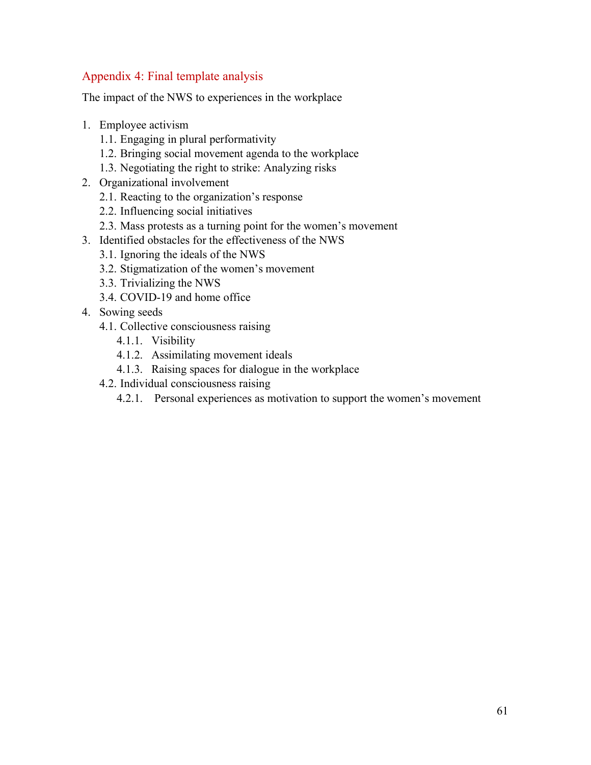## Appendix 4: Final template analysis

The impact of the NWS to experiences in the workplace

1. Employee activism
   1.1. Engaging in plural performativity
   1.2. Bringing social movement agenda to the workplace
   1.3. Negotiating the right to strike: Analyzing risks
2. Organizational involvement
   2.1. Reacting to the organization's response
   2.2. Influencing social initiatives
   2.3. Mass protests as a turning point for the women's movement
3. Identified obstacles for the effectiveness of the NWS
   3.1. Ignoring the ideals of the NWS
   3.2. Stigmatization of the women's movement
   3.3. Trivializing the NWS
   3.4. COVID-19 and home office
4. Sowing seeds
   4.1. Collective consciousness raising
      4.1.1. Visibility
      4.1.2. Assimilating movement ideals
      4.1.3. Raising spaces for dialogue in the workplace
   4.2. Individual consciousness raising
      4.2.1. Personal experiences as motivation to support the women's movement